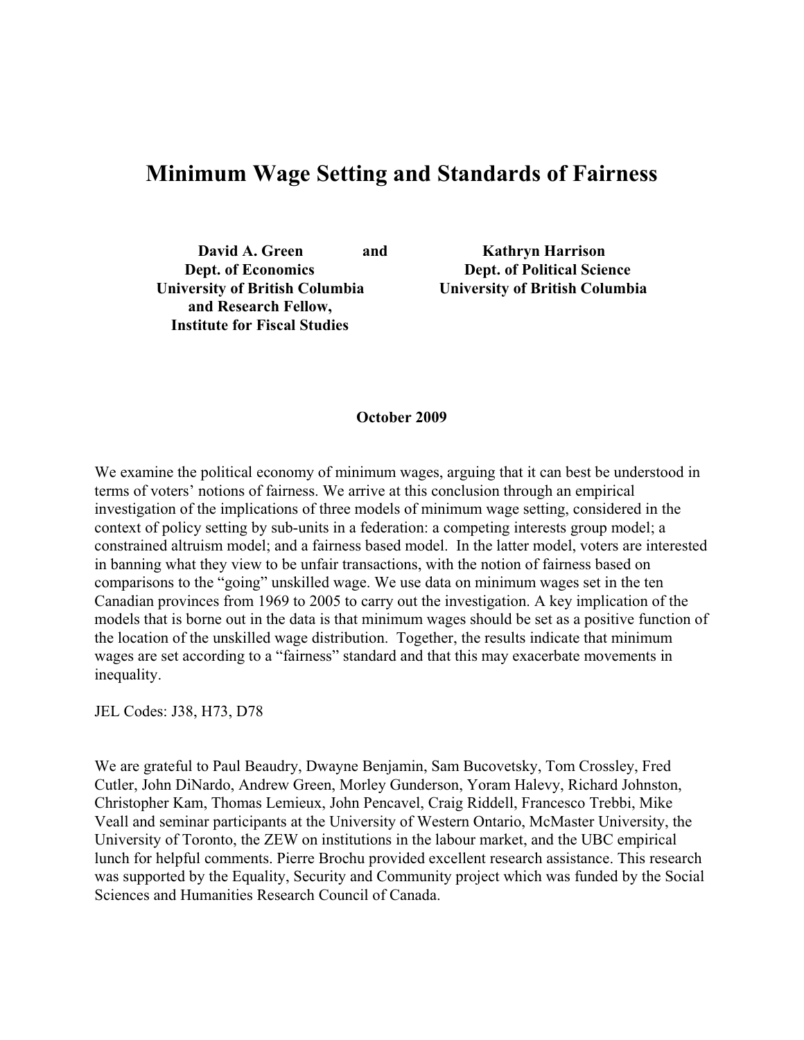# Minimum Wage Setting and Standards of Fairness

**David A. Green**
**Dept. of Economics**
**University of British Columbia**
**and Research Fellow,**
**Institute for Fiscal Studies**

**and**

**Kathryn Harrison**
**Dept. of Political Science**
**University of British Columbia**

**October 2009**

We examine the political economy of minimum wages, arguing that it can best be understood in terms of voters' notions of fairness. We arrive at this conclusion through an empirical investigation of the implications of three models of minimum wage setting, considered in the context of policy setting by sub-units in a federation: a competing interests group model; a constrained altruism model; and a fairness based model. In the latter model, voters are interested in banning what they view to be unfair transactions, with the notion of fairness based on comparisons to the "going" unskilled wage. We use data on minimum wages set in the ten Canadian provinces from 1969 to 2005 to carry out the investigation. A key implication of the models that is borne out in the data is that minimum wages should be set as a positive function of the location of the unskilled wage distribution. Together, the results indicate that minimum wages are set according to a "fairness" standard and that this may exacerbate movements in inequality.

JEL Codes: J38, H73, D78

We are grateful to Paul Beaudry, Dwayne Benjamin, Sam Bucovetsky, Tom Crossley, Fred Cutler, John DiNardo, Andrew Green, Morley Gunderson, Yoram Halevy, Richard Johnston, Christopher Kam, Thomas Lemieux, John Pencavel, Craig Riddell, Francesco Trebbi, Mike Veall and seminar participants at the University of Western Ontario, McMaster University, the University of Toronto, the ZEW on institutions in the labour market, and the UBC empirical lunch for helpful comments. Pierre Brochu provided excellent research assistance. This research was supported by the Equality, Security and Community project which was funded by the Social Sciences and Humanities Research Council of Canada.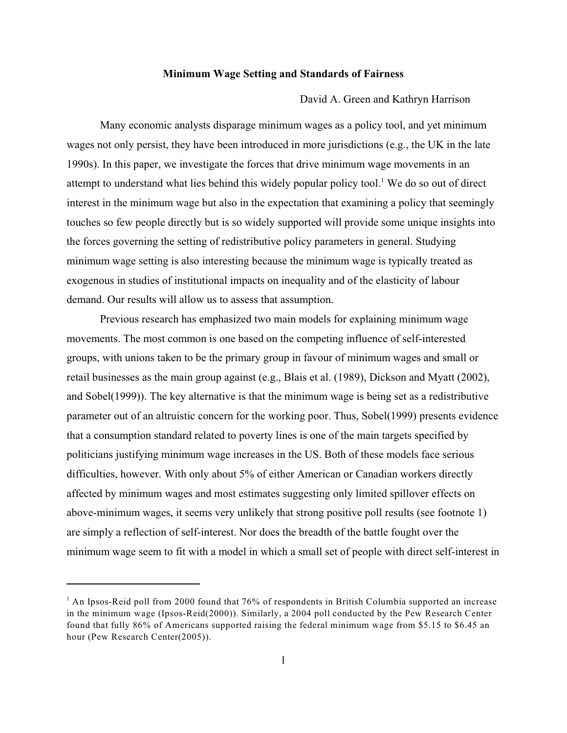# Minimum Wage Setting and Standards of Fairness

David A. Green and Kathryn Harrison

Many economic analysts disparage minimum wages as a policy tool, and yet minimum wages not only persist, they have been introduced in more jurisdictions (e.g., the UK in the late 1990s). In this paper, we investigate the forces that drive minimum wage movements in an attempt to understand what lies behind this widely popular policy tool.[1] We do so out of direct interest in the minimum wage but also in the expectation that examining a policy that seemingly touches so few people directly but is so widely supported will provide some unique insights into the forces governing the setting of redistributive policy parameters in general. Studying minimum wage setting is also interesting because the minimum wage is typically treated as exogenous in studies of institutional impacts on inequality and of the elasticity of labour demand. Our results will allow us to assess that assumption.

Previous research has emphasized two main models for explaining minimum wage movements. The most common is one based on the competing influence of self-interested groups, with unions taken to be the primary group in favour of minimum wages and small or retail businesses as the main group against (e.g., Blais et al. (1989), Dickson and Myatt (2002), and Sobel(1999)). The key alternative is that the minimum wage is being set as a redistributive parameter out of an altruistic concern for the working poor. Thus, Sobel(1999) presents evidence that a consumption standard related to poverty lines is one of the main targets specified by politicians justifying minimum wage increases in the US. Both of these models face serious difficulties, however. With only about 5% of either American or Canadian workers directly affected by minimum wages and most estimates suggesting only limited spillover effects on above-minimum wages, it seems very unlikely that strong positive poll results (see footnote 1) are simply a reflection of self-interest. Nor does the breadth of the battle fought over the minimum wage seem to fit with a model in which a small set of people with direct self-interest in

---

[1] An Ipsos-Reid poll from 2000 found that 76% of respondents in British Columbia supported an increase in the minimum wage (Ipsos-Reid(2000)). Similarly, a 2004 poll conducted by the Pew Research Center found that fully 86% of Americans supported raising the federal minimum wage from $5.15 to $6.45 an hour (Pew Research Center(2005)).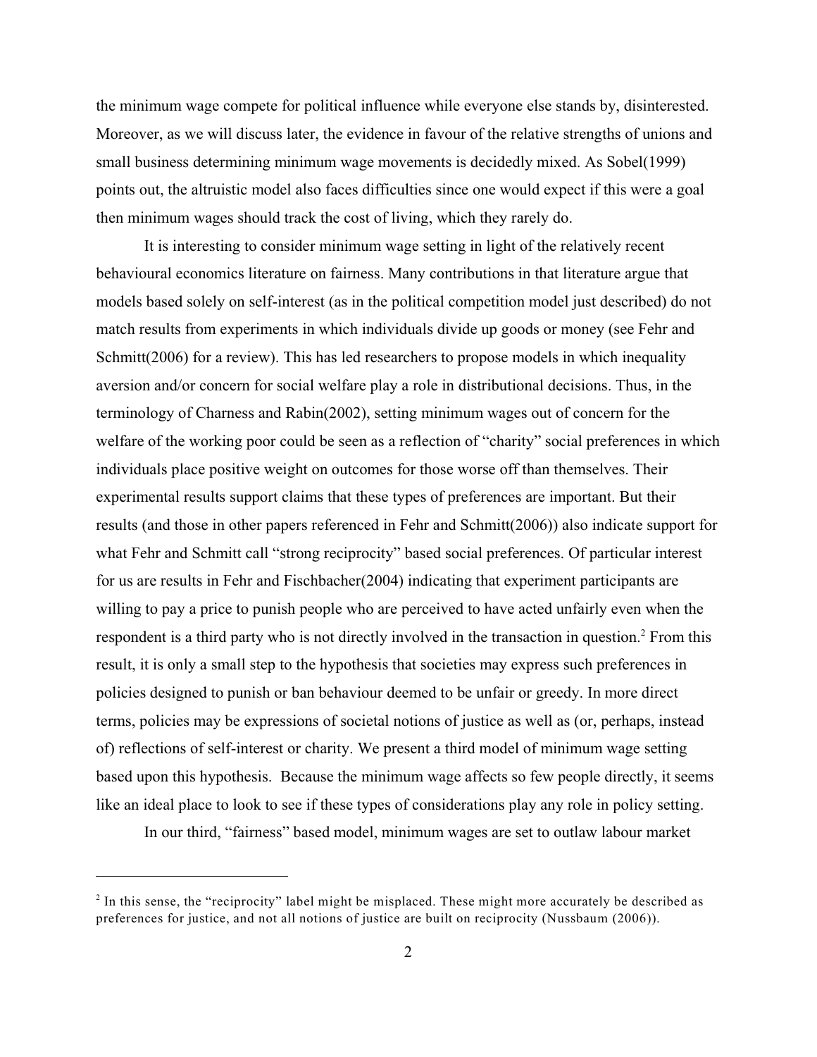the minimum wage compete for political influence while everyone else stands by, disinterested. Moreover, as we will discuss later, the evidence in favour of the relative strengths of unions and small business determining minimum wage movements is decidedly mixed. As Sobel(1999) points out, the altruistic model also faces difficulties since one would expect if this were a goal then minimum wages should track the cost of living, which they rarely do.

It is interesting to consider minimum wage setting in light of the relatively recent behavioural economics literature on fairness. Many contributions in that literature argue that models based solely on self-interest (as in the political competition model just described) do not match results from experiments in which individuals divide up goods or money (see Fehr and Schmitt(2006) for a review). This has led researchers to propose models in which inequality aversion and/or concern for social welfare play a role in distributional decisions. Thus, in the terminology of Charness and Rabin(2002), setting minimum wages out of concern for the welfare of the working poor could be seen as a reflection of "charity" social preferences in which individuals place positive weight on outcomes for those worse off than themselves. Their experimental results support claims that these types of preferences are important. But their results (and those in other papers referenced in Fehr and Schmitt(2006)) also indicate support for what Fehr and Schmitt call "strong reciprocity" based social preferences. Of particular interest for us are results in Fehr and Fischbacher(2004) indicating that experiment participants are willing to pay a price to punish people who are perceived to have acted unfairly even when the respondent is a third party who is not directly involved in the transaction in question.[2] From this result, it is only a small step to the hypothesis that societies may express such preferences in policies designed to punish or ban behaviour deemed to be unfair or greedy. In more direct terms, policies may be expressions of societal notions of justice as well as (or, perhaps, instead of) reflections of self-interest or charity. We present a third model of minimum wage setting based upon this hypothesis. Because the minimum wage affects so few people directly, it seems like an ideal place to look to see if these types of considerations play any role in policy setting.

In our third, "fairness" based model, minimum wages are set to outlaw labour market

[2] In this sense, the "reciprocity" label might be misplaced. These might more accurately be described as preferences for justice, and not all notions of justice are built on reciprocity (Nussbaum (2006)).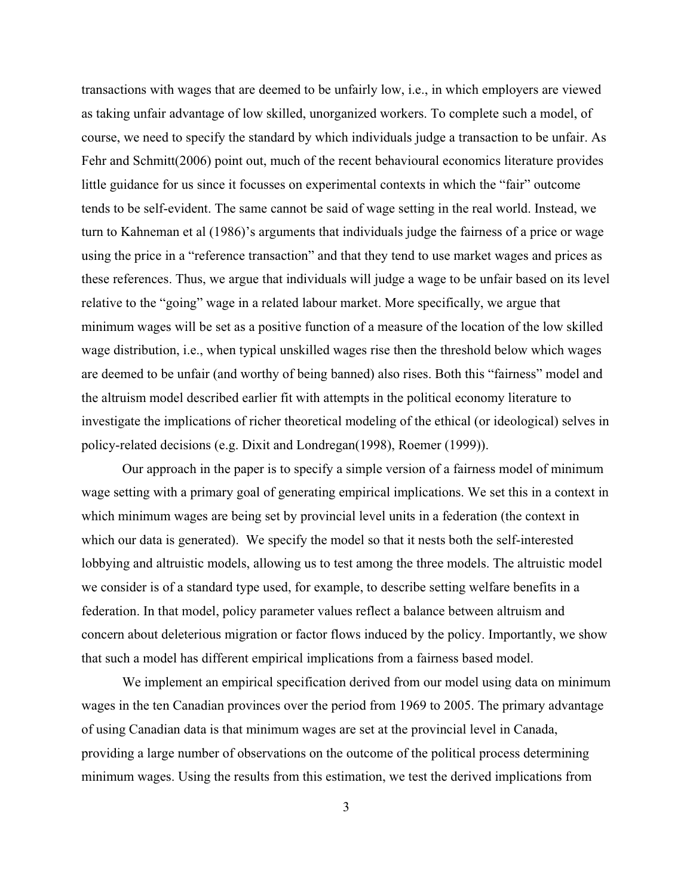transactions with wages that are deemed to be unfairly low, i.e., in which employers are viewed as taking unfair advantage of low skilled, unorganized workers. To complete such a model, of course, we need to specify the standard by which individuals judge a transaction to be unfair. As Fehr and Schmitt(2006) point out, much of the recent behavioural economics literature provides little guidance for us since it focusses on experimental contexts in which the "fair" outcome tends to be self-evident. The same cannot be said of wage setting in the real world. Instead, we turn to Kahneman et al (1986)'s arguments that individuals judge the fairness of a price or wage using the price in a "reference transaction" and that they tend to use market wages and prices as these references. Thus, we argue that individuals will judge a wage to be unfair based on its level relative to the "going" wage in a related labour market. More specifically, we argue that minimum wages will be set as a positive function of a measure of the location of the low skilled wage distribution, i.e., when typical unskilled wages rise then the threshold below which wages are deemed to be unfair (and worthy of being banned) also rises. Both this "fairness" model and the altruism model described earlier fit with attempts in the political economy literature to investigate the implications of richer theoretical modeling of the ethical (or ideological) selves in policy-related decisions (e.g. Dixit and Londregan(1998), Roemer (1999)).

Our approach in the paper is to specify a simple version of a fairness model of minimum wage setting with a primary goal of generating empirical implications. We set this in a context in which minimum wages are being set by provincial level units in a federation (the context in which our data is generated). We specify the model so that it nests both the self-interested lobbying and altruistic models, allowing us to test among the three models. The altruistic model we consider is of a standard type used, for example, to describe setting welfare benefits in a federation. In that model, policy parameter values reflect a balance between altruism and concern about deleterious migration or factor flows induced by the policy. Importantly, we show that such a model has different empirical implications from a fairness based model.

We implement an empirical specification derived from our model using data on minimum wages in the ten Canadian provinces over the period from 1969 to 2005. The primary advantage of using Canadian data is that minimum wages are set at the provincial level in Canada, providing a large number of observations on the outcome of the political process determining minimum wages. Using the results from this estimation, we test the derived implications from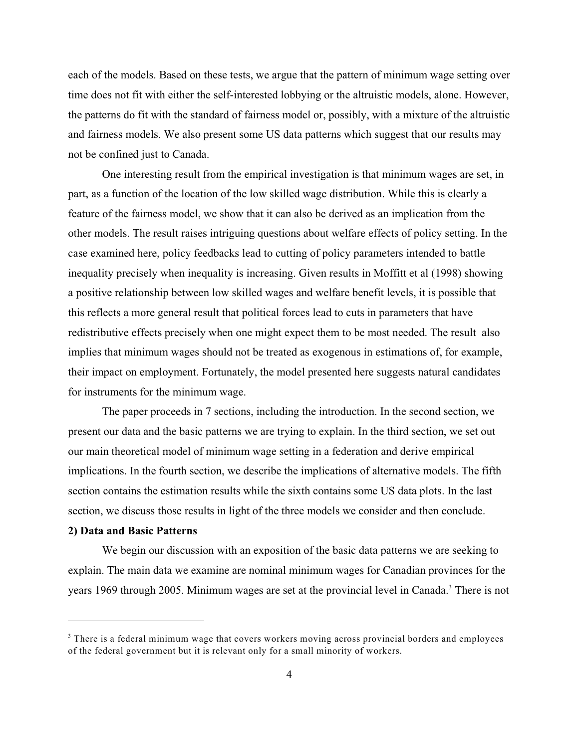each of the models. Based on these tests, we argue that the pattern of minimum wage setting over time does not fit with either the self-interested lobbying or the altruistic models, alone. However, the patterns do fit with the standard of fairness model or, possibly, with a mixture of the altruistic and fairness models. We also present some US data patterns which suggest that our results may not be confined just to Canada.

One interesting result from the empirical investigation is that minimum wages are set, in part, as a function of the location of the low skilled wage distribution. While this is clearly a feature of the fairness model, we show that it can also be derived as an implication from the other models. The result raises intriguing questions about welfare effects of policy setting. In the case examined here, policy feedbacks lead to cutting of policy parameters intended to battle inequality precisely when inequality is increasing. Given results in Moffitt et al (1998) showing a positive relationship between low skilled wages and welfare benefit levels, it is possible that this reflects a more general result that political forces lead to cuts in parameters that have redistributive effects precisely when one might expect them to be most needed. The result also implies that minimum wages should not be treated as exogenous in estimations of, for example, their impact on employment. Fortunately, the model presented here suggests natural candidates for instruments for the minimum wage.

The paper proceeds in 7 sections, including the introduction. In the second section, we present our data and the basic patterns we are trying to explain. In the third section, we set out our main theoretical model of minimum wage setting in a federation and derive empirical implications. In the fourth section, we describe the implications of alternative models. The fifth section contains the estimation results while the sixth contains some US data plots. In the last section, we discuss those results in light of the three models we consider and then conclude.

## 2) Data and Basic Patterns

We begin our discussion with an exposition of the basic data patterns we are seeking to explain. The main data we examine are nominal minimum wages for Canadian provinces for the years 1969 through 2005. Minimum wages are set at the provincial level in Canada.[3] There is not

---

[3] There is a federal minimum wage that covers workers moving across provincial borders and employees of the federal government but it is relevant only for a small minority of workers.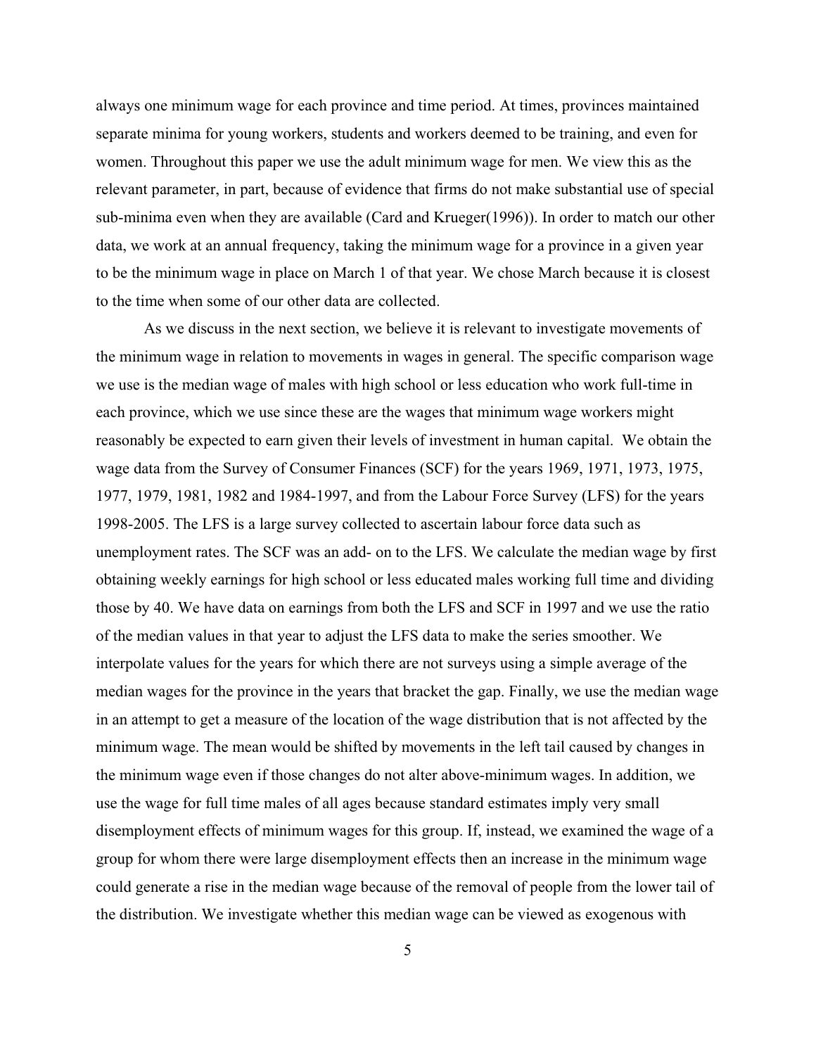always one minimum wage for each province and time period. At times, provinces maintained separate minima for young workers, students and workers deemed to be training, and even for women. Throughout this paper we use the adult minimum wage for men. We view this as the relevant parameter, in part, because of evidence that firms do not make substantial use of special sub-minima even when they are available (Card and Krueger(1996)). In order to match our other data, we work at an annual frequency, taking the minimum wage for a province in a given year to be the minimum wage in place on March 1 of that year. We chose March because it is closest to the time when some of our other data are collected.

As we discuss in the next section, we believe it is relevant to investigate movements of the minimum wage in relation to movements in wages in general. The specific comparison wage we use is the median wage of males with high school or less education who work full-time in each province, which we use since these are the wages that minimum wage workers might reasonably be expected to earn given their levels of investment in human capital. We obtain the wage data from the Survey of Consumer Finances (SCF) for the years 1969, 1971, 1973, 1975, 1977, 1979, 1981, 1982 and 1984-1997, and from the Labour Force Survey (LFS) for the years 1998-2005. The LFS is a large survey collected to ascertain labour force data such as unemployment rates. The SCF was an add- on to the LFS. We calculate the median wage by first obtaining weekly earnings for high school or less educated males working full time and dividing those by 40. We have data on earnings from both the LFS and SCF in 1997 and we use the ratio of the median values in that year to adjust the LFS data to make the series smoother. We interpolate values for the years for which there are not surveys using a simple average of the median wages for the province in the years that bracket the gap. Finally, we use the median wage in an attempt to get a measure of the location of the wage distribution that is not affected by the minimum wage. The mean would be shifted by movements in the left tail caused by changes in the minimum wage even if those changes do not alter above-minimum wages. In addition, we use the wage for full time males of all ages because standard estimates imply very small disemployment effects of minimum wages for this group. If, instead, we examined the wage of a group for whom there were large disemployment effects then an increase in the minimum wage could generate a rise in the median wage because of the removal of people from the lower tail of the distribution. We investigate whether this median wage can be viewed as exogenous with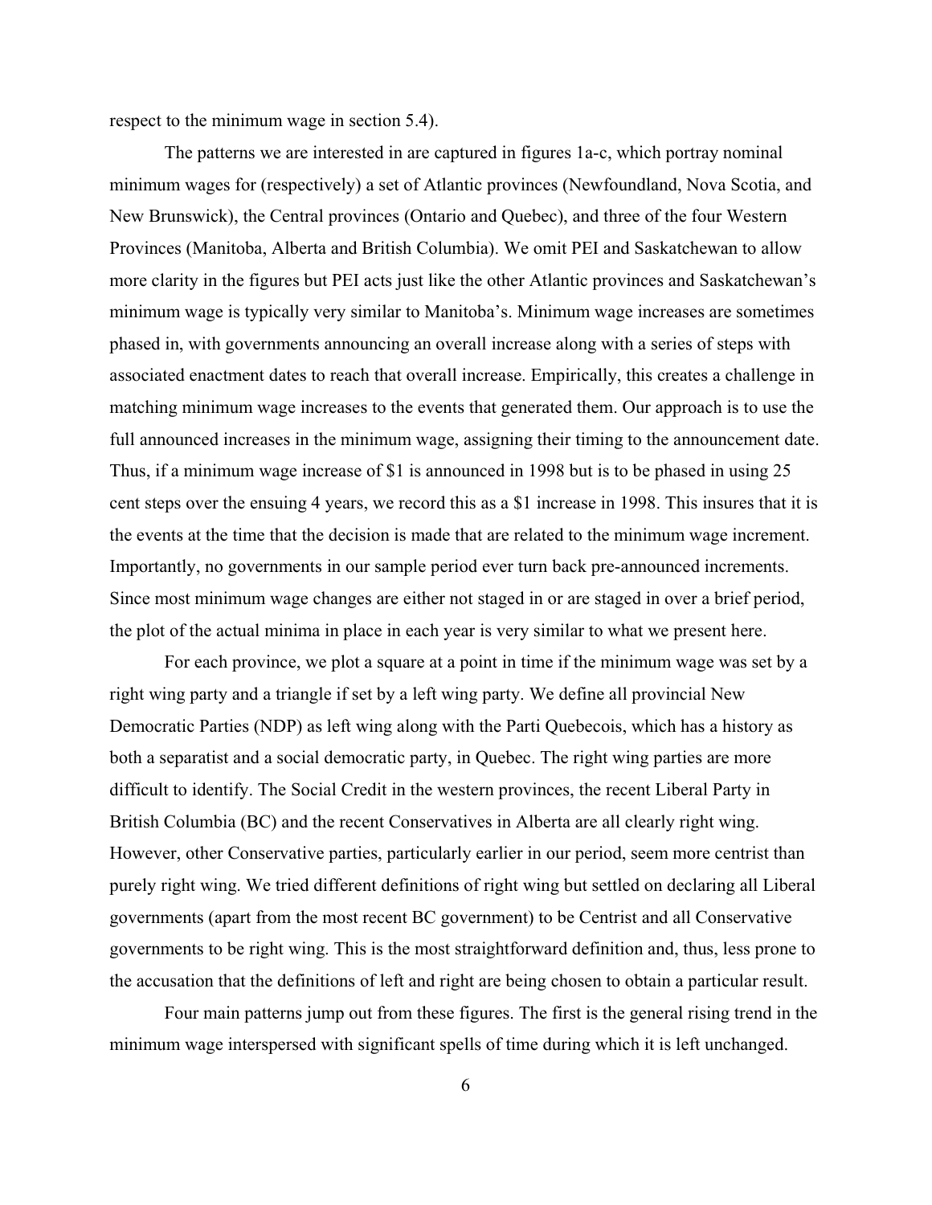respect to the minimum wage in section 5.4).

The patterns we are interested in are captured in figures 1a-c, which portray nominal minimum wages for (respectively) a set of Atlantic provinces (Newfoundland, Nova Scotia, and New Brunswick), the Central provinces (Ontario and Quebec), and three of the four Western Provinces (Manitoba, Alberta and British Columbia). We omit PEI and Saskatchewan to allow more clarity in the figures but PEI acts just like the other Atlantic provinces and Saskatchewan's minimum wage is typically very similar to Manitoba's. Minimum wage increases are sometimes phased in, with governments announcing an overall increase along with a series of steps with associated enactment dates to reach that overall increase. Empirically, this creates a challenge in matching minimum wage increases to the events that generated them. Our approach is to use the full announced increases in the minimum wage, assigning their timing to the announcement date. Thus, if a minimum wage increase of $1 is announced in 1998 but is to be phased in using 25 cent steps over the ensuing 4 years, we record this as a $1 increase in 1998. This insures that it is the events at the time that the decision is made that are related to the minimum wage increment. Importantly, no governments in our sample period ever turn back pre-announced increments. Since most minimum wage changes are either not staged in or are staged in over a brief period, the plot of the actual minima in place in each year is very similar to what we present here.

For each province, we plot a square at a point in time if the minimum wage was set by a right wing party and a triangle if set by a left wing party. We define all provincial New Democratic Parties (NDP) as left wing along with the Parti Quebecois, which has a history as both a separatist and a social democratic party, in Quebec. The right wing parties are more difficult to identify. The Social Credit in the western provinces, the recent Liberal Party in British Columbia (BC) and the recent Conservatives in Alberta are all clearly right wing. However, other Conservative parties, particularly earlier in our period, seem more centrist than purely right wing. We tried different definitions of right wing but settled on declaring all Liberal governments (apart from the most recent BC government) to be Centrist and all Conservative governments to be right wing. This is the most straightforward definition and, thus, less prone to the accusation that the definitions of left and right are being chosen to obtain a particular result.

Four main patterns jump out from these figures. The first is the general rising trend in the minimum wage interspersed with significant spells of time during which it is left unchanged.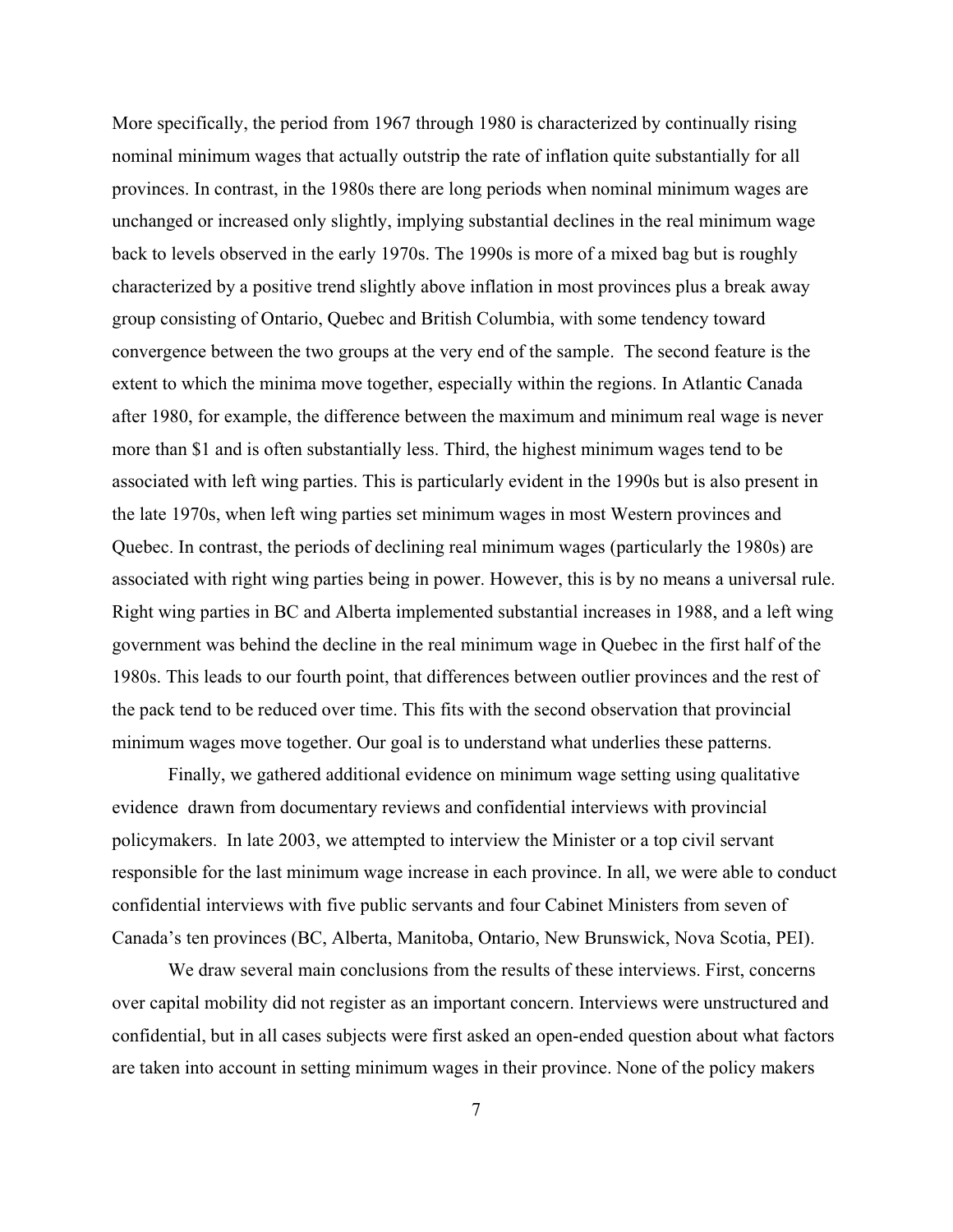More specifically, the period from 1967 through 1980 is characterized by continually rising nominal minimum wages that actually outstrip the rate of inflation quite substantially for all provinces. In contrast, in the 1980s there are long periods when nominal minimum wages are unchanged or increased only slightly, implying substantial declines in the real minimum wage back to levels observed in the early 1970s. The 1990s is more of a mixed bag but is roughly characterized by a positive trend slightly above inflation in most provinces plus a break away group consisting of Ontario, Quebec and British Columbia, with some tendency toward convergence between the two groups at the very end of the sample. The second feature is the extent to which the minima move together, especially within the regions. In Atlantic Canada after 1980, for example, the difference between the maximum and minimum real wage is never more than $1 and is often substantially less. Third, the highest minimum wages tend to be associated with left wing parties. This is particularly evident in the 1990s but is also present in the late 1970s, when left wing parties set minimum wages in most Western provinces and Quebec. In contrast, the periods of declining real minimum wages (particularly the 1980s) are associated with right wing parties being in power. However, this is by no means a universal rule. Right wing parties in BC and Alberta implemented substantial increases in 1988, and a left wing government was behind the decline in the real minimum wage in Quebec in the first half of the 1980s. This leads to our fourth point, that differences between outlier provinces and the rest of the pack tend to be reduced over time. This fits with the second observation that provincial minimum wages move together. Our goal is to understand what underlies these patterns.

Finally, we gathered additional evidence on minimum wage setting using qualitative evidence drawn from documentary reviews and confidential interviews with provincial policymakers. In late 2003, we attempted to interview the Minister or a top civil servant responsible for the last minimum wage increase in each province. In all, we were able to conduct confidential interviews with five public servants and four Cabinet Ministers from seven of Canada's ten provinces (BC, Alberta, Manitoba, Ontario, New Brunswick, Nova Scotia, PEI).

We draw several main conclusions from the results of these interviews. First, concerns over capital mobility did not register as an important concern. Interviews were unstructured and confidential, but in all cases subjects were first asked an open-ended question about what factors are taken into account in setting minimum wages in their province. None of the policy makers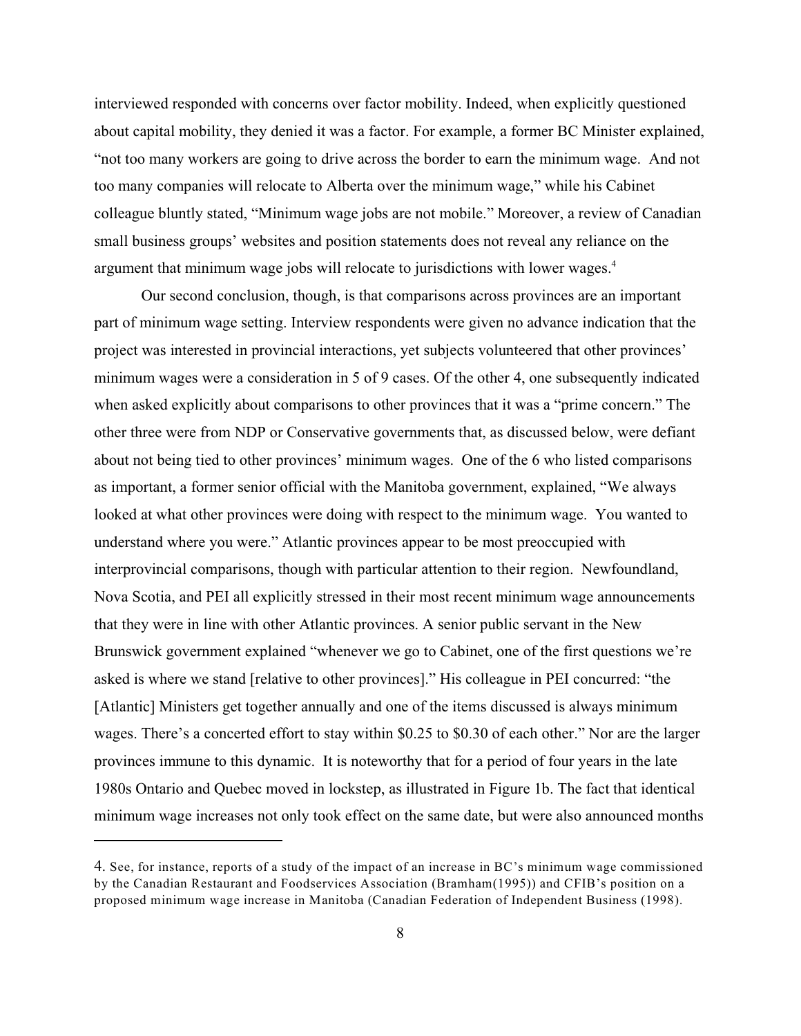interviewed responded with concerns over factor mobility. Indeed, when explicitly questioned about capital mobility, they denied it was a factor. For example, a former BC Minister explained, "not too many workers are going to drive across the border to earn the minimum wage. And not too many companies will relocate to Alberta over the minimum wage," while his Cabinet colleague bluntly stated, "Minimum wage jobs are not mobile." Moreover, a review of Canadian small business groups' websites and position statements does not reveal any reliance on the argument that minimum wage jobs will relocate to jurisdictions with lower wages.[4]

Our second conclusion, though, is that comparisons across provinces are an important part of minimum wage setting. Interview respondents were given no advance indication that the project was interested in provincial interactions, yet subjects volunteered that other provinces' minimum wages were a consideration in 5 of 9 cases. Of the other 4, one subsequently indicated when asked explicitly about comparisons to other provinces that it was a "prime concern." The other three were from NDP or Conservative governments that, as discussed below, were defiant about not being tied to other provinces' minimum wages. One of the 6 who listed comparisons as important, a former senior official with the Manitoba government, explained, "We always looked at what other provinces were doing with respect to the minimum wage. You wanted to understand where you were." Atlantic provinces appear to be most preoccupied with interprovincial comparisons, though with particular attention to their region. Newfoundland, Nova Scotia, and PEI all explicitly stressed in their most recent minimum wage announcements that they were in line with other Atlantic provinces. A senior public servant in the New Brunswick government explained "whenever we go to Cabinet, one of the first questions we're asked is where we stand [relative to other provinces]." His colleague in PEI concurred: "the [Atlantic] Ministers get together annually and one of the items discussed is always minimum wages. There's a concerted effort to stay within \$0.25 to \$0.30 of each other." Nor are the larger provinces immune to this dynamic. It is noteworthy that for a period of four years in the late 1980s Ontario and Quebec moved in lockstep, as illustrated in Figure 1b. The fact that identical minimum wage increases not only took effect on the same date, but were also announced months

---

4. See, for instance, reports of a study of the impact of an increase in BC's minimum wage commissioned by the Canadian Restaurant and Foodservices Association (Bramham(1995)) and CFIB's position on a proposed minimum wage increase in Manitoba (Canadian Federation of Independent Business (1998).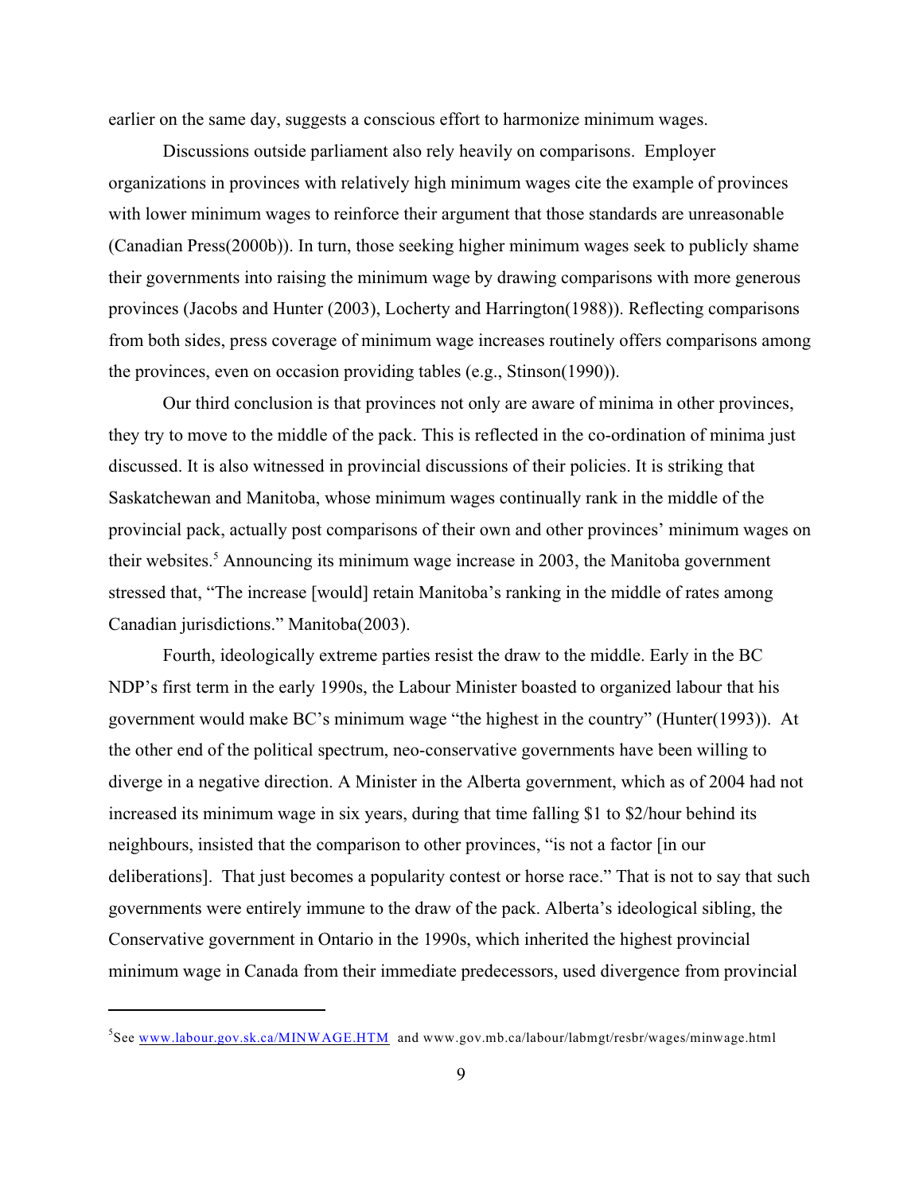earlier on the same day, suggests a conscious effort to harmonize minimum wages.

Discussions outside parliament also rely heavily on comparisons. Employer organizations in provinces with relatively high minimum wages cite the example of provinces with lower minimum wages to reinforce their argument that those standards are unreasonable (Canadian Press(2000b)). In turn, those seeking higher minimum wages seek to publicly shame their governments into raising the minimum wage by drawing comparisons with more generous provinces (Jacobs and Hunter (2003), Locherty and Harrington(1988)). Reflecting comparisons from both sides, press coverage of minimum wage increases routinely offers comparisons among the provinces, even on occasion providing tables (e.g., Stinson(1990)).

Our third conclusion is that provinces not only are aware of minima in other provinces, they try to move to the middle of the pack. This is reflected in the co-ordination of minima just discussed. It is also witnessed in provincial discussions of their policies. It is striking that Saskatchewan and Manitoba, whose minimum wages continually rank in the middle of the provincial pack, actually post comparisons of their own and other provinces' minimum wages on their websites.[5] Announcing its minimum wage increase in 2003, the Manitoba government stressed that, "The increase [would] retain Manitoba's ranking in the middle of rates among Canadian jurisdictions." Manitoba(2003).

Fourth, ideologically extreme parties resist the draw to the middle. Early in the BC NDP's first term in the early 1990s, the Labour Minister boasted to organized labour that his government would make BC's minimum wage "the highest in the country" (Hunter(1993)). At the other end of the political spectrum, neo-conservative governments have been willing to diverge in a negative direction. A Minister in the Alberta government, which as of 2004 had not increased its minimum wage in six years, during that time falling $1 to $2/hour behind its neighbours, insisted that the comparison to other provinces, "is not a factor [in our deliberations]. That just becomes a popularity contest or horse race." That is not to say that such governments were entirely immune to the draw of the pack. Alberta's ideological sibling, the Conservative government in Ontario in the 1990s, which inherited the highest provincial minimum wage in Canada from their immediate predecessors, used divergence from provincial

---

[5]See www.labour.gov.sk.ca/MINWAGE.HTM and www.gov.mb.ca/labour/labmgt/resbr/wages/minwage.html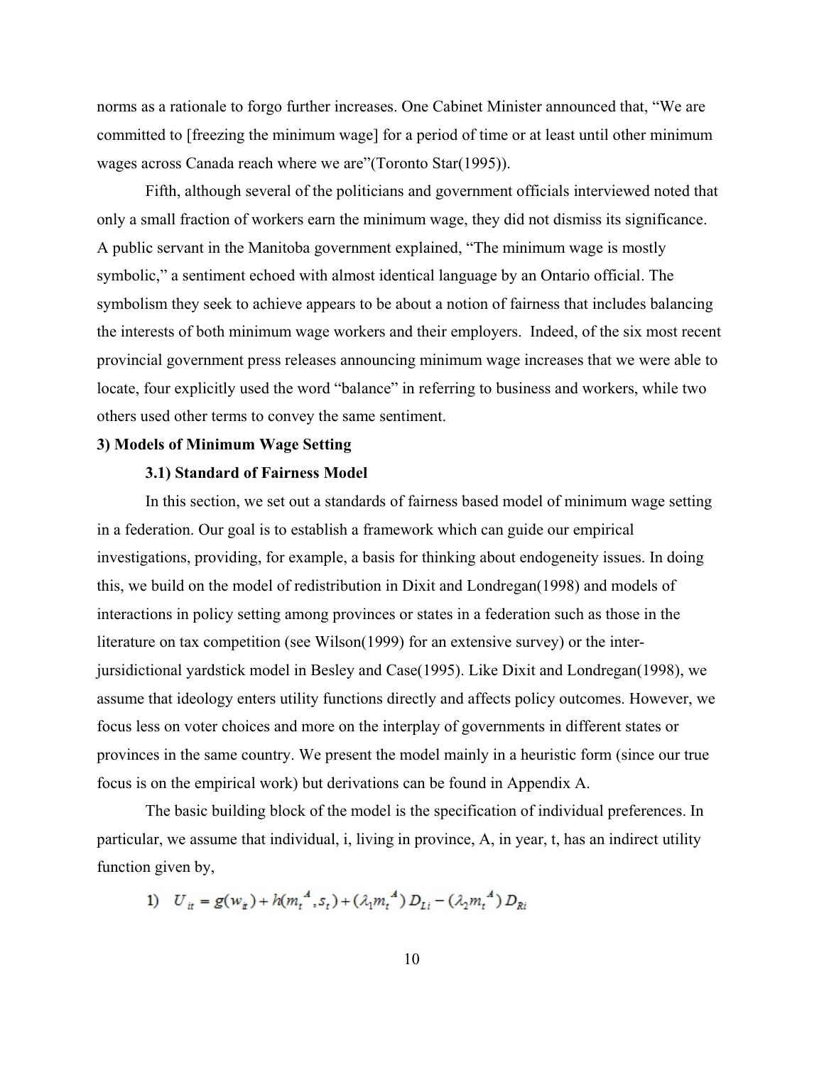norms as a rationale to forgo further increases. One Cabinet Minister announced that, "We are committed to [freezing the minimum wage] for a period of time or at least until other minimum wages across Canada reach where we are"(Toronto Star(1995)).

Fifth, although several of the politicians and government officials interviewed noted that only a small fraction of workers earn the minimum wage, they did not dismiss its significance. A public servant in the Manitoba government explained, "The minimum wage is mostly symbolic," a sentiment echoed with almost identical language by an Ontario official. The symbolism they seek to achieve appears to be about a notion of fairness that includes balancing the interests of both minimum wage workers and their employers. Indeed, of the six most recent provincial government press releases announcing minimum wage increases that we were able to locate, four explicitly used the word "balance" in referring to business and workers, while two others used other terms to convey the same sentiment.

### 3) Models of Minimum Wage Setting

#### 3.1) Standard of Fairness Model

In this section, we set out a standards of fairness based model of minimum wage setting in a federation. Our goal is to establish a framework which can guide our empirical investigations, providing, for example, a basis for thinking about endogeneity issues. In doing this, we build on the model of redistribution in Dixit and Londregan(1998) and models of interactions in policy setting among provinces or states in a federation such as those in the literature on tax competition (see Wilson(1999) for an extensive survey) or the inter-jursidictional yardstick model in Besley and Case(1995). Like Dixit and Londregan(1998), we assume that ideology enters utility functions directly and affects policy outcomes. However, we focus less on voter choices and more on the interplay of governments in different states or provinces in the same country. We present the model mainly in a heuristic form (since our true focus is on the empirical work) but derivations can be found in Appendix A.

The basic building block of the model is the specification of individual preferences. In particular, we assume that individual, i, living in province, A, in year, t, has an indirect utility function given by,

$$1)\quad U_{it} = g(w_{it}) + h(m_t^{\,A}, s_t) + (\lambda_1 m_t^{\,A}) D_{Li} - (\lambda_2 m_t^{\,A}) D_{Ri}$$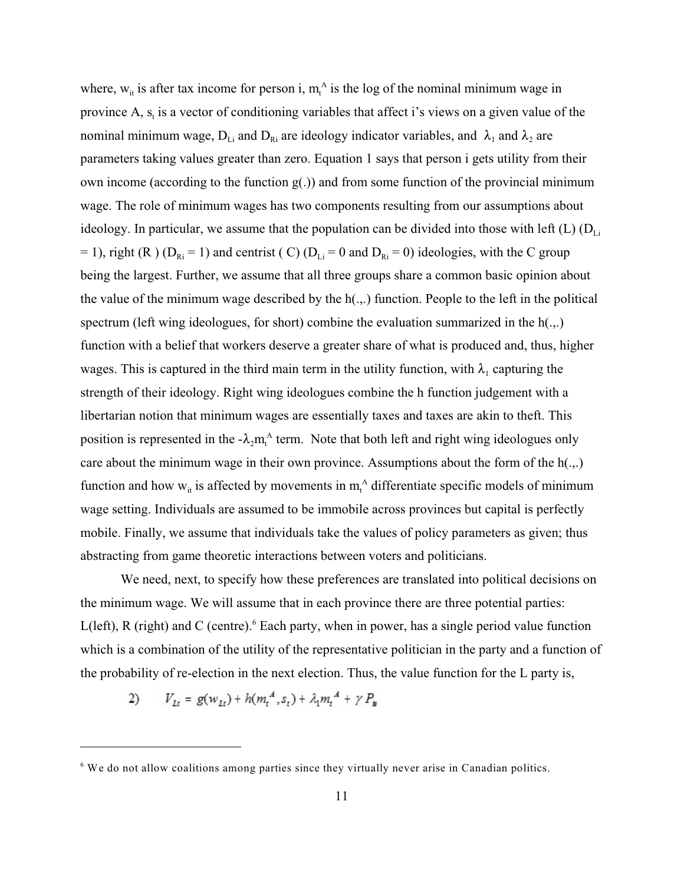where, $w_{it}$ is after tax income for person i, $m_t^A$ is the log of the nominal minimum wage in province A, $s_t$ is a vector of conditioning variables that affect i's views on a given value of the nominal minimum wage, $D_{Li}$ and $D_{Ri}$ are ideology indicator variables, and $\lambda_1$ and $\lambda_2$ are parameters taking values greater than zero. Equation 1 says that person i gets utility from their own income (according to the function g(.)) and from some function of the provincial minimum wage. The role of minimum wages has two components resulting from our assumptions about ideology. In particular, we assume that the population can be divided into those with left (L) ($D_{Li}$ = 1), right (R ) ($D_{Ri}$ = 1) and centrist ( C) ($D_{Li}$ = 0 and $D_{Ri}$ = 0) ideologies, with the C group being the largest. Further, we assume that all three groups share a common basic opinion about the value of the minimum wage described by the h(.,.) function. People to the left in the political spectrum (left wing ideologues, for short) combine the evaluation summarized in the h(.,.) function with a belief that workers deserve a greater share of what is produced and, thus, higher wages. This is captured in the third main term in the utility function, with $\lambda_1$ capturing the strength of their ideology. Right wing ideologues combine the h function judgement with a libertarian notion that minimum wages are essentially taxes and taxes are akin to theft. This position is represented in the $-\lambda_2 m_t^A$ term. Note that both left and right wing ideologues only care about the minimum wage in their own province. Assumptions about the form of the h(.,.) function and how $w_{it}$ is affected by movements in $m_t^A$ differentiate specific models of minimum wage setting. Individuals are assumed to be immobile across provinces but capital is perfectly mobile. Finally, we assume that individuals take the values of policy parameters as given; thus abstracting from game theoretic interactions between voters and politicians.

We need, next, to specify how these preferences are translated into political decisions on the minimum wage. We will assume that in each province there are three potential parties: L(left), R (right) and C (centre).[6] Each party, when in power, has a single period value function which is a combination of the utility of the representative politician in the party and a function of the probability of re-election in the next election. Thus, the value function for the L party is,

$$2) \qquad V_{Lt} = g(w_{Lt}) + h(m_t^A, s_t) + \lambda_1 m_t^A + \gamma P_E$$

[6] We do not allow coalitions among parties since they virtually never arise in Canadian politics.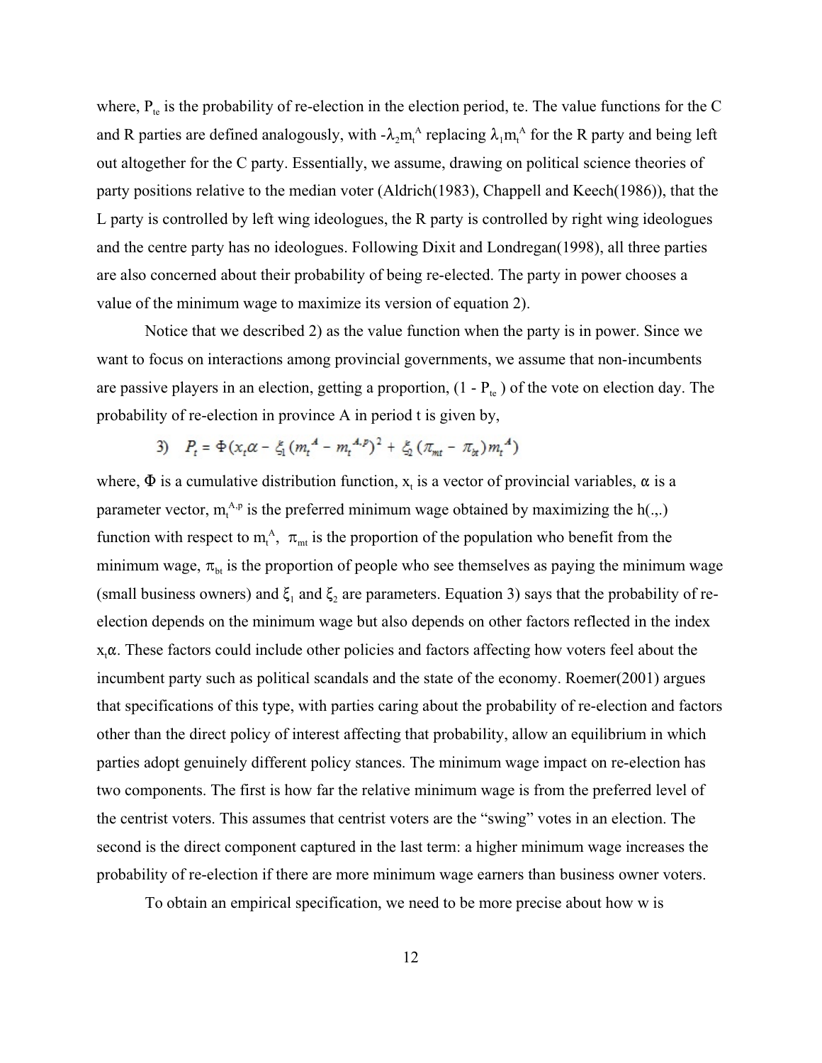where, $P_{te}$ is the probability of re-election in the election period, te. The value functions for the C and R parties are defined analogously, with $-\lambda_2 m_t^A$ replacing $\lambda_1 m_t^A$ for the R party and being left out altogether for the C party. Essentially, we assume, drawing on political science theories of party positions relative to the median voter (Aldrich(1983), Chappell and Keech(1986)), that the L party is controlled by left wing ideologues, the R party is controlled by right wing ideologues and the centre party has no ideologues. Following Dixit and Londregan(1998), all three parties are also concerned about their probability of being re-elected. The party in power chooses a value of the minimum wage to maximize its version of equation 2).

Notice that we described 2) as the value function when the party is in power. Since we want to focus on interactions among provincial governments, we assume that non-incumbents are passive players in an election, getting a proportion, $(1 - P_{te})$ of the vote on election day. The probability of re-election in province A in period t is given by,

$$3) \quad P_t = \Phi(x_t \alpha - \xi_1 (m_t^A - m_t^{A,p})^2 + \xi_2 (\pi_{mt} - \pi_{bt}) m_t^A)$$

where, $\Phi$ is a cumulative distribution function, $x_t$ is a vector of provincial variables, $\alpha$ is a parameter vector, $m_t^{A,p}$ is the preferred minimum wage obtained by maximizing the h(.,.) function with respect to $m_t^A$, $\pi_{mt}$ is the proportion of the population who benefit from the minimum wage, $\pi_{bt}$ is the proportion of people who see themselves as paying the minimum wage (small business owners) and $\xi_1$ and $\xi_2$ are parameters. Equation 3) says that the probability of re-election depends on the minimum wage but also depends on other factors reflected in the index $x_t\alpha$. These factors could include other policies and factors affecting how voters feel about the incumbent party such as political scandals and the state of the economy. Roemer(2001) argues that specifications of this type, with parties caring about the probability of re-election and factors other than the direct policy of interest affecting that probability, allow an equilibrium in which parties adopt genuinely different policy stances. The minimum wage impact on re-election has two components. The first is how far the relative minimum wage is from the preferred level of the centrist voters. This assumes that centrist voters are the "swing" votes in an election. The second is the direct component captured in the last term: a higher minimum wage increases the probability of re-election if there are more minimum wage earners than business owner voters.

To obtain an empirical specification, we need to be more precise about how w is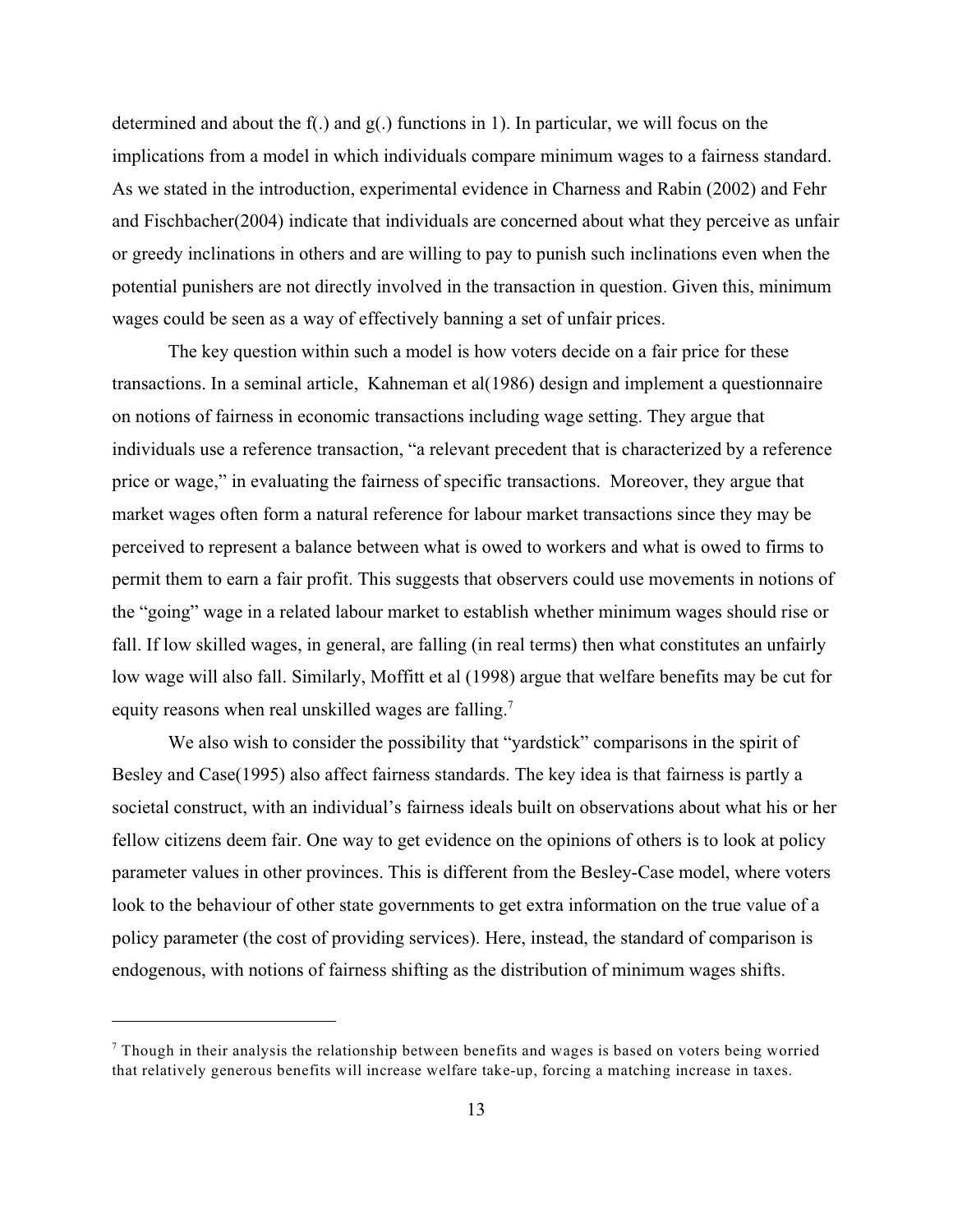determined and about the f(.) and g(.) functions in 1). In particular, we will focus on the implications from a model in which individuals compare minimum wages to a fairness standard. As we stated in the introduction, experimental evidence in Charness and Rabin (2002) and Fehr and Fischbacher(2004) indicate that individuals are concerned about what they perceive as unfair or greedy inclinations in others and are willing to pay to punish such inclinations even when the potential punishers are not directly involved in the transaction in question. Given this, minimum wages could be seen as a way of effectively banning a set of unfair prices.

The key question within such a model is how voters decide on a fair price for these transactions. In a seminal article, Kahneman et al(1986) design and implement a questionnaire on notions of fairness in economic transactions including wage setting. They argue that individuals use a reference transaction, "a relevant precedent that is characterized by a reference price or wage," in evaluating the fairness of specific transactions. Moreover, they argue that market wages often form a natural reference for labour market transactions since they may be perceived to represent a balance between what is owed to workers and what is owed to firms to permit them to earn a fair profit. This suggests that observers could use movements in notions of the "going" wage in a related labour market to establish whether minimum wages should rise or fall. If low skilled wages, in general, are falling (in real terms) then what constitutes an unfairly low wage will also fall. Similarly, Moffitt et al (1998) argue that welfare benefits may be cut for equity reasons when real unskilled wages are falling.[7]

We also wish to consider the possibility that "yardstick" comparisons in the spirit of Besley and Case(1995) also affect fairness standards. The key idea is that fairness is partly a societal construct, with an individual's fairness ideals built on observations about what his or her fellow citizens deem fair. One way to get evidence on the opinions of others is to look at policy parameter values in other provinces. This is different from the Besley-Case model, where voters look to the behaviour of other state governments to get extra information on the true value of a policy parameter (the cost of providing services). Here, instead, the standard of comparison is endogenous, with notions of fairness shifting as the distribution of minimum wages shifts.

---

[7] Though in their analysis the relationship between benefits and wages is based on voters being worried that relatively generous benefits will increase welfare take-up, forcing a matching increase in taxes.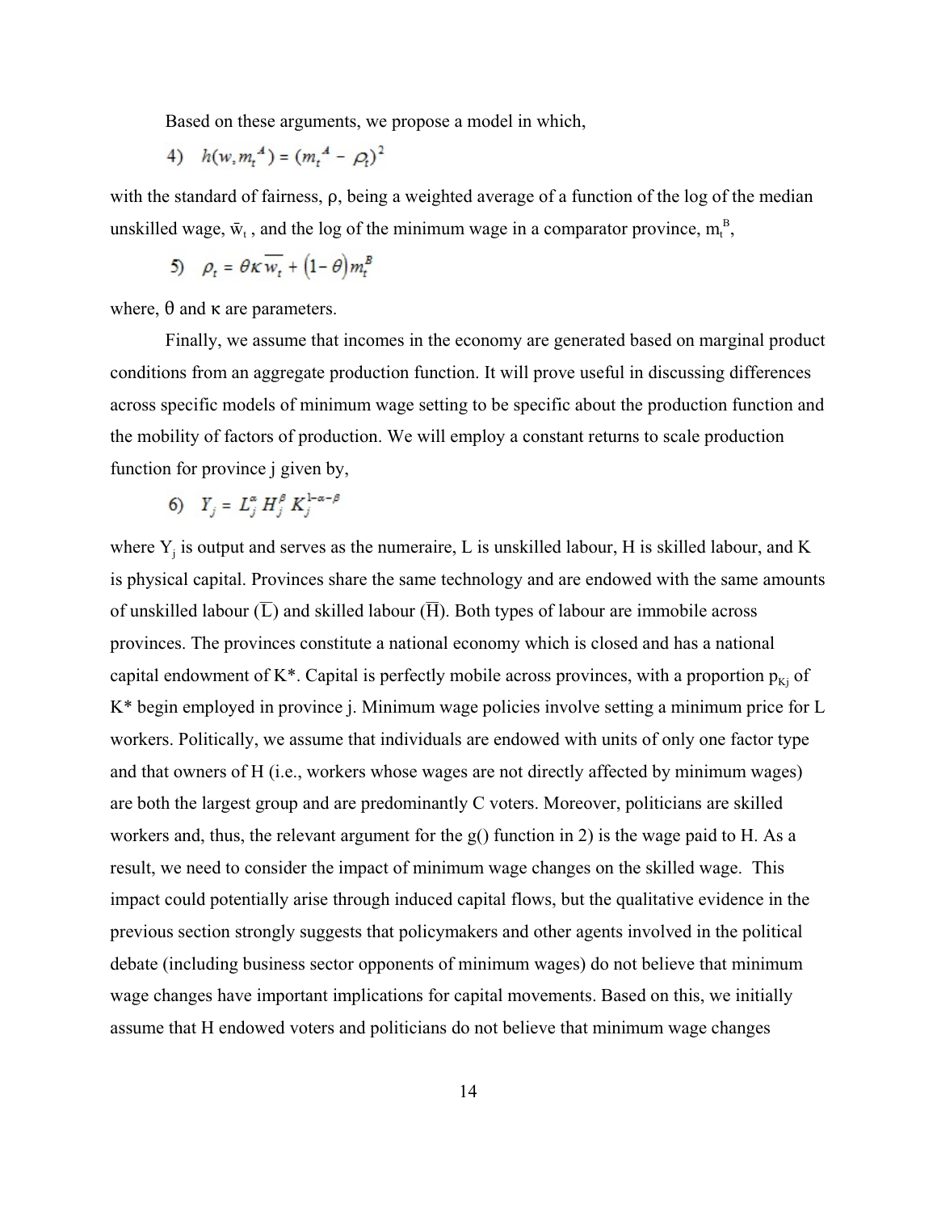Based on these arguments, we propose a model in which,

$$4)\quad h(w, m_t^A) = (m_t^A - \rho_t)^2$$

with the standard of fairness, ρ, being a weighted average of a function of the log of the median unskilled wage, $\bar{w}_t$, and the log of the minimum wage in a comparator province, $m_t^B$,

$$5)\quad \rho_t = \theta \kappa \overline{w_t} + (1 - \theta) m_t^B$$

where, θ and κ are parameters.

Finally, we assume that incomes in the economy are generated based on marginal product conditions from an aggregate production function. It will prove useful in discussing differences across specific models of minimum wage setting to be specific about the production function and the mobility of factors of production. We will employ a constant returns to scale production function for province j given by,

$$6)\quad Y_j = L_j^{\alpha} H_j^{\beta} K_j^{1-\alpha-\beta}$$

where $Y_j$ is output and serves as the numeraire, L is unskilled labour, H is skilled labour, and K is physical capital. Provinces share the same technology and are endowed with the same amounts of unskilled labour ($\overline{L}$) and skilled labour ($\overline{H}$). Both types of labour are immobile across provinces. The provinces constitute a national economy which is closed and has a national capital endowment of K*. Capital is perfectly mobile across provinces, with a proportion $p_{Kj}$ of K* begin employed in province j. Minimum wage policies involve setting a minimum price for L workers. Politically, we assume that individuals are endowed with units of only one factor type and that owners of H (i.e., workers whose wages are not directly affected by minimum wages) are both the largest group and are predominantly C voters. Moreover, politicians are skilled workers and, thus, the relevant argument for the g() function in 2) is the wage paid to H. As a result, we need to consider the impact of minimum wage changes on the skilled wage. This impact could potentially arise through induced capital flows, but the qualitative evidence in the previous section strongly suggests that policymakers and other agents involved in the political debate (including business sector opponents of minimum wages) do not believe that minimum wage changes have important implications for capital movements. Based on this, we initially assume that H endowed voters and politicians do not believe that minimum wage changes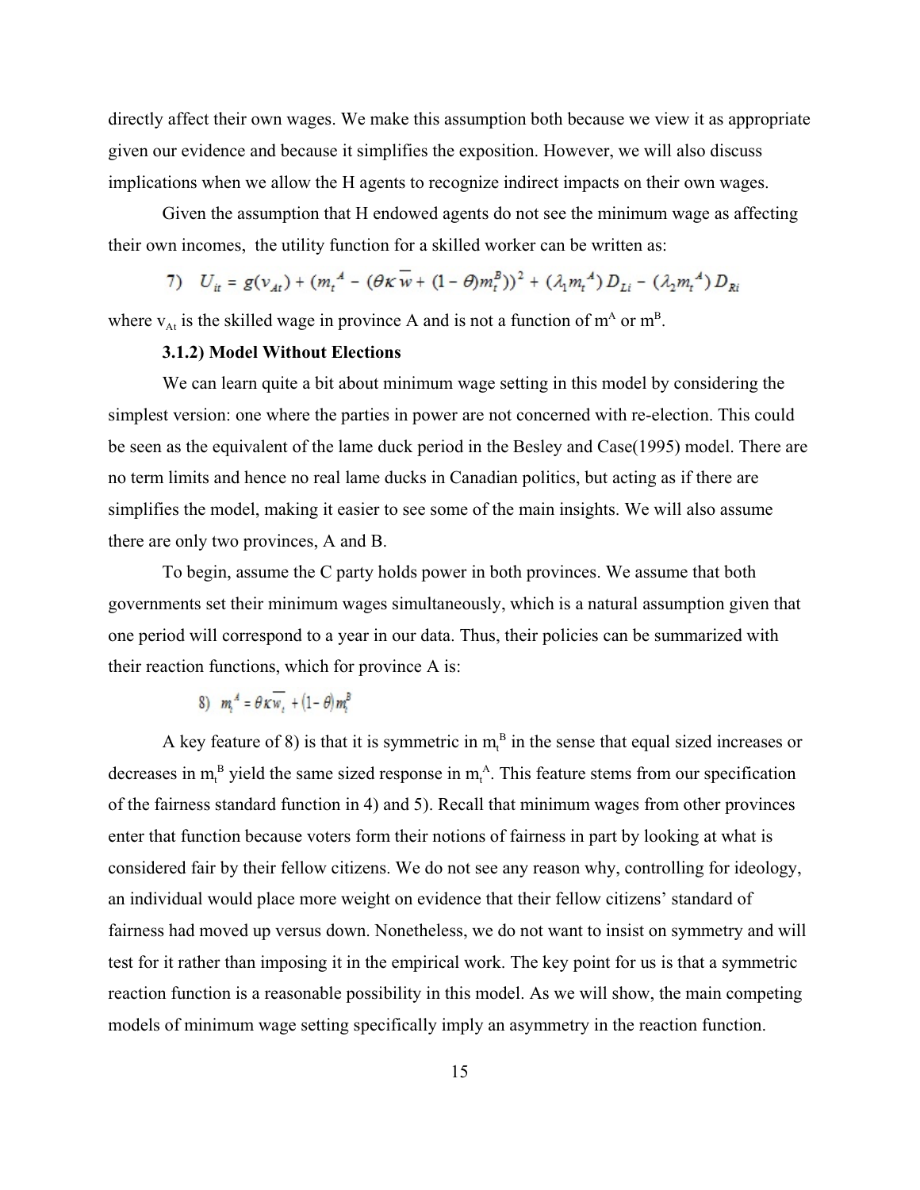directly affect their own wages. We make this assumption both because we view it as appropriate given our evidence and because it simplifies the exposition. However, we will also discuss implications when we allow the H agents to recognize indirect impacts on their own wages.

Given the assumption that H endowed agents do not see the minimum wage as affecting their own incomes, the utility function for a skilled worker can be written as:

$$7)\quad U_{it} = g(v_{At}) + (m_t^A - (\theta\kappa\overline{w} + (1-\theta)m_t^B))^2 + (\lambda_1 m_t^A)D_{Li} - (\lambda_2 m_t^A)D_{Ri}$$

where $v_{At}$ is the skilled wage in province A and is not a function of $m^A$ or $m^B$.

### 3.1.2) Model Without Elections

We can learn quite a bit about minimum wage setting in this model by considering the simplest version: one where the parties in power are not concerned with re-election. This could be seen as the equivalent of the lame duck period in the Besley and Case(1995) model. There are no term limits and hence no real lame ducks in Canadian politics, but acting as if there are simplifies the model, making it easier to see some of the main insights. We will also assume there are only two provinces, A and B.

To begin, assume the C party holds power in both provinces. We assume that both governments set their minimum wages simultaneously, which is a natural assumption given that one period will correspond to a year in our data. Thus, their policies can be summarized with their reaction functions, which for province A is:

$$8)\quad m_t^A = \theta\kappa\overline{w}_t + (1-\theta)m_t^B$$

A key feature of 8) is that it is symmetric in $m_t^B$ in the sense that equal sized increases or decreases in $m_t^B$ yield the same sized response in $m_t^A$. This feature stems from our specification of the fairness standard function in 4) and 5). Recall that minimum wages from other provinces enter that function because voters form their notions of fairness in part by looking at what is considered fair by their fellow citizens. We do not see any reason why, controlling for ideology, an individual would place more weight on evidence that their fellow citizens' standard of fairness had moved up versus down. Nonetheless, we do not want to insist on symmetry and will test for it rather than imposing it in the empirical work. The key point for us is that a symmetric reaction function is a reasonable possibility in this model. As we will show, the main competing models of minimum wage setting specifically imply an asymmetry in the reaction function.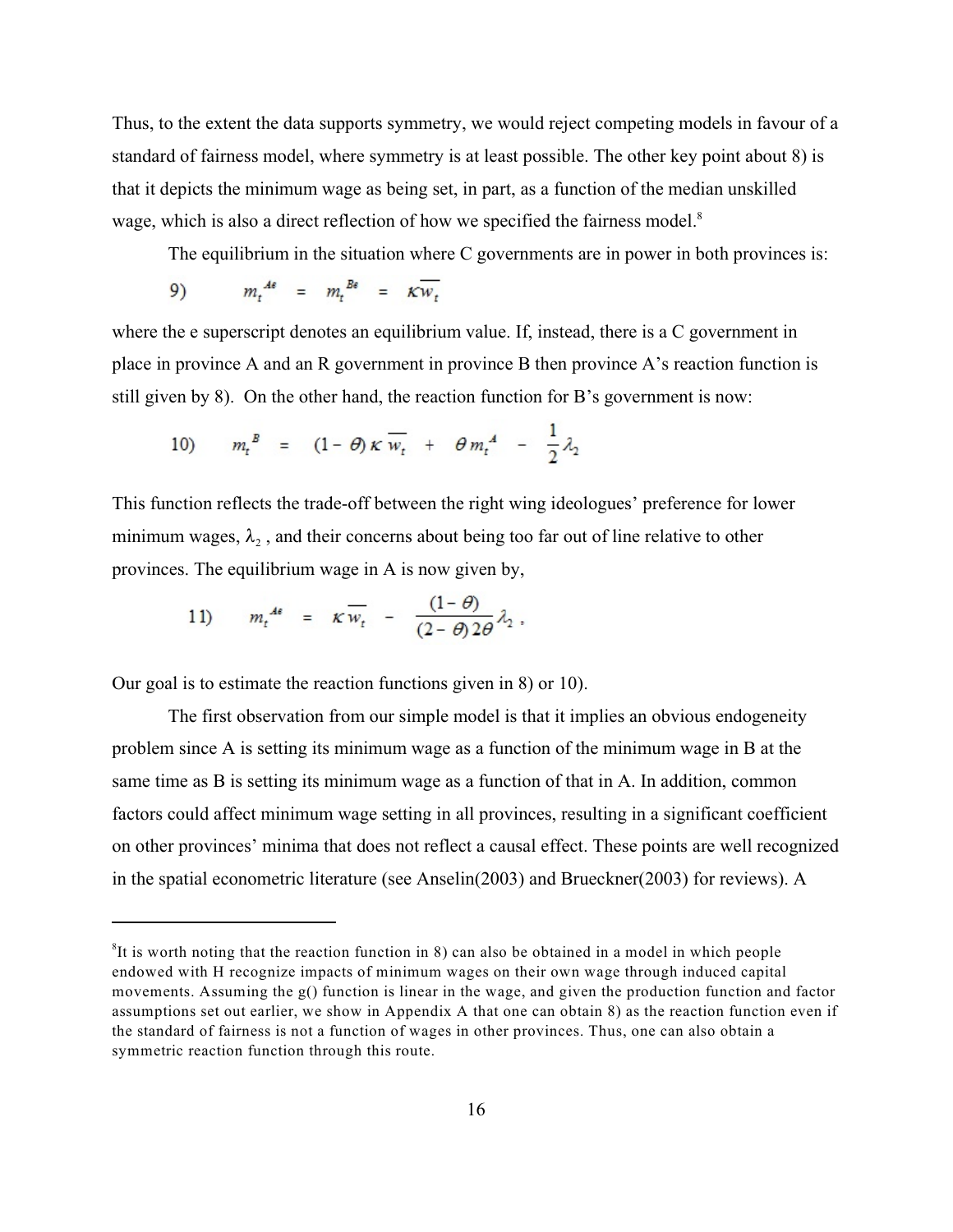Thus, to the extent the data supports symmetry, we would reject competing models in favour of a standard of fairness model, where symmetry is at least possible. The other key point about 8) is that it depicts the minimum wage as being set, in part, as a function of the median unskilled wage, which is also a direct reflection of how we specified the fairness model.[8]

The equilibrium in the situation where C governments are in power in both provinces is:

$$9) \qquad m_t^{Ae} = m_t^{Be} = \kappa \overline{w_t}$$

where the e superscript denotes an equilibrium value. If, instead, there is a C government in place in province A and an R government in province B then province A's reaction function is still given by 8). On the other hand, the reaction function for B's government is now:

$$10) \qquad m_t^B = (1-\theta)\kappa \overline{w_t} + \theta m_t^A - \frac{1}{2}\lambda_2$$

This function reflects the trade-off between the right wing ideologues' preference for lower minimum wages, $\lambda_2$, and their concerns about being too far out of line relative to other provinces. The equilibrium wage in A is now given by,

$$11) \qquad m_t^{Ae} = \kappa \overline{w_t} - \frac{(1-\theta)}{(2-\theta)2\theta}\lambda_2 ,$$

Our goal is to estimate the reaction functions given in 8) or 10).

The first observation from our simple model is that it implies an obvious endogeneity problem since A is setting its minimum wage as a function of the minimum wage in B at the same time as B is setting its minimum wage as a function of that in A. In addition, common factors could affect minimum wage setting in all provinces, resulting in a significant coefficient on other provinces' minima that does not reflect a causal effect. These points are well recognized in the spatial econometric literature (see Anselin(2003) and Brueckner(2003) for reviews). A

[8] It is worth noting that the reaction function in 8) can also be obtained in a model in which people endowed with H recognize impacts of minimum wages on their own wage through induced capital movements. Assuming the g() function is linear in the wage, and given the production function and factor assumptions set out earlier, we show in Appendix A that one can obtain 8) as the reaction function even if the standard of fairness is not a function of wages in other provinces. Thus, one can also obtain a symmetric reaction function through this route.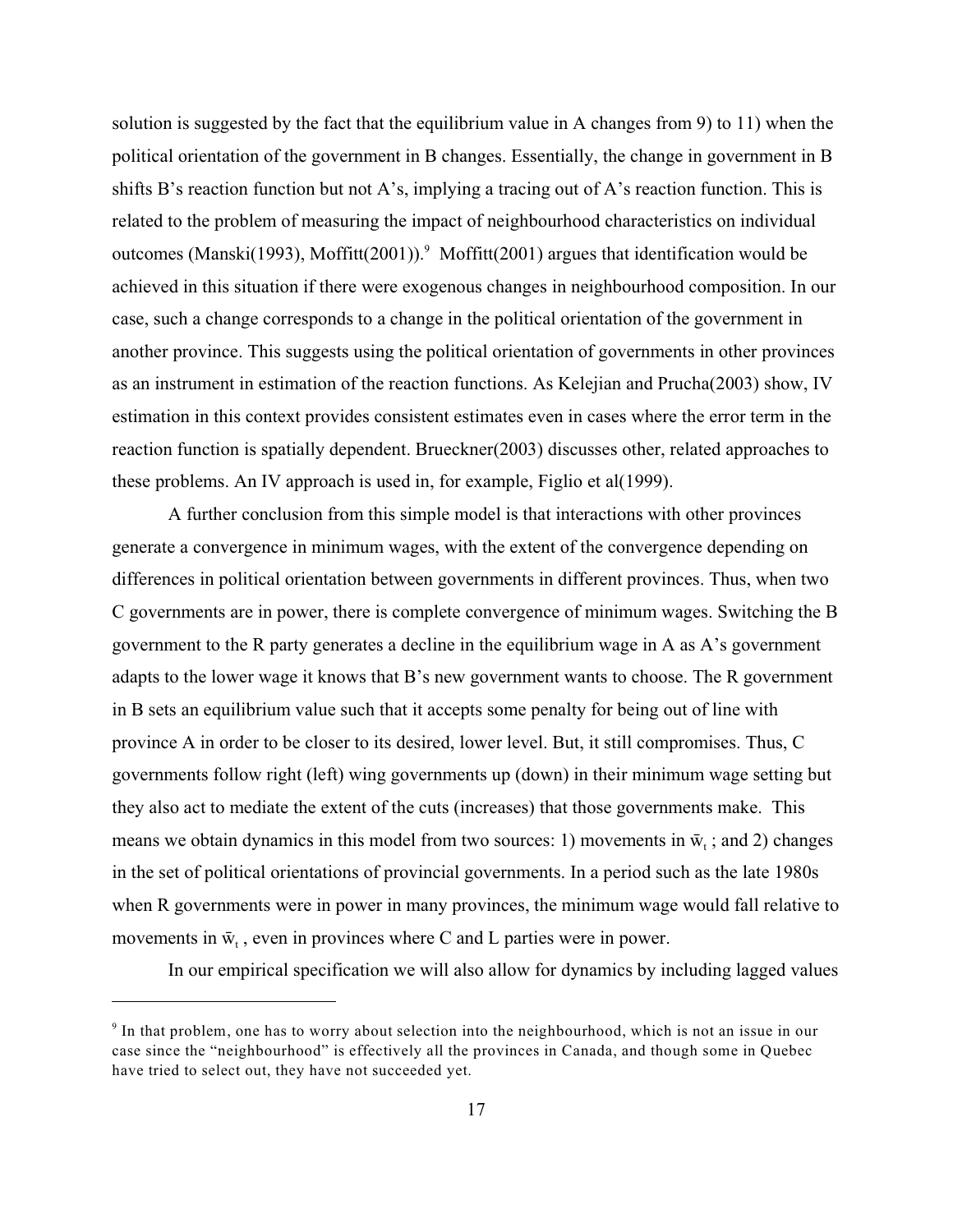solution is suggested by the fact that the equilibrium value in A changes from 9) to 11) when the political orientation of the government in B changes. Essentially, the change in government in B shifts B's reaction function but not A's, implying a tracing out of A's reaction function. This is related to the problem of measuring the impact of neighbourhood characteristics on individual outcomes (Manski(1993), Moffitt(2001)).[9] Moffitt(2001) argues that identification would be achieved in this situation if there were exogenous changes in neighbourhood composition. In our case, such a change corresponds to a change in the political orientation of the government in another province. This suggests using the political orientation of governments in other provinces as an instrument in estimation of the reaction functions. As Kelejian and Prucha(2003) show, IV estimation in this context provides consistent estimates even in cases where the error term in the reaction function is spatially dependent. Brueckner(2003) discusses other, related approaches to these problems. An IV approach is used in, for example, Figlio et al(1999).

A further conclusion from this simple model is that interactions with other provinces generate a convergence in minimum wages, with the extent of the convergence depending on differences in political orientation between governments in different provinces. Thus, when two C governments are in power, there is complete convergence of minimum wages. Switching the B government to the R party generates a decline in the equilibrium wage in A as A's government adapts to the lower wage it knows that B's new government wants to choose. The R government in B sets an equilibrium value such that it accepts some penalty for being out of line with province A in order to be closer to its desired, lower level. But, it still compromises. Thus, C governments follow right (left) wing governments up (down) in their minimum wage setting but they also act to mediate the extent of the cuts (increases) that those governments make. This means we obtain dynamics in this model from two sources: 1) movements in $\bar{w}_t$ ; and 2) changes in the set of political orientations of provincial governments. In a period such as the late 1980s when R governments were in power in many provinces, the minimum wage would fall relative to movements in $\bar{w}_t$ , even in provinces where C and L parties were in power.

In our empirical specification we will also allow for dynamics by including lagged values

---

[9] In that problem, one has to worry about selection into the neighbourhood, which is not an issue in our case since the "neighbourhood" is effectively all the provinces in Canada, and though some in Quebec have tried to select out, they have not succeeded yet.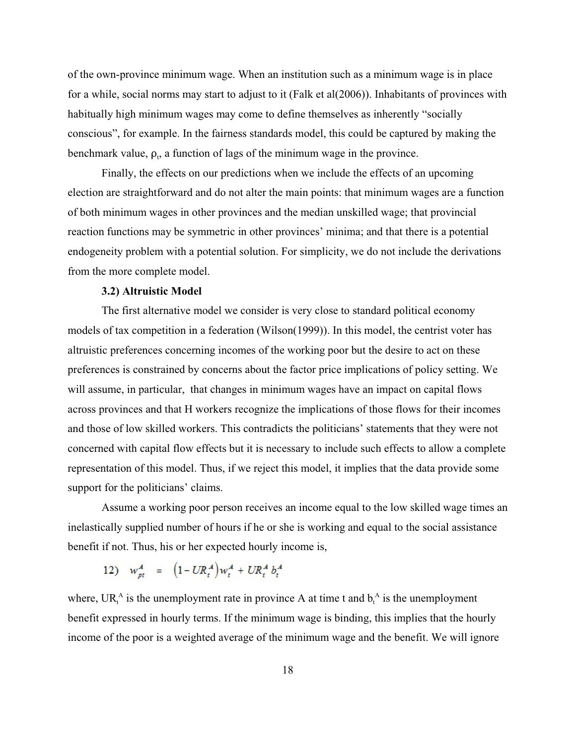of the own-province minimum wage. When an institution such as a minimum wage is in place for a while, social norms may start to adjust to it (Falk et al(2006)). Inhabitants of provinces with habitually high minimum wages may come to define themselves as inherently "socially conscious", for example. In the fairness standards model, this could be captured by making the benchmark value, $\rho_t$, a function of lags of the minimum wage in the province.

Finally, the effects on our predictions when we include the effects of an upcoming election are straightforward and do not alter the main points: that minimum wages are a function of both minimum wages in other provinces and the median unskilled wage; that provincial reaction functions may be symmetric in other provinces' minima; and that there is a potential endogeneity problem with a potential solution. For simplicity, we do not include the derivations from the more complete model.

### 3.2) Altruistic Model

The first alternative model we consider is very close to standard political economy models of tax competition in a federation (Wilson(1999)). In this model, the centrist voter has altruistic preferences concerning incomes of the working poor but the desire to act on these preferences is constrained by concerns about the factor price implications of policy setting. We will assume, in particular, that changes in minimum wages have an impact on capital flows across provinces and that H workers recognize the implications of those flows for their incomes and those of low skilled workers. This contradicts the politicians' statements that they were not concerned with capital flow effects but it is necessary to include such effects to allow a complete representation of this model. Thus, if we reject this model, it implies that the data provide some support for the politicians' claims.

Assume a working poor person receives an income equal to the low skilled wage times an inelastically supplied number of hours if he or she is working and equal to the social assistance benefit if not. Thus, his or her expected hourly income is,

$$12) \quad w_{pt}^{A} = \left(1 - UR_t^{A}\right) w_t^{A} + UR_t^{A}\, b_t^{A}$$

where, $UR_t^A$ is the unemployment rate in province A at time t and $b_t^A$ is the unemployment benefit expressed in hourly terms. If the minimum wage is binding, this implies that the hourly income of the poor is a weighted average of the minimum wage and the benefit. We will ignore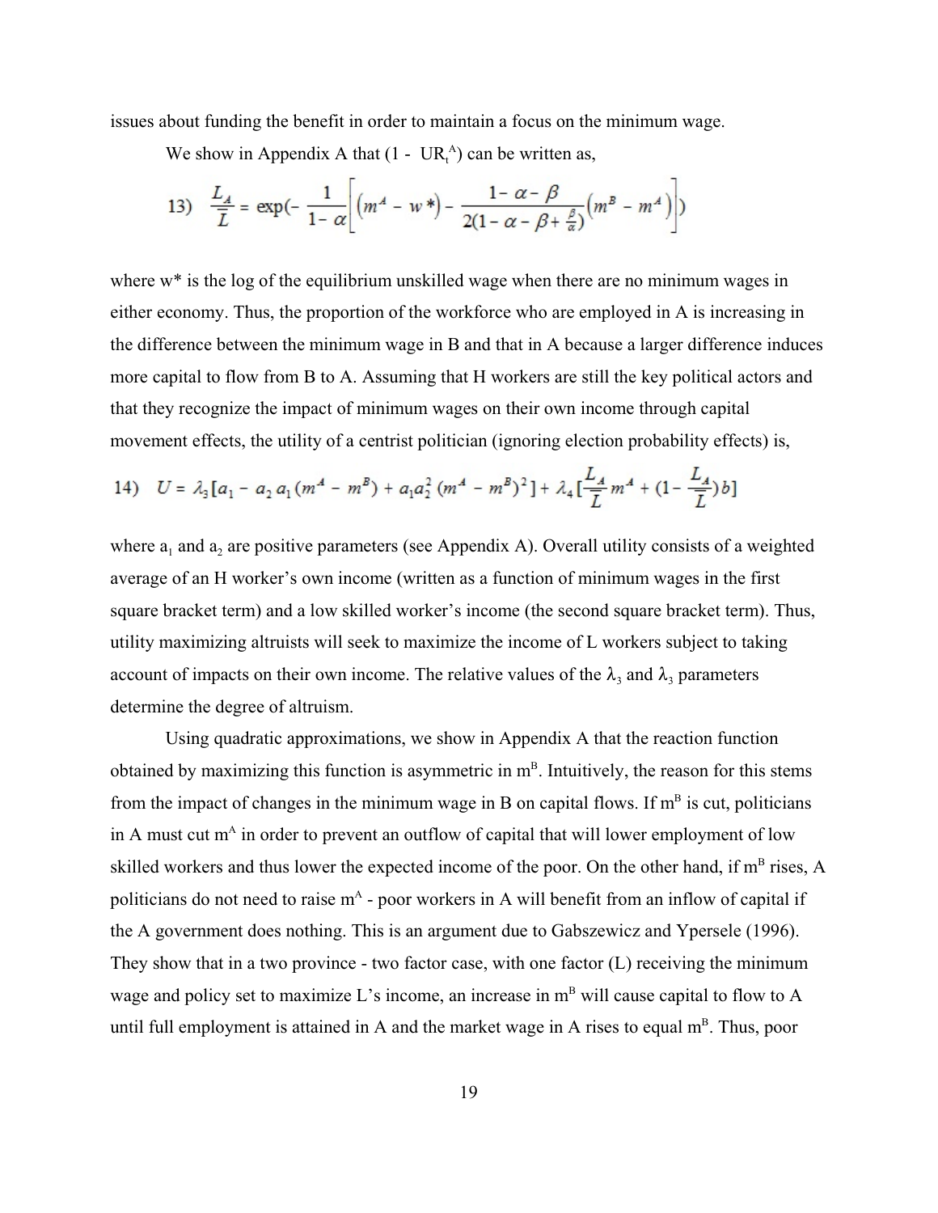issues about funding the benefit in order to maintain a focus on the minimum wage.

We show in Appendix A that $(1 - UR_t^A)$ can be written as,

$$13) \quad \frac{L_A}{\overline{L}} = \exp\left(-\frac{1}{1-\alpha}\left[\left(m^A - w^*\right) - \frac{1-\alpha-\beta}{2(1-\alpha-\beta+\frac{\beta}{\alpha})}\left(m^B - m^A\right)\right]\right)$$

where w* is the log of the equilibrium unskilled wage when there are no minimum wages in either economy. Thus, the proportion of the workforce who are employed in A is increasing in the difference between the minimum wage in B and that in A because a larger difference induces more capital to flow from B to A. Assuming that H workers are still the key political actors and that they recognize the impact of minimum wages on their own income through capital movement effects, the utility of a centrist politician (ignoring election probability effects) is,

$$14) \quad U = \lambda_3[a_1 - a_2 a_1 (m^A - m^B) + a_1 a_2^2 (m^A - m^B)^2] + \lambda_4[\frac{L_A}{\overline{L}} m^A + (1 - \frac{L_A}{\overline{L}}) b]$$

where $a_1$ and $a_2$ are positive parameters (see Appendix A). Overall utility consists of a weighted average of an H worker's own income (written as a function of minimum wages in the first square bracket term) and a low skilled worker's income (the second square bracket term). Thus, utility maximizing altruists will seek to maximize the income of L workers subject to taking account of impacts on their own income. The relative values of the $\lambda_3$ and $\lambda_3$ parameters determine the degree of altruism.

Using quadratic approximations, we show in Appendix A that the reaction function obtained by maximizing this function is asymmetric in $m^B$. Intuitively, the reason for this stems from the impact of changes in the minimum wage in B on capital flows. If $m^B$ is cut, politicians in A must cut $m^A$ in order to prevent an outflow of capital that will lower employment of low skilled workers and thus lower the expected income of the poor. On the other hand, if $m^B$ rises, A politicians do not need to raise $m^A$ - poor workers in A will benefit from an inflow of capital if the A government does nothing. This is an argument due to Gabszewicz and Ypersele (1996). They show that in a two province - two factor case, with one factor (L) receiving the minimum wage and policy set to maximize L's income, an increase in $m^B$ will cause capital to flow to A until full employment is attained in A and the market wage in A rises to equal $m^B$. Thus, poor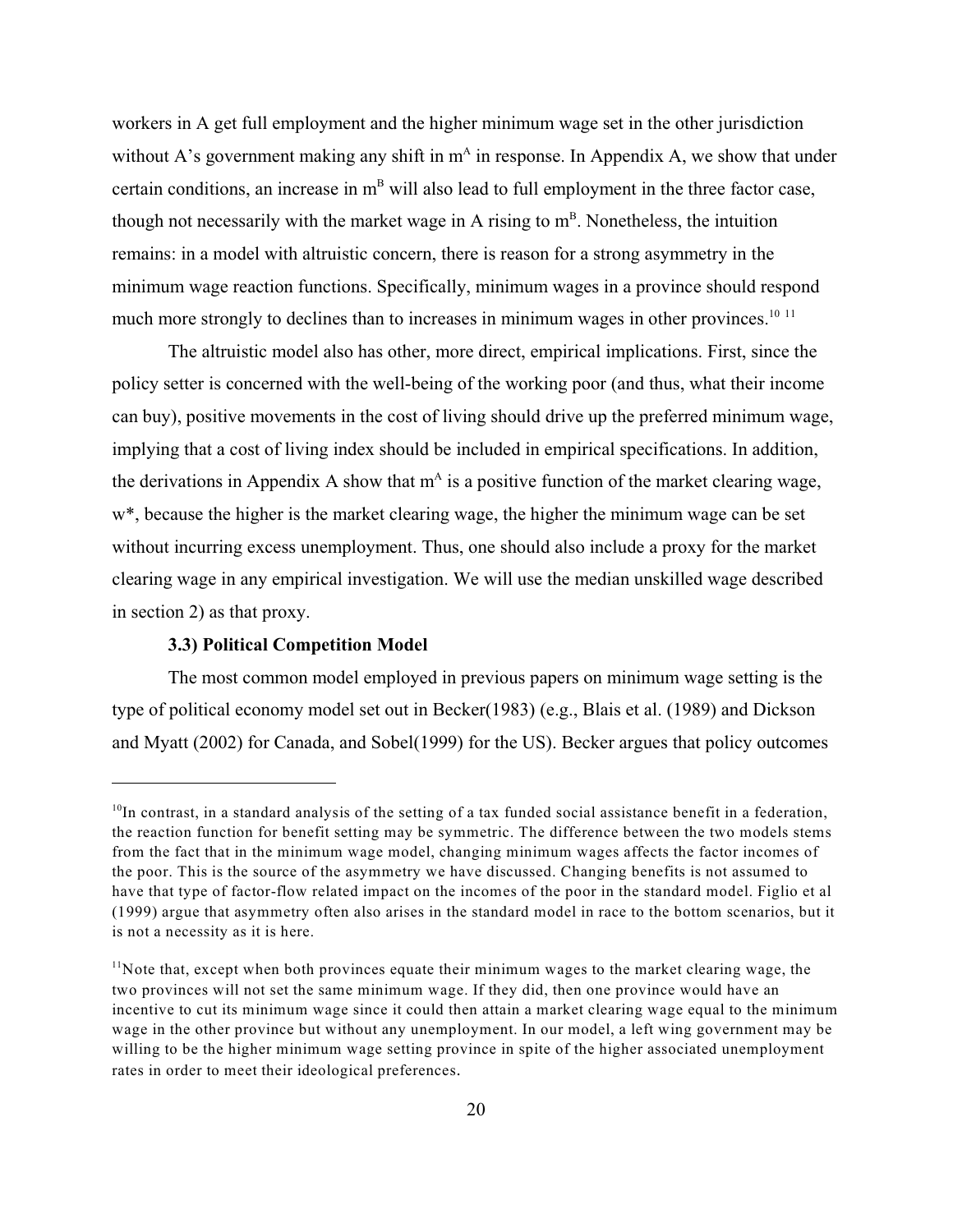workers in A get full employment and the higher minimum wage set in the other jurisdiction without A's government making any shift in $m^A$ in response. In Appendix A, we show that under certain conditions, an increase in $m^B$ will also lead to full employment in the three factor case, though not necessarily with the market wage in A rising to $m^B$. Nonetheless, the intuition remains: in a model with altruistic concern, there is reason for a strong asymmetry in the minimum wage reaction functions. Specifically, minimum wages in a province should respond much more strongly to declines than to increases in minimum wages in other provinces.[10] [11]

The altruistic model also has other, more direct, empirical implications. First, since the policy setter is concerned with the well-being of the working poor (and thus, what their income can buy), positive movements in the cost of living should drive up the preferred minimum wage, implying that a cost of living index should be included in empirical specifications. In addition, the derivations in Appendix A show that $m^A$ is a positive function of the market clearing wage, $w^*$, because the higher is the market clearing wage, the higher the minimum wage can be set without incurring excess unemployment. Thus, one should also include a proxy for the market clearing wage in any empirical investigation. We will use the median unskilled wage described in section 2) as that proxy.

### 3.3) Political Competition Model

The most common model employed in previous papers on minimum wage setting is the type of political economy model set out in Becker(1983) (e.g., Blais et al. (1989) and Dickson and Myatt (2002) for Canada, and Sobel(1999) for the US). Becker argues that policy outcomes

---

[10]In contrast, in a standard analysis of the setting of a tax funded social assistance benefit in a federation, the reaction function for benefit setting may be symmetric. The difference between the two models stems from the fact that in the minimum wage model, changing minimum wages affects the factor incomes of the poor. This is the source of the asymmetry we have discussed. Changing benefits is not assumed to have that type of factor-flow related impact on the incomes of the poor in the standard model. Figlio et al (1999) argue that asymmetry often also arises in the standard model in race to the bottom scenarios, but it is not a necessity as it is here.

[11]Note that, except when both provinces equate their minimum wages to the market clearing wage, the two provinces will not set the same minimum wage. If they did, then one province would have an incentive to cut its minimum wage since it could then attain a market clearing wage equal to the minimum wage in the other province but without any unemployment. In our model, a left wing government may be willing to be the higher minimum wage setting province in spite of the higher associated unemployment rates in order to meet their ideological preferences.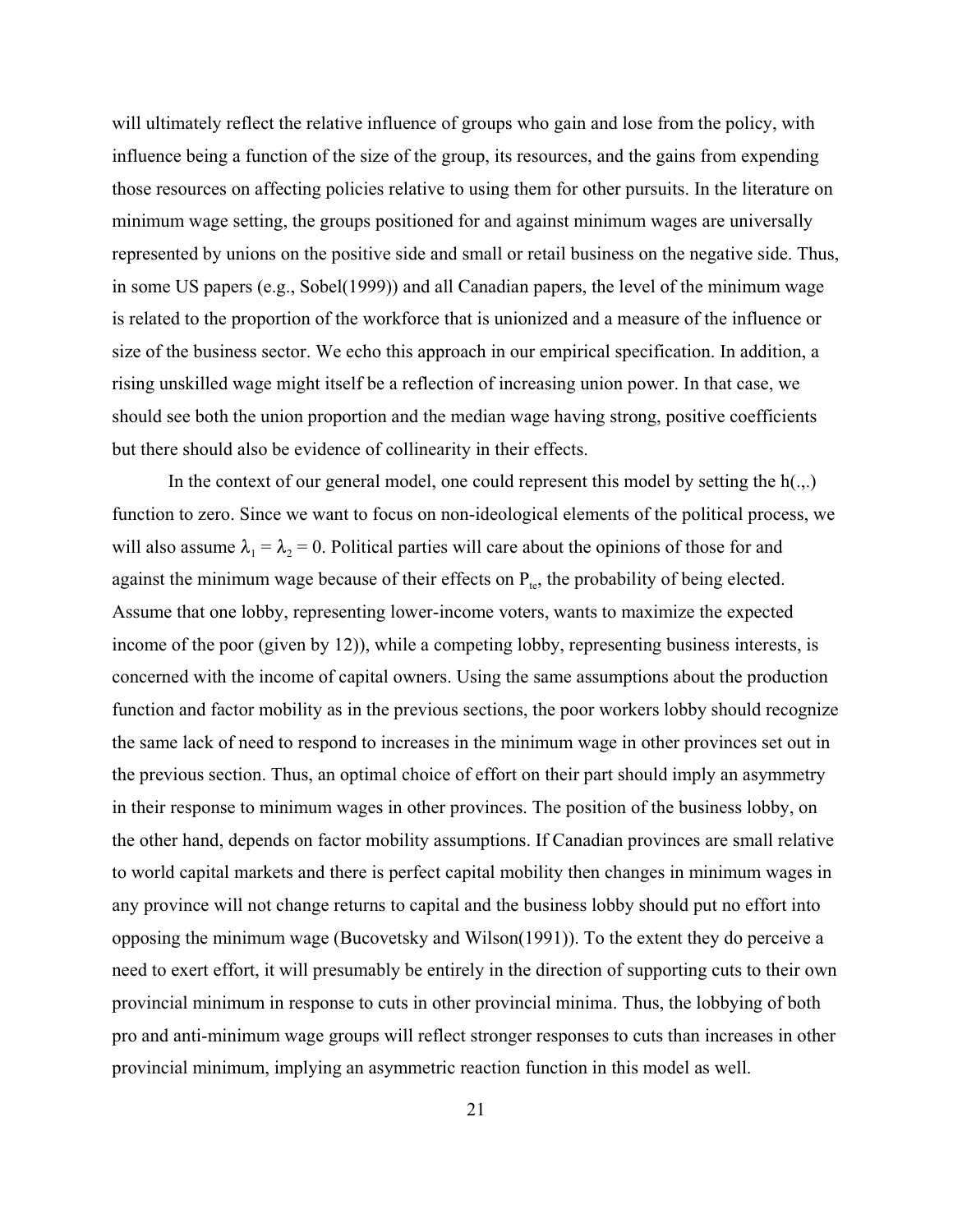will ultimately reflect the relative influence of groups who gain and lose from the policy, with influence being a function of the size of the group, its resources, and the gains from expending those resources on affecting policies relative to using them for other pursuits. In the literature on minimum wage setting, the groups positioned for and against minimum wages are universally represented by unions on the positive side and small or retail business on the negative side. Thus, in some US papers (e.g., Sobel(1999)) and all Canadian papers, the level of the minimum wage is related to the proportion of the workforce that is unionized and a measure of the influence or size of the business sector. We echo this approach in our empirical specification. In addition, a rising unskilled wage might itself be a reflection of increasing union power. In that case, we should see both the union proportion and the median wage having strong, positive coefficients but there should also be evidence of collinearity in their effects.

In the context of our general model, one could represent this model by setting the h(.,.) function to zero. Since we want to focus on non-ideological elements of the political process, we will also assume $\lambda_1 = \lambda_2 = 0$. Political parties will care about the opinions of those for and against the minimum wage because of their effects on $P_{te}$, the probability of being elected. Assume that one lobby, representing lower-income voters, wants to maximize the expected income of the poor (given by 12)), while a competing lobby, representing business interests, is concerned with the income of capital owners. Using the same assumptions about the production function and factor mobility as in the previous sections, the poor workers lobby should recognize the same lack of need to respond to increases in the minimum wage in other provinces set out in the previous section. Thus, an optimal choice of effort on their part should imply an asymmetry in their response to minimum wages in other provinces. The position of the business lobby, on the other hand, depends on factor mobility assumptions. If Canadian provinces are small relative to world capital markets and there is perfect capital mobility then changes in minimum wages in any province will not change returns to capital and the business lobby should put no effort into opposing the minimum wage (Bucovetsky and Wilson(1991)). To the extent they do perceive a need to exert effort, it will presumably be entirely in the direction of supporting cuts to their own provincial minimum in response to cuts in other provincial minima. Thus, the lobbying of both pro and anti-minimum wage groups will reflect stronger responses to cuts than increases in other provincial minimum, implying an asymmetric reaction function in this model as well.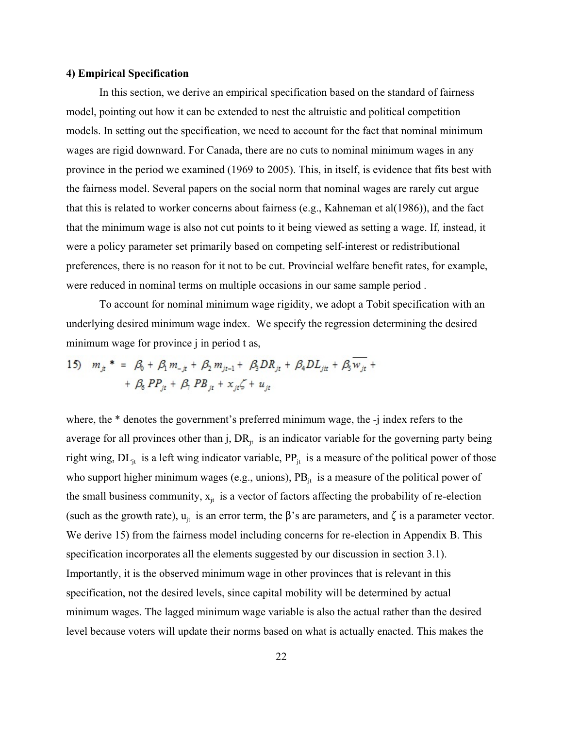### 4) Empirical Specification

In this section, we derive an empirical specification based on the standard of fairness model, pointing out how it can be extended to nest the altruistic and political competition models. In setting out the specification, we need to account for the fact that nominal minimum wages are rigid downward. For Canada, there are no cuts to nominal minimum wages in any province in the period we examined (1969 to 2005). This, in itself, is evidence that fits best with the fairness model. Several papers on the social norm that nominal wages are rarely cut argue that this is related to worker concerns about fairness (e.g., Kahneman et al(1986)), and the fact that the minimum wage is also not cut points to it being viewed as setting a wage. If, instead, it were a policy parameter set primarily based on competing self-interest or redistributional preferences, there is no reason for it not to be cut. Provincial welfare benefit rates, for example, were reduced in nominal terms on multiple occasions in our same sample period .

To account for nominal minimum wage rigidity, we adopt a Tobit specification with an underlying desired minimum wage index. We specify the regression determining the desired minimum wage for province j in period t as,

$$15) \quad m_{jt}^{*} = \beta_0 + \beta_1 m_{-jt} + \beta_2 m_{jt-1} + \beta_3 DR_{jt} + \beta_4 DL_{jit} + \beta_5 \overline{w_{jt}} + \beta_6 PP_{jt} + \beta_7 PB_{jt} + x_{jt}\zeta + u_{jt}$$

where, the * denotes the government's preferred minimum wage, the -j index refers to the average for all provinces other than j, $DR_{jt}$ is an indicator variable for the governing party being right wing, $DL_{jt}$ is a left wing indicator variable, $PP_{jt}$ is a measure of the political power of those who support higher minimum wages (e.g., unions), $PB_{jt}$ is a measure of the political power of the small business community, $x_{jt}$ is a vector of factors affecting the probability of re-election (such as the growth rate), $u_{jt}$ is an error term, the β's are parameters, and ζ is a parameter vector. We derive 15) from the fairness model including concerns for re-election in Appendix B. This specification incorporates all the elements suggested by our discussion in section 3.1). Importantly, it is the observed minimum wage in other provinces that is relevant in this specification, not the desired levels, since capital mobility will be determined by actual minimum wages. The lagged minimum wage variable is also the actual rather than the desired level because voters will update their norms based on what is actually enacted. This makes the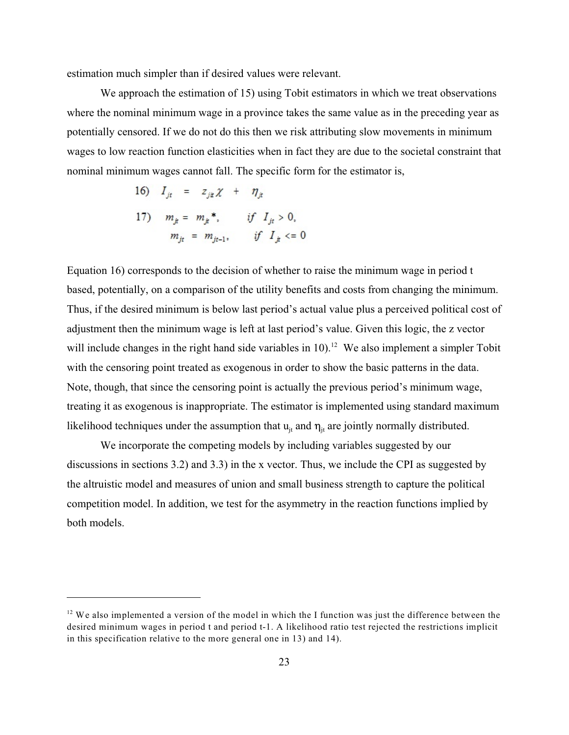estimation much simpler than if desired values were relevant.

We approach the estimation of 15) using Tobit estimators in which we treat observations where the nominal minimum wage in a province takes the same value as in the preceding year as potentially censored. If we do not do this then we risk attributing slow movements in minimum wages to low reaction function elasticities when in fact they are due to the societal constraint that nominal minimum wages cannot fall. The specific form for the estimator is,

$$16) \quad I_{jt} = z_{jt}\chi + \eta_{jt}$$

$$17) \quad m_{jt} = m_{jt}^{*}, \qquad if \;\; I_{jt} > 0,$$
$$m_{jt} = m_{jt-1}, \qquad if \;\; I_{jt} <= 0$$

Equation 16) corresponds to the decision of whether to raise the minimum wage in period t based, potentially, on a comparison of the utility benefits and costs from changing the minimum. Thus, if the desired minimum is below last period's actual value plus a perceived political cost of adjustment then the minimum wage is left at last period's value. Given this logic, the z vector will include changes in the right hand side variables in 10).[12] We also implement a simpler Tobit with the censoring point treated as exogenous in order to show the basic patterns in the data. Note, though, that since the censoring point is actually the previous period's minimum wage, treating it as exogenous is inappropriate. The estimator is implemented using standard maximum likelihood techniques under the assumption that $u_{jt}$ and $\eta_{jt}$ are jointly normally distributed.

We incorporate the competing models by including variables suggested by our discussions in sections 3.2) and 3.3) in the x vector. Thus, we include the CPI as suggested by the altruistic model and measures of union and small business strength to capture the political competition model. In addition, we test for the asymmetry in the reaction functions implied by both models.

---

[12] We also implemented a version of the model in which the I function was just the difference between the desired minimum wages in period t and period t-1. A likelihood ratio test rejected the restrictions implicit in this specification relative to the more general one in 13) and 14).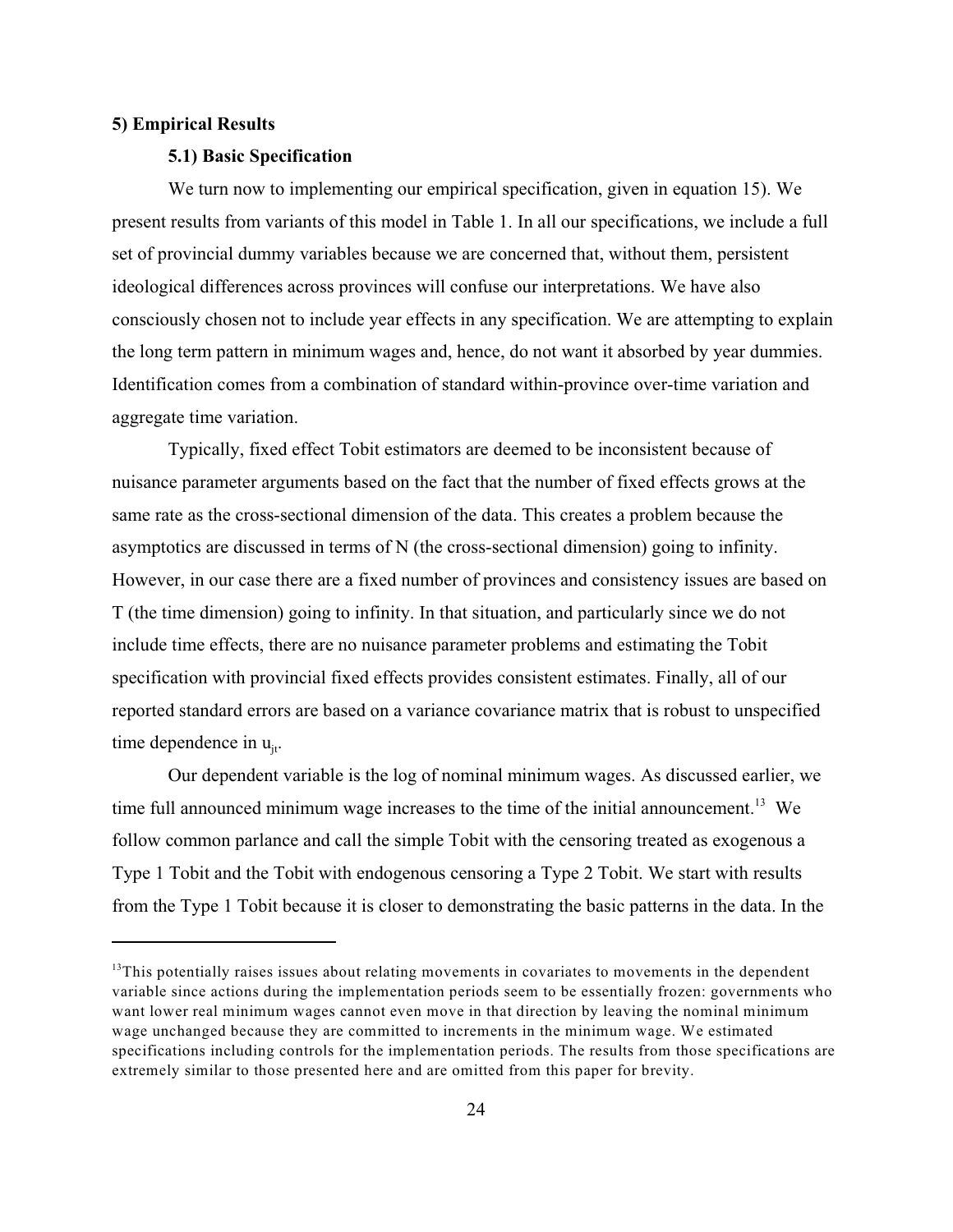## 5) Empirical Results

### 5.1) Basic Specification

We turn now to implementing our empirical specification, given in equation 15). We present results from variants of this model in Table 1. In all our specifications, we include a full set of provincial dummy variables because we are concerned that, without them, persistent ideological differences across provinces will confuse our interpretations. We have also consciously chosen not to include year effects in any specification. We are attempting to explain the long term pattern in minimum wages and, hence, do not want it absorbed by year dummies. Identification comes from a combination of standard within-province over-time variation and aggregate time variation.

Typically, fixed effect Tobit estimators are deemed to be inconsistent because of nuisance parameter arguments based on the fact that the number of fixed effects grows at the same rate as the cross-sectional dimension of the data. This creates a problem because the asymptotics are discussed in terms of N (the cross-sectional dimension) going to infinity. However, in our case there are a fixed number of provinces and consistency issues are based on T (the time dimension) going to infinity. In that situation, and particularly since we do not include time effects, there are no nuisance parameter problems and estimating the Tobit specification with provincial fixed effects provides consistent estimates. Finally, all of our reported standard errors are based on a variance covariance matrix that is robust to unspecified time dependence in $u_{jt}$.

Our dependent variable is the log of nominal minimum wages. As discussed earlier, we time full announced minimum wage increases to the time of the initial announcement.[13] We follow common parlance and call the simple Tobit with the censoring treated as exogenous a Type 1 Tobit and the Tobit with endogenous censoring a Type 2 Tobit. We start with results from the Type 1 Tobit because it is closer to demonstrating the basic patterns in the data. In the

---

[13] This potentially raises issues about relating movements in covariates to movements in the dependent variable since actions during the implementation periods seem to be essentially frozen: governments who want lower real minimum wages cannot even move in that direction by leaving the nominal minimum wage unchanged because they are committed to increments in the minimum wage. We estimated specifications including controls for the implementation periods. The results from those specifications are extremely similar to those presented here and are omitted from this paper for brevity.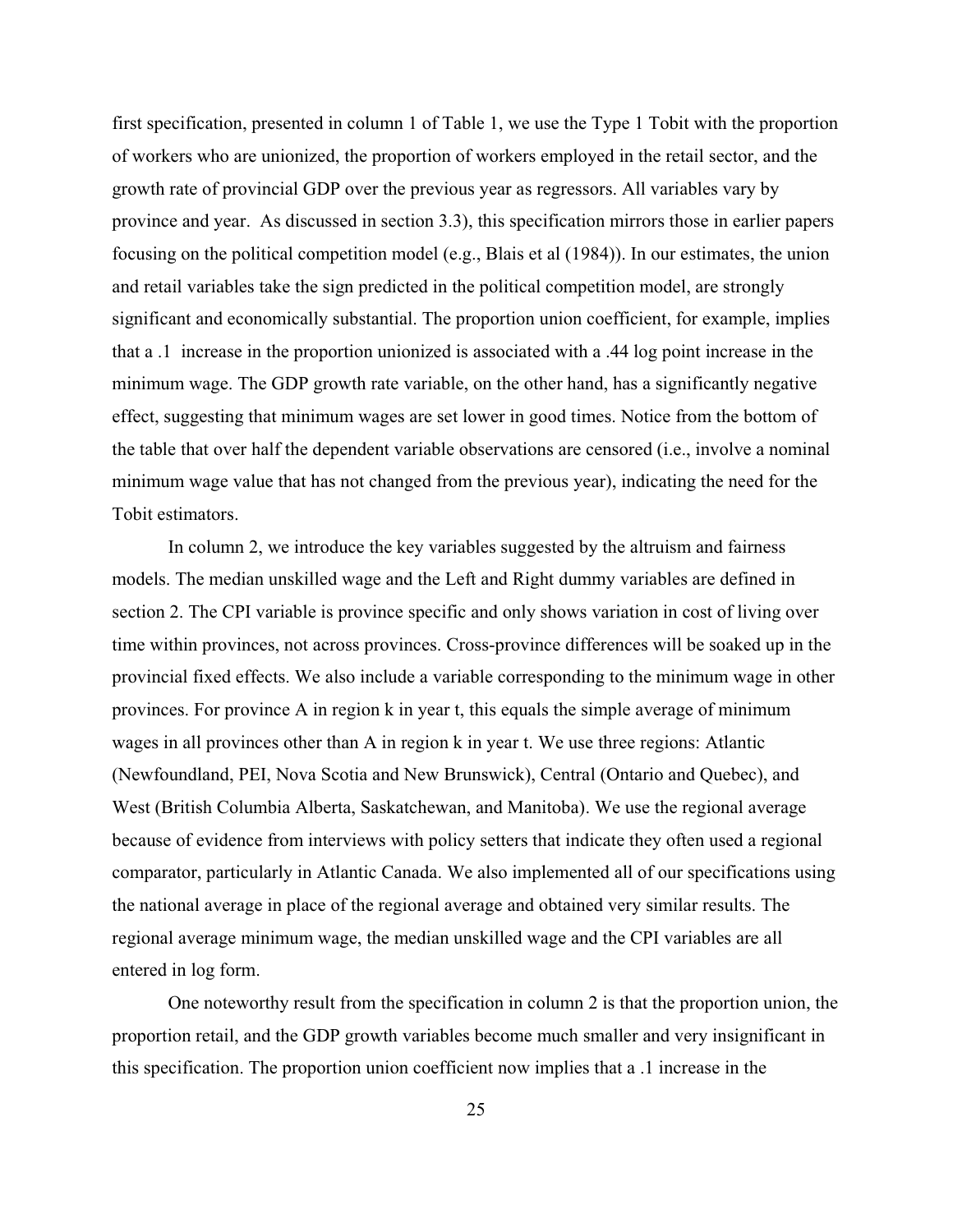first specification, presented in column 1 of Table 1, we use the Type 1 Tobit with the proportion of workers who are unionized, the proportion of workers employed in the retail sector, and the growth rate of provincial GDP over the previous year as regressors. All variables vary by province and year. As discussed in section 3.3), this specification mirrors those in earlier papers focusing on the political competition model (e.g., Blais et al (1984)). In our estimates, the union and retail variables take the sign predicted in the political competition model, are strongly significant and economically substantial. The proportion union coefficient, for example, implies that a .1 increase in the proportion unionized is associated with a .44 log point increase in the minimum wage. The GDP growth rate variable, on the other hand, has a significantly negative effect, suggesting that minimum wages are set lower in good times. Notice from the bottom of the table that over half the dependent variable observations are censored (i.e., involve a nominal minimum wage value that has not changed from the previous year), indicating the need for the Tobit estimators.

In column 2, we introduce the key variables suggested by the altruism and fairness models. The median unskilled wage and the Left and Right dummy variables are defined in section 2. The CPI variable is province specific and only shows variation in cost of living over time within provinces, not across provinces. Cross-province differences will be soaked up in the provincial fixed effects. We also include a variable corresponding to the minimum wage in other provinces. For province A in region k in year t, this equals the simple average of minimum wages in all provinces other than A in region k in year t. We use three regions: Atlantic (Newfoundland, PEI, Nova Scotia and New Brunswick), Central (Ontario and Quebec), and West (British Columbia Alberta, Saskatchewan, and Manitoba). We use the regional average because of evidence from interviews with policy setters that indicate they often used a regional comparator, particularly in Atlantic Canada. We also implemented all of our specifications using the national average in place of the regional average and obtained very similar results. The regional average minimum wage, the median unskilled wage and the CPI variables are all entered in log form.

One noteworthy result from the specification in column 2 is that the proportion union, the proportion retail, and the GDP growth variables become much smaller and very insignificant in this specification. The proportion union coefficient now implies that a .1 increase in the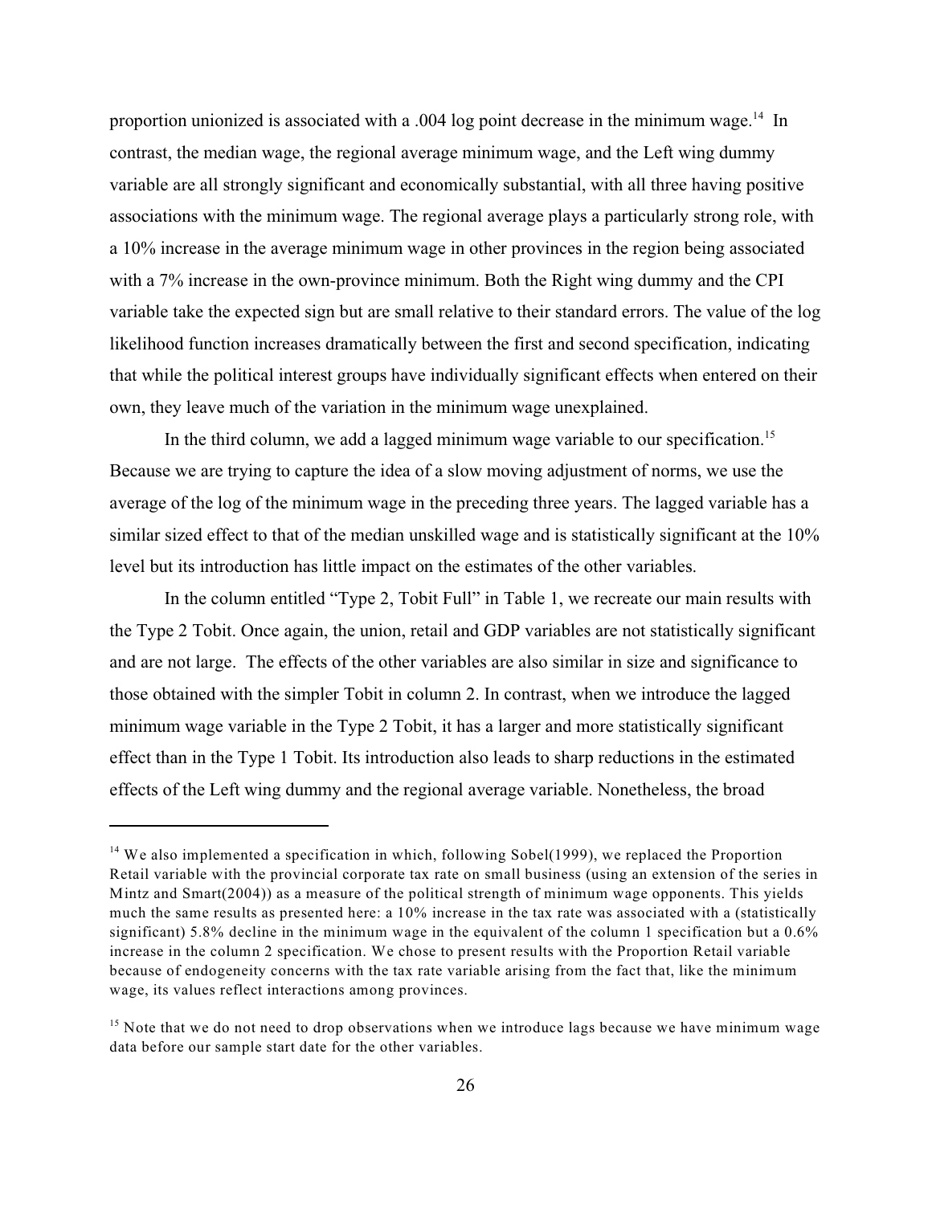proportion unionized is associated with a .004 log point decrease in the minimum wage.[14] In contrast, the median wage, the regional average minimum wage, and the Left wing dummy variable are all strongly significant and economically substantial, with all three having positive associations with the minimum wage. The regional average plays a particularly strong role, with a 10% increase in the average minimum wage in other provinces in the region being associated with a 7% increase in the own-province minimum. Both the Right wing dummy and the CPI variable take the expected sign but are small relative to their standard errors. The value of the log likelihood function increases dramatically between the first and second specification, indicating that while the political interest groups have individually significant effects when entered on their own, they leave much of the variation in the minimum wage unexplained.

In the third column, we add a lagged minimum wage variable to our specification.[15] Because we are trying to capture the idea of a slow moving adjustment of norms, we use the average of the log of the minimum wage in the preceding three years. The lagged variable has a similar sized effect to that of the median unskilled wage and is statistically significant at the 10% level but its introduction has little impact on the estimates of the other variables.

In the column entitled "Type 2, Tobit Full" in Table 1, we recreate our main results with the Type 2 Tobit. Once again, the union, retail and GDP variables are not statistically significant and are not large. The effects of the other variables are also similar in size and significance to those obtained with the simpler Tobit in column 2. In contrast, when we introduce the lagged minimum wage variable in the Type 2 Tobit, it has a larger and more statistically significant effect than in the Type 1 Tobit. Its introduction also leads to sharp reductions in the estimated effects of the Left wing dummy and the regional average variable. Nonetheless, the broad

---

[14] We also implemented a specification in which, following Sobel(1999), we replaced the Proportion Retail variable with the provincial corporate tax rate on small business (using an extension of the series in Mintz and Smart(2004)) as a measure of the political strength of minimum wage opponents. This yields much the same results as presented here: a 10% increase in the tax rate was associated with a (statistically significant) 5.8% decline in the minimum wage in the equivalent of the column 1 specification but a 0.6% increase in the column 2 specification. We chose to present results with the Proportion Retail variable because of endogeneity concerns with the tax rate variable arising from the fact that, like the minimum wage, its values reflect interactions among provinces.

[15] Note that we do not need to drop observations when we introduce lags because we have minimum wage data before our sample start date for the other variables.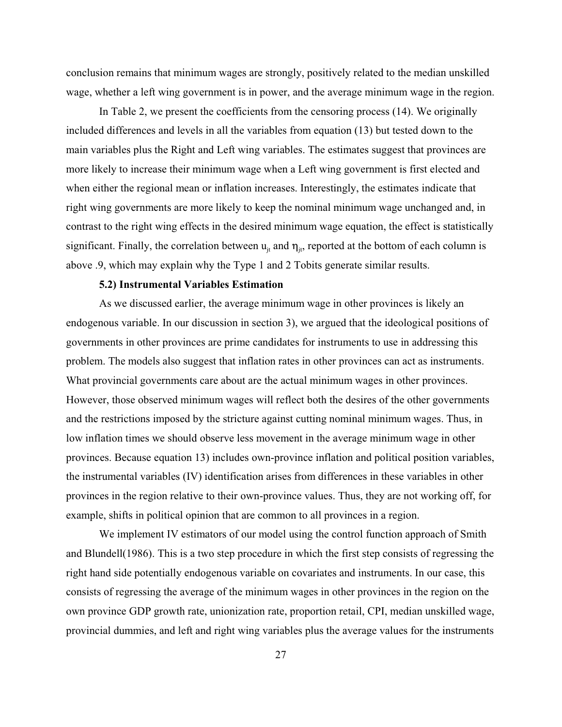conclusion remains that minimum wages are strongly, positively related to the median unskilled wage, whether a left wing government is in power, and the average minimum wage in the region.

In Table 2, we present the coefficients from the censoring process (14). We originally included differences and levels in all the variables from equation (13) but tested down to the main variables plus the Right and Left wing variables. The estimates suggest that provinces are more likely to increase their minimum wage when a Left wing government is first elected and when either the regional mean or inflation increases. Interestingly, the estimates indicate that right wing governments are more likely to keep the nominal minimum wage unchanged and, in contrast to the right wing effects in the desired minimum wage equation, the effect is statistically significant. Finally, the correlation between $u_{jt}$ and $\eta_{jt}$, reported at the bottom of each column is above .9, which may explain why the Type 1 and 2 Tobits generate similar results.

### 5.2) Instrumental Variables Estimation

As we discussed earlier, the average minimum wage in other provinces is likely an endogenous variable. In our discussion in section 3), we argued that the ideological positions of governments in other provinces are prime candidates for instruments to use in addressing this problem. The models also suggest that inflation rates in other provinces can act as instruments. What provincial governments care about are the actual minimum wages in other provinces. However, those observed minimum wages will reflect both the desires of the other governments and the restrictions imposed by the stricture against cutting nominal minimum wages. Thus, in low inflation times we should observe less movement in the average minimum wage in other provinces. Because equation 13) includes own-province inflation and political position variables, the instrumental variables (IV) identification arises from differences in these variables in other provinces in the region relative to their own-province values. Thus, they are not working off, for example, shifts in political opinion that are common to all provinces in a region.

We implement IV estimators of our model using the control function approach of Smith and Blundell(1986). This is a two step procedure in which the first step consists of regressing the right hand side potentially endogenous variable on covariates and instruments. In our case, this consists of regressing the average of the minimum wages in other provinces in the region on the own province GDP growth rate, unionization rate, proportion retail, CPI, median unskilled wage, provincial dummies, and left and right wing variables plus the average values for the instruments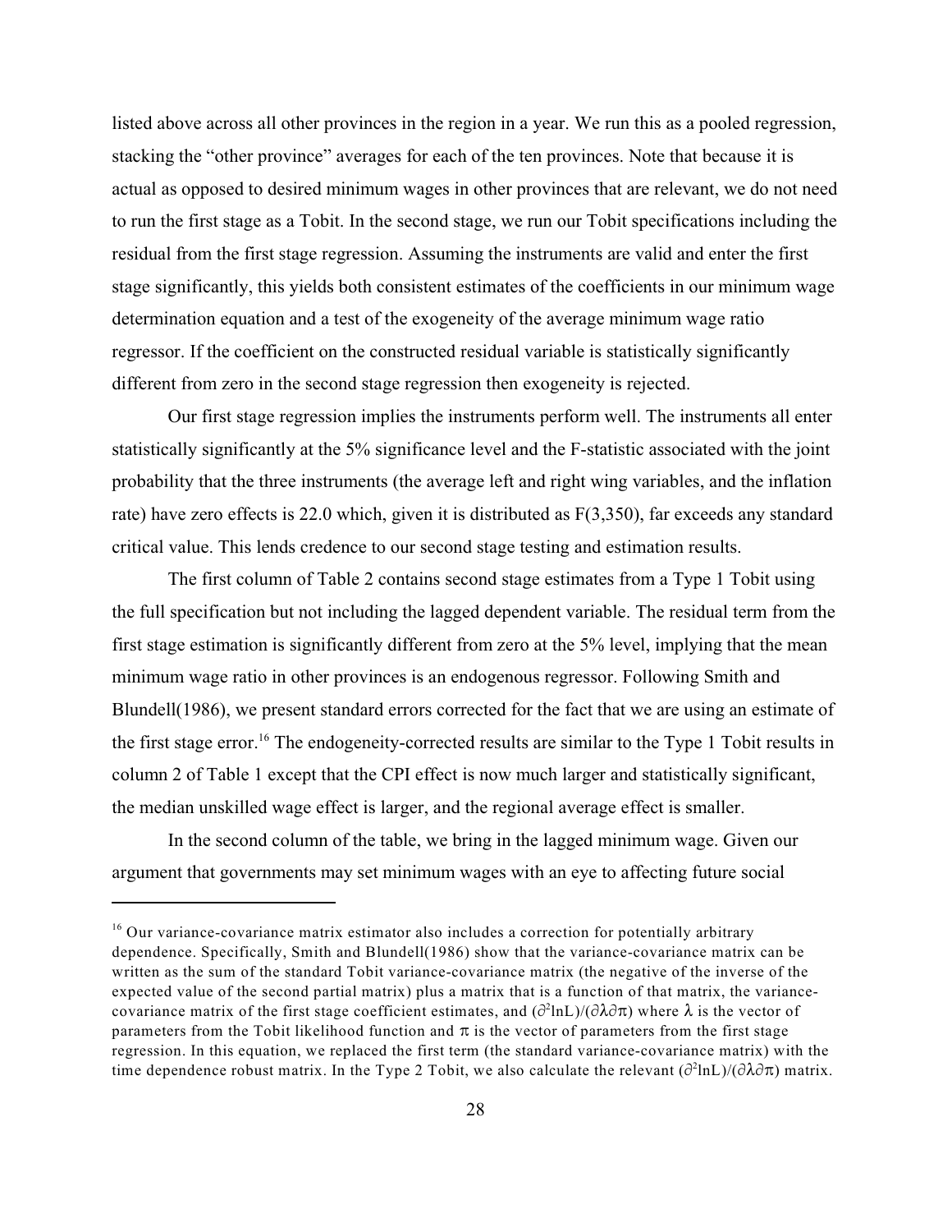listed above across all other provinces in the region in a year. We run this as a pooled regression, stacking the "other province" averages for each of the ten provinces. Note that because it is actual as opposed to desired minimum wages in other provinces that are relevant, we do not need to run the first stage as a Tobit. In the second stage, we run our Tobit specifications including the residual from the first stage regression. Assuming the instruments are valid and enter the first stage significantly, this yields both consistent estimates of the coefficients in our minimum wage determination equation and a test of the exogeneity of the average minimum wage ratio regressor. If the coefficient on the constructed residual variable is statistically significantly different from zero in the second stage regression then exogeneity is rejected.

Our first stage regression implies the instruments perform well. The instruments all enter statistically significantly at the 5% significance level and the F-statistic associated with the joint probability that the three instruments (the average left and right wing variables, and the inflation rate) have zero effects is 22.0 which, given it is distributed as $F(3,350)$, far exceeds any standard critical value. This lends credence to our second stage testing and estimation results.

The first column of Table 2 contains second stage estimates from a Type 1 Tobit using the full specification but not including the lagged dependent variable. The residual term from the first stage estimation is significantly different from zero at the 5% level, implying that the mean minimum wage ratio in other provinces is an endogenous regressor. Following Smith and Blundell(1986), we present standard errors corrected for the fact that we are using an estimate of the first stage error.[16] The endogeneity-corrected results are similar to the Type 1 Tobit results in column 2 of Table 1 except that the CPI effect is now much larger and statistically significant, the median unskilled wage effect is larger, and the regional average effect is smaller.

In the second column of the table, we bring in the lagged minimum wage. Given our argument that governments may set minimum wages with an eye to affecting future social

---

[16] Our variance-covariance matrix estimator also includes a correction for potentially arbitrary dependence. Specifically, Smith and Blundell(1986) show that the variance-covariance matrix can be written as the sum of the standard Tobit variance-covariance matrix (the negative of the inverse of the expected value of the second partial matrix) plus a matrix that is a function of that matrix, the variance-covariance matrix of the first stage coefficient estimates, and $(\partial^2 \ln L)/(\partial\lambda\partial\pi)$ where $\lambda$ is the vector of parameters from the Tobit likelihood function and $\pi$ is the vector of parameters from the first stage regression. In this equation, we replaced the first term (the standard variance-covariance matrix) with the time dependence robust matrix. In the Type 2 Tobit, we also calculate the relevant $(\partial^2 \ln L)/(\partial\lambda\partial\pi)$ matrix.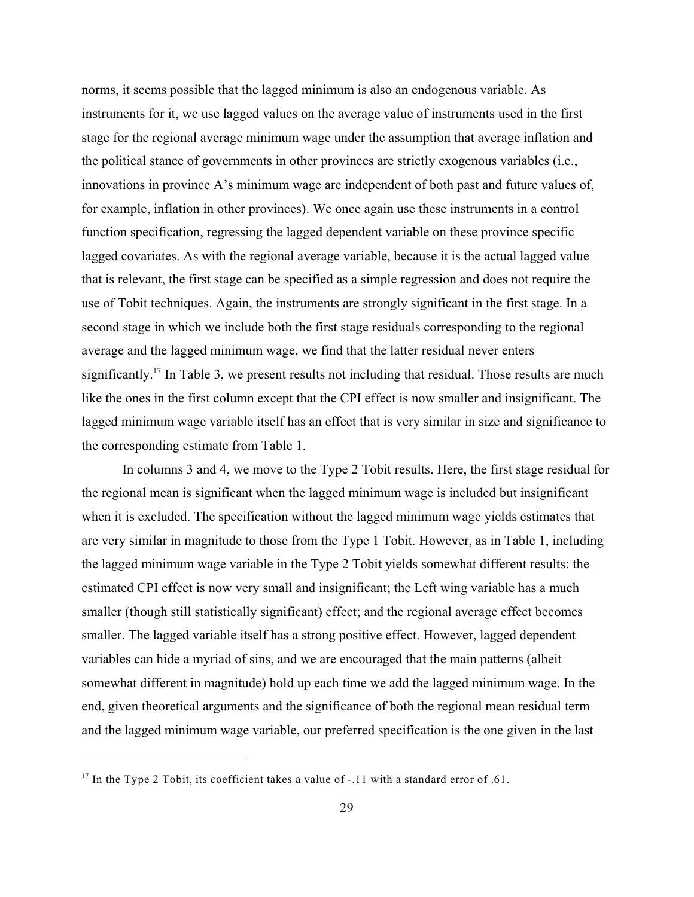norms, it seems possible that the lagged minimum is also an endogenous variable. As instruments for it, we use lagged values on the average value of instruments used in the first stage for the regional average minimum wage under the assumption that average inflation and the political stance of governments in other provinces are strictly exogenous variables (i.e., innovations in province A's minimum wage are independent of both past and future values of, for example, inflation in other provinces). We once again use these instruments in a control function specification, regressing the lagged dependent variable on these province specific lagged covariates. As with the regional average variable, because it is the actual lagged value that is relevant, the first stage can be specified as a simple regression and does not require the use of Tobit techniques. Again, the instruments are strongly significant in the first stage. In a second stage in which we include both the first stage residuals corresponding to the regional average and the lagged minimum wage, we find that the latter residual never enters significantly.[17] In Table 3, we present results not including that residual. Those results are much like the ones in the first column except that the CPI effect is now smaller and insignificant. The lagged minimum wage variable itself has an effect that is very similar in size and significance to the corresponding estimate from Table 1.

In columns 3 and 4, we move to the Type 2 Tobit results. Here, the first stage residual for the regional mean is significant when the lagged minimum wage is included but insignificant when it is excluded. The specification without the lagged minimum wage yields estimates that are very similar in magnitude to those from the Type 1 Tobit. However, as in Table 1, including the lagged minimum wage variable in the Type 2 Tobit yields somewhat different results: the estimated CPI effect is now very small and insignificant; the Left wing variable has a much smaller (though still statistically significant) effect; and the regional average effect becomes smaller. The lagged variable itself has a strong positive effect. However, lagged dependent variables can hide a myriad of sins, and we are encouraged that the main patterns (albeit somewhat different in magnitude) hold up each time we add the lagged minimum wage. In the end, given theoretical arguments and the significance of both the regional mean residual term and the lagged minimum wage variable, our preferred specification is the one given in the last

[17] In the Type 2 Tobit, its coefficient takes a value of -.11 with a standard error of .61.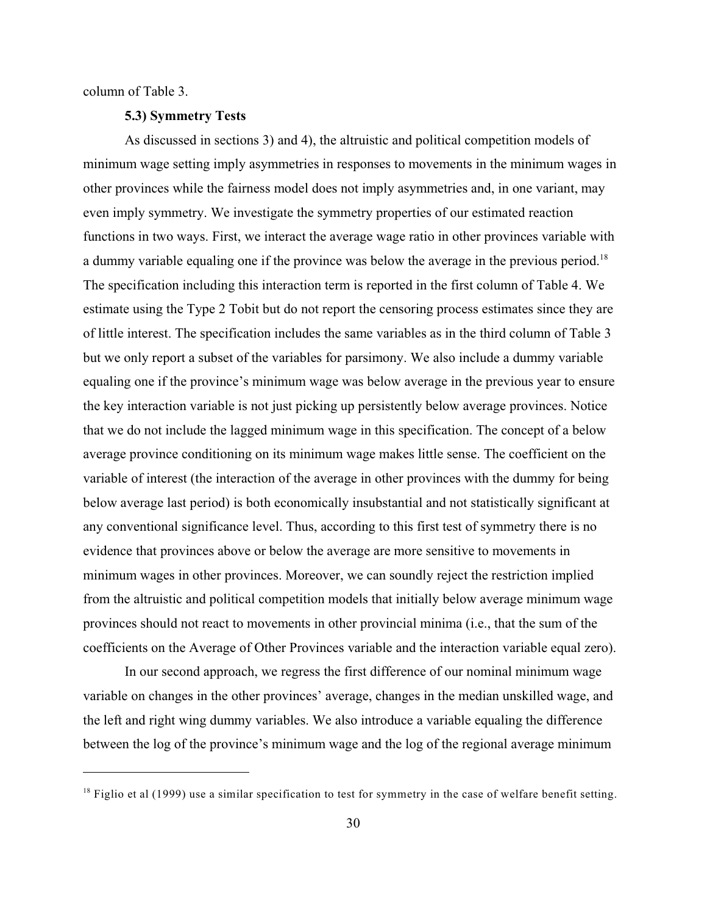column of Table 3.

### 5.3) Symmetry Tests

As discussed in sections 3) and 4), the altruistic and political competition models of minimum wage setting imply asymmetries in responses to movements in the minimum wages in other provinces while the fairness model does not imply asymmetries and, in one variant, may even imply symmetry. We investigate the symmetry properties of our estimated reaction functions in two ways. First, we interact the average wage ratio in other provinces variable with a dummy variable equaling one if the province was below the average in the previous period.[18] The specification including this interaction term is reported in the first column of Table 4. We estimate using the Type 2 Tobit but do not report the censoring process estimates since they are of little interest. The specification includes the same variables as in the third column of Table 3 but we only report a subset of the variables for parsimony. We also include a dummy variable equaling one if the province's minimum wage was below average in the previous year to ensure the key interaction variable is not just picking up persistently below average provinces. Notice that we do not include the lagged minimum wage in this specification. The concept of a below average province conditioning on its minimum wage makes little sense. The coefficient on the variable of interest (the interaction of the average in other provinces with the dummy for being below average last period) is both economically insubstantial and not statistically significant at any conventional significance level. Thus, according to this first test of symmetry there is no evidence that provinces above or below the average are more sensitive to movements in minimum wages in other provinces. Moreover, we can soundly reject the restriction implied from the altruistic and political competition models that initially below average minimum wage provinces should not react to movements in other provincial minima (i.e., that the sum of the coefficients on the Average of Other Provinces variable and the interaction variable equal zero).

In our second approach, we regress the first difference of our nominal minimum wage variable on changes in the other provinces' average, changes in the median unskilled wage, and the left and right wing dummy variables. We also introduce a variable equaling the difference between the log of the province's minimum wage and the log of the regional average minimum

[18] Figlio et al (1999) use a similar specification to test for symmetry in the case of welfare benefit setting.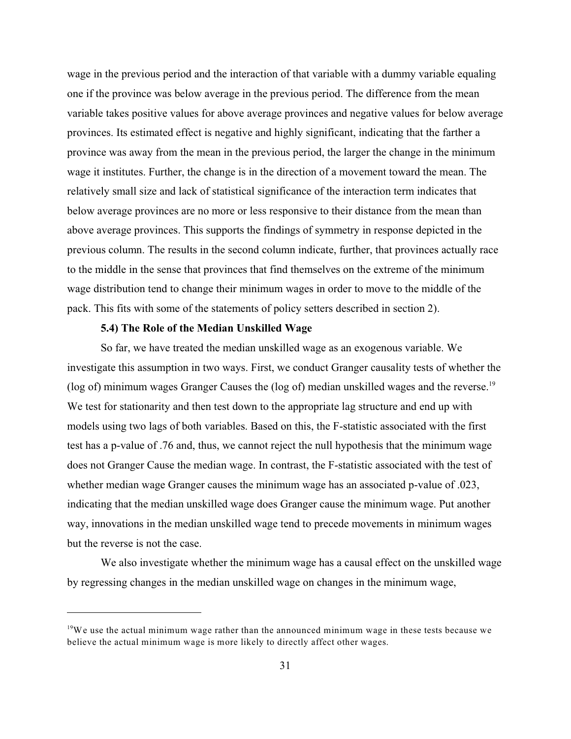wage in the previous period and the interaction of that variable with a dummy variable equaling one if the province was below average in the previous period. The difference from the mean variable takes positive values for above average provinces and negative values for below average provinces. Its estimated effect is negative and highly significant, indicating that the farther a province was away from the mean in the previous period, the larger the change in the minimum wage it institutes. Further, the change is in the direction of a movement toward the mean. The relatively small size and lack of statistical significance of the interaction term indicates that below average provinces are no more or less responsive to their distance from the mean than above average provinces. This supports the findings of symmetry in response depicted in the previous column. The results in the second column indicate, further, that provinces actually race to the middle in the sense that provinces that find themselves on the extreme of the minimum wage distribution tend to change their minimum wages in order to move to the middle of the pack. This fits with some of the statements of policy setters described in section 2).

### 5.4) The Role of the Median Unskilled Wage

So far, we have treated the median unskilled wage as an exogenous variable. We investigate this assumption in two ways. First, we conduct Granger causality tests of whether the (log of) minimum wages Granger Causes the (log of) median unskilled wages and the reverse.[19] We test for stationarity and then test down to the appropriate lag structure and end up with models using two lags of both variables. Based on this, the F-statistic associated with the first test has a p-value of .76 and, thus, we cannot reject the null hypothesis that the minimum wage does not Granger Cause the median wage. In contrast, the F-statistic associated with the test of whether median wage Granger causes the minimum wage has an associated p-value of .023, indicating that the median unskilled wage does Granger cause the minimum wage. Put another way, innovations in the median unskilled wage tend to precede movements in minimum wages but the reverse is not the case.

We also investigate whether the minimum wage has a causal effect on the unskilled wage by regressing changes in the median unskilled wage on changes in the minimum wage,

[19] We use the actual minimum wage rather than the announced minimum wage in these tests because we believe the actual minimum wage is more likely to directly affect other wages.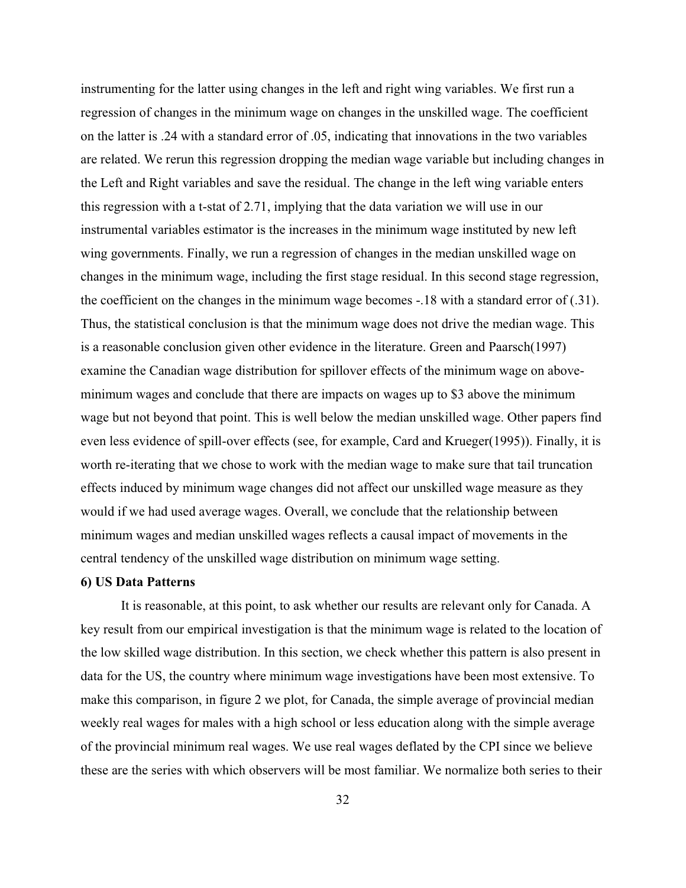instrumenting for the latter using changes in the left and right wing variables. We first run a regression of changes in the minimum wage on changes in the unskilled wage. The coefficient on the latter is .24 with a standard error of .05, indicating that innovations in the two variables are related. We rerun this regression dropping the median wage variable but including changes in the Left and Right variables and save the residual. The change in the left wing variable enters this regression with a t-stat of 2.71, implying that the data variation we will use in our instrumental variables estimator is the increases in the minimum wage instituted by new left wing governments. Finally, we run a regression of changes in the median unskilled wage on changes in the minimum wage, including the first stage residual. In this second stage regression, the coefficient on the changes in the minimum wage becomes -.18 with a standard error of (.31). Thus, the statistical conclusion is that the minimum wage does not drive the median wage. This is a reasonable conclusion given other evidence in the literature. Green and Paarsch(1997) examine the Canadian wage distribution for spillover effects of the minimum wage on above-minimum wages and conclude that there are impacts on wages up to $3 above the minimum wage but not beyond that point. This is well below the median unskilled wage. Other papers find even less evidence of spill-over effects (see, for example, Card and Krueger(1995)). Finally, it is worth re-iterating that we chose to work with the median wage to make sure that tail truncation effects induced by minimum wage changes did not affect our unskilled wage measure as they would if we had used average wages. Overall, we conclude that the relationship between minimum wages and median unskilled wages reflects a causal impact of movements in the central tendency of the unskilled wage distribution on minimum wage setting.

**6) US Data Patterns**

It is reasonable, at this point, to ask whether our results are relevant only for Canada. A key result from our empirical investigation is that the minimum wage is related to the location of the low skilled wage distribution. In this section, we check whether this pattern is also present in data for the US, the country where minimum wage investigations have been most extensive. To make this comparison, in figure 2 we plot, for Canada, the simple average of provincial median weekly real wages for males with a high school or less education along with the simple average of the provincial minimum real wages. We use real wages deflated by the CPI since we believe these are the series with which observers will be most familiar. We normalize both series to their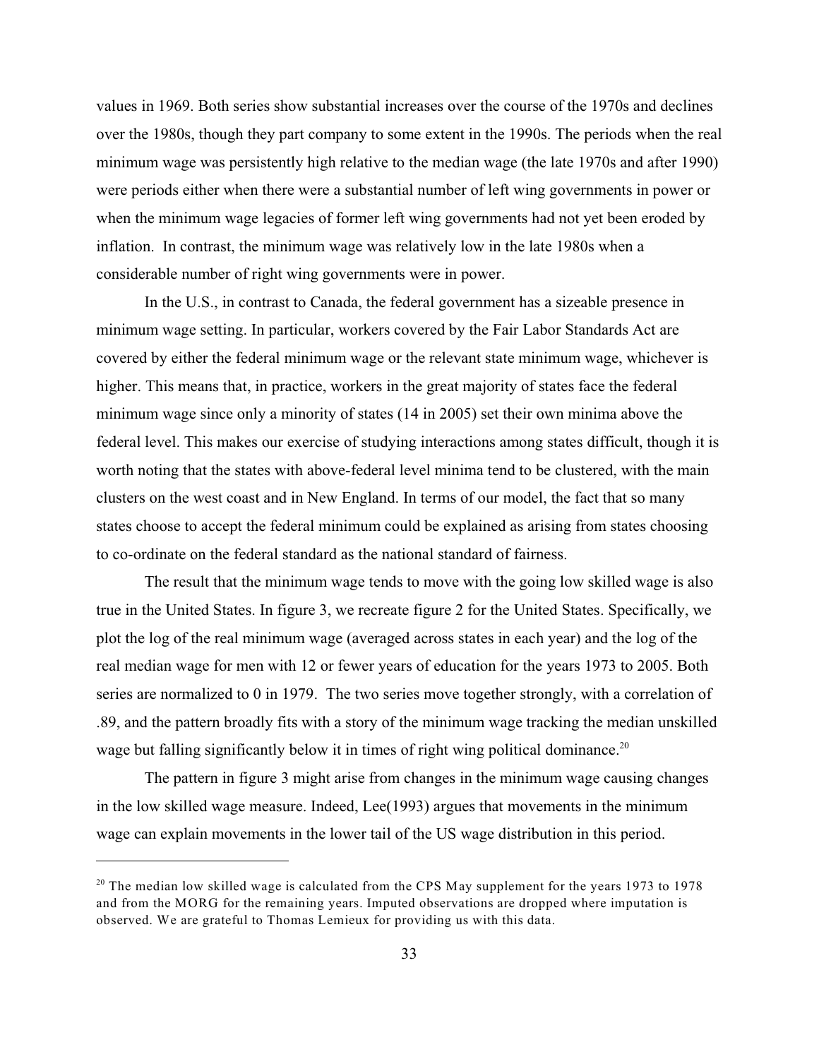values in 1969. Both series show substantial increases over the course of the 1970s and declines over the 1980s, though they part company to some extent in the 1990s. The periods when the real minimum wage was persistently high relative to the median wage (the late 1970s and after 1990) were periods either when there were a substantial number of left wing governments in power or when the minimum wage legacies of former left wing governments had not yet been eroded by inflation. In contrast, the minimum wage was relatively low in the late 1980s when a considerable number of right wing governments were in power.

In the U.S., in contrast to Canada, the federal government has a sizeable presence in minimum wage setting. In particular, workers covered by the Fair Labor Standards Act are covered by either the federal minimum wage or the relevant state minimum wage, whichever is higher. This means that, in practice, workers in the great majority of states face the federal minimum wage since only a minority of states (14 in 2005) set their own minima above the federal level. This makes our exercise of studying interactions among states difficult, though it is worth noting that the states with above-federal level minima tend to be clustered, with the main clusters on the west coast and in New England. In terms of our model, the fact that so many states choose to accept the federal minimum could be explained as arising from states choosing to co-ordinate on the federal standard as the national standard of fairness.

The result that the minimum wage tends to move with the going low skilled wage is also true in the United States. In figure 3, we recreate figure 2 for the United States. Specifically, we plot the log of the real minimum wage (averaged across states in each year) and the log of the real median wage for men with 12 or fewer years of education for the years 1973 to 2005. Both series are normalized to 0 in 1979. The two series move together strongly, with a correlation of .89, and the pattern broadly fits with a story of the minimum wage tracking the median unskilled wage but falling significantly below it in times of right wing political dominance.[20]

The pattern in figure 3 might arise from changes in the minimum wage causing changes in the low skilled wage measure. Indeed, Lee(1993) argues that movements in the minimum wage can explain movements in the lower tail of the US wage distribution in this period.

---

[20] The median low skilled wage is calculated from the CPS May supplement for the years 1973 to 1978 and from the MORG for the remaining years. Imputed observations are dropped where imputation is observed. We are grateful to Thomas Lemieux for providing us with this data.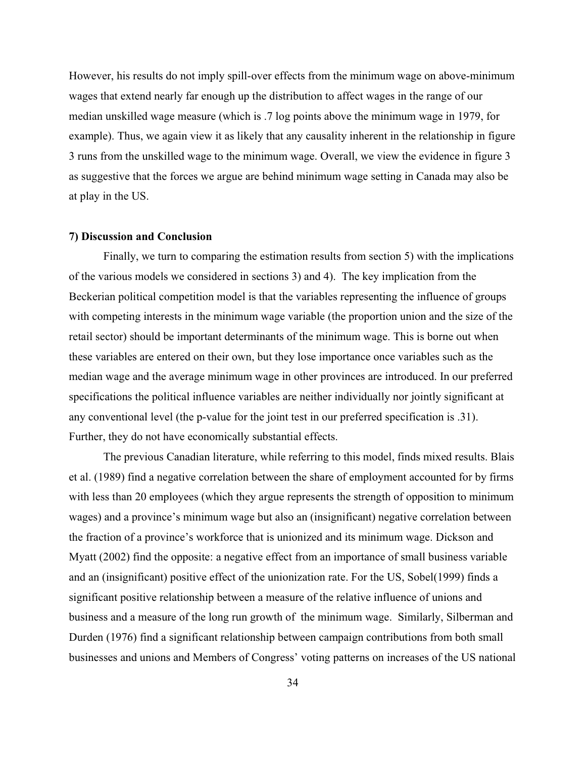However, his results do not imply spill-over effects from the minimum wage on above-minimum wages that extend nearly far enough up the distribution to affect wages in the range of our median unskilled wage measure (which is .7 log points above the minimum wage in 1979, for example). Thus, we again view it as likely that any causality inherent in the relationship in figure 3 runs from the unskilled wage to the minimum wage. Overall, we view the evidence in figure 3 as suggestive that the forces we argue are behind minimum wage setting in Canada may also be at play in the US.

### 7) Discussion and Conclusion

Finally, we turn to comparing the estimation results from section 5) with the implications of the various models we considered in sections 3) and 4). The key implication from the Beckerian political competition model is that the variables representing the influence of groups with competing interests in the minimum wage variable (the proportion union and the size of the retail sector) should be important determinants of the minimum wage. This is borne out when these variables are entered on their own, but they lose importance once variables such as the median wage and the average minimum wage in other provinces are introduced. In our preferred specifications the political influence variables are neither individually nor jointly significant at any conventional level (the p-value for the joint test in our preferred specification is .31). Further, they do not have economically substantial effects.

The previous Canadian literature, while referring to this model, finds mixed results. Blais et al. (1989) find a negative correlation between the share of employment accounted for by firms with less than 20 employees (which they argue represents the strength of opposition to minimum wages) and a province's minimum wage but also an (insignificant) negative correlation between the fraction of a province's workforce that is unionized and its minimum wage. Dickson and Myatt (2002) find the opposite: a negative effect from an importance of small business variable and an (insignificant) positive effect of the unionization rate. For the US, Sobel(1999) finds a significant positive relationship between a measure of the relative influence of unions and business and a measure of the long run growth of the minimum wage. Similarly, Silberman and Durden (1976) find a significant relationship between campaign contributions from both small businesses and unions and Members of Congress' voting patterns on increases of the US national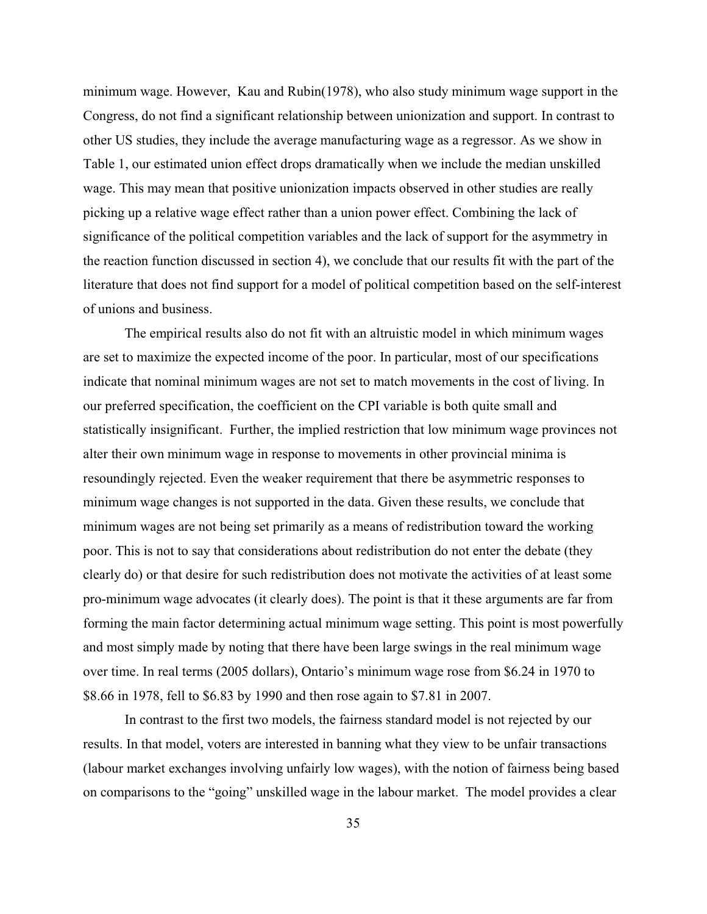minimum wage. However, Kau and Rubin(1978), who also study minimum wage support in the Congress, do not find a significant relationship between unionization and support. In contrast to other US studies, they include the average manufacturing wage as a regressor. As we show in Table 1, our estimated union effect drops dramatically when we include the median unskilled wage. This may mean that positive unionization impacts observed in other studies are really picking up a relative wage effect rather than a union power effect. Combining the lack of significance of the political competition variables and the lack of support for the asymmetry in the reaction function discussed in section 4), we conclude that our results fit with the part of the literature that does not find support for a model of political competition based on the self-interest of unions and business.

The empirical results also do not fit with an altruistic model in which minimum wages are set to maximize the expected income of the poor. In particular, most of our specifications indicate that nominal minimum wages are not set to match movements in the cost of living. In our preferred specification, the coefficient on the CPI variable is both quite small and statistically insignificant. Further, the implied restriction that low minimum wage provinces not alter their own minimum wage in response to movements in other provincial minima is resoundingly rejected. Even the weaker requirement that there be asymmetric responses to minimum wage changes is not supported in the data. Given these results, we conclude that minimum wages are not being set primarily as a means of redistribution toward the working poor. This is not to say that considerations about redistribution do not enter the debate (they clearly do) or that desire for such redistribution does not motivate the activities of at least some pro-minimum wage advocates (it clearly does). The point is that it these arguments are far from forming the main factor determining actual minimum wage setting. This point is most powerfully and most simply made by noting that there have been large swings in the real minimum wage over time. In real terms (2005 dollars), Ontario's minimum wage rose from $6.24 in 1970 to $8.66 in 1978, fell to $6.83 by 1990 and then rose again to $7.81 in 2007.

In contrast to the first two models, the fairness standard model is not rejected by our results. In that model, voters are interested in banning what they view to be unfair transactions (labour market exchanges involving unfairly low wages), with the notion of fairness being based on comparisons to the "going" unskilled wage in the labour market. The model provides a clear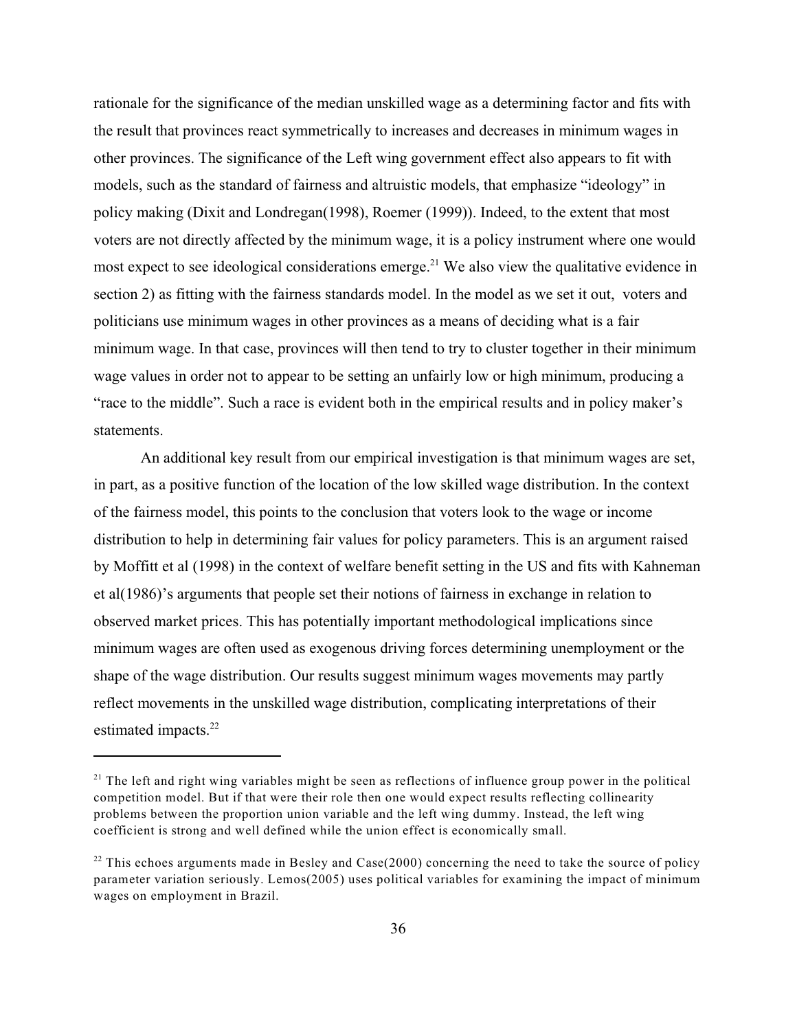rationale for the significance of the median unskilled wage as a determining factor and fits with the result that provinces react symmetrically to increases and decreases in minimum wages in other provinces. The significance of the Left wing government effect also appears to fit with models, such as the standard of fairness and altruistic models, that emphasize "ideology" in policy making (Dixit and Londregan(1998), Roemer (1999)). Indeed, to the extent that most voters are not directly affected by the minimum wage, it is a policy instrument where one would most expect to see ideological considerations emerge.[21] We also view the qualitative evidence in section 2) as fitting with the fairness standards model. In the model as we set it out, voters and politicians use minimum wages in other provinces as a means of deciding what is a fair minimum wage. In that case, provinces will then tend to try to cluster together in their minimum wage values in order not to appear to be setting an unfairly low or high minimum, producing a "race to the middle". Such a race is evident both in the empirical results and in policy maker's statements.

An additional key result from our empirical investigation is that minimum wages are set, in part, as a positive function of the location of the low skilled wage distribution. In the context of the fairness model, this points to the conclusion that voters look to the wage or income distribution to help in determining fair values for policy parameters. This is an argument raised by Moffitt et al (1998) in the context of welfare benefit setting in the US and fits with Kahneman et al(1986)'s arguments that people set their notions of fairness in exchange in relation to observed market prices. This has potentially important methodological implications since minimum wages are often used as exogenous driving forces determining unemployment or the shape of the wage distribution. Our results suggest minimum wages movements may partly reflect movements in the unskilled wage distribution, complicating interpretations of their estimated impacts.[22]

---

[21] The left and right wing variables might be seen as reflections of influence group power in the political competition model. But if that were their role then one would expect results reflecting collinearity problems between the proportion union variable and the left wing dummy. Instead, the left wing coefficient is strong and well defined while the union effect is economically small.

[22] This echoes arguments made in Besley and Case(2000) concerning the need to take the source of policy parameter variation seriously. Lemos(2005) uses political variables for examining the impact of minimum wages on employment in Brazil.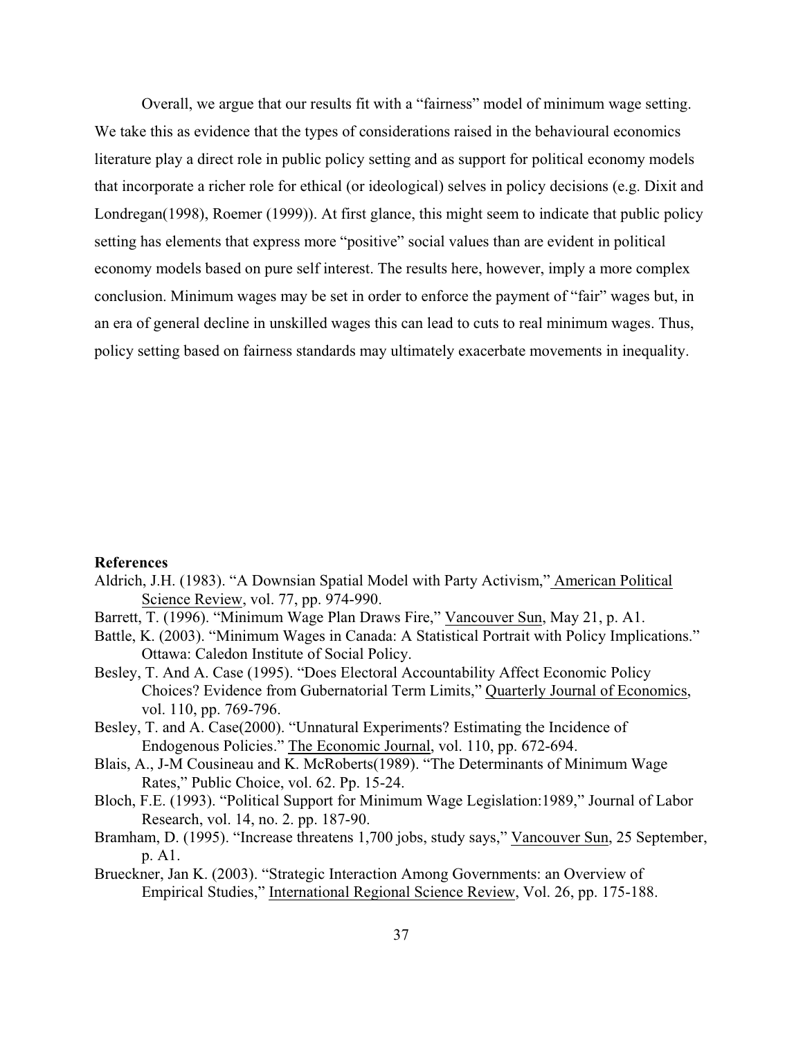Overall, we argue that our results fit with a "fairness" model of minimum wage setting. We take this as evidence that the types of considerations raised in the behavioural economics literature play a direct role in public policy setting and as support for political economy models that incorporate a richer role for ethical (or ideological) selves in policy decisions (e.g. Dixit and Londregan(1998), Roemer (1999)). At first glance, this might seem to indicate that public policy setting has elements that express more "positive" social values than are evident in political economy models based on pure self interest. The results here, however, imply a more complex conclusion. Minimum wages may be set in order to enforce the payment of "fair" wages but, in an era of general decline in unskilled wages this can lead to cuts to real minimum wages. Thus, policy setting based on fairness standards may ultimately exacerbate movements in inequality.

**References**

Aldrich, J.H. (1983). "A Downsian Spatial Model with Party Activism," American Political Science Review, vol. 77, pp. 974-990.

Barrett, T. (1996). "Minimum Wage Plan Draws Fire," Vancouver Sun, May 21, p. A1.

Battle, K. (2003). "Minimum Wages in Canada: A Statistical Portrait with Policy Implications." Ottawa: Caledon Institute of Social Policy.

Besley, T. And A. Case (1995). "Does Electoral Accountability Affect Economic Policy Choices? Evidence from Gubernatorial Term Limits," Quarterly Journal of Economics, vol. 110, pp. 769-796.

Besley, T. and A. Case(2000). "Unnatural Experiments? Estimating the Incidence of Endogenous Policies." The Economic Journal, vol. 110, pp. 672-694.

Blais, A., J-M Cousineau and K. McRoberts(1989). "The Determinants of Minimum Wage Rates," Public Choice, vol. 62. Pp. 15-24.

Bloch, F.E. (1993). "Political Support for Minimum Wage Legislation:1989," Journal of Labor Research, vol. 14, no. 2. pp. 187-90.

Bramham, D. (1995). "Increase threatens 1,700 jobs, study says," Vancouver Sun, 25 September, p. A1.

Brueckner, Jan K. (2003). "Strategic Interaction Among Governments: an Overview of Empirical Studies," International Regional Science Review, Vol. 26, pp. 175-188.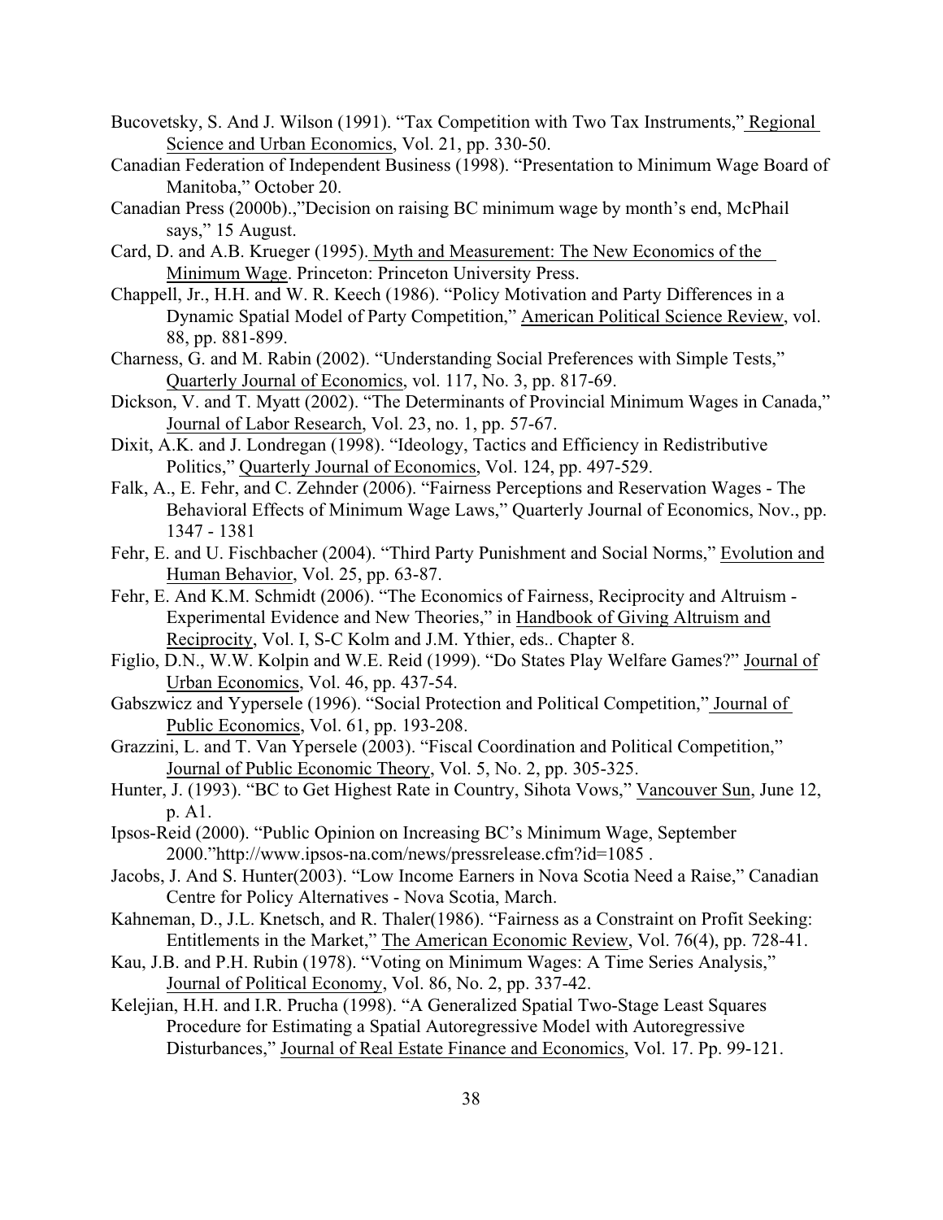Bucovetsky, S. And J. Wilson (1991). "Tax Competition with Two Tax Instruments," Regional Science and Urban Economics, Vol. 21, pp. 330-50.

Canadian Federation of Independent Business (1998). "Presentation to Minimum Wage Board of Manitoba," October 20.

Canadian Press (2000b).,"Decision on raising BC minimum wage by month's end, McPhail says," 15 August.

Card, D. and A.B. Krueger (1995). Myth and Measurement: The New Economics of the Minimum Wage. Princeton: Princeton University Press.

Chappell, Jr., H.H. and W. R. Keech (1986). "Policy Motivation and Party Differences in a Dynamic Spatial Model of Party Competition," American Political Science Review, vol. 88, pp. 881-899.

Charness, G. and M. Rabin (2002). "Understanding Social Preferences with Simple Tests," Quarterly Journal of Economics, vol. 117, No. 3, pp. 817-69.

Dickson, V. and T. Myatt (2002). "The Determinants of Provincial Minimum Wages in Canada," Journal of Labor Research, Vol. 23, no. 1, pp. 57-67.

Dixit, A.K. and J. Londregan (1998). "Ideology, Tactics and Efficiency in Redistributive Politics," Quarterly Journal of Economics, Vol. 124, pp. 497-529.

Falk, A., E. Fehr, and C. Zehnder (2006). "Fairness Perceptions and Reservation Wages - The Behavioral Effects of Minimum Wage Laws," Quarterly Journal of Economics, Nov., pp. 1347 - 1381

Fehr, E. and U. Fischbacher (2004). "Third Party Punishment and Social Norms," Evolution and Human Behavior, Vol. 25, pp. 63-87.

Fehr, E. And K.M. Schmidt (2006). "The Economics of Fairness, Reciprocity and Altruism - Experimental Evidence and New Theories," in Handbook of Giving Altruism and Reciprocity, Vol. I, S-C Kolm and J.M. Ythier, eds.. Chapter 8.

Figlio, D.N., W.W. Kolpin and W.E. Reid (1999). "Do States Play Welfare Games?" Journal of Urban Economics, Vol. 46, pp. 437-54.

Gabszwicz and Yypersele (1996). "Social Protection and Political Competition," Journal of Public Economics, Vol. 61, pp. 193-208.

Grazzini, L. and T. Van Ypersele (2003). "Fiscal Coordination and Political Competition," Journal of Public Economic Theory, Vol. 5, No. 2, pp. 305-325.

Hunter, J. (1993). "BC to Get Highest Rate in Country, Sihota Vows," Vancouver Sun, June 12, p. A1.

Ipsos-Reid (2000). "Public Opinion on Increasing BC's Minimum Wage, September 2000."http://www.ipsos-na.com/news/pressrelease.cfm?id=1085 .

Jacobs, J. And S. Hunter(2003). "Low Income Earners in Nova Scotia Need a Raise," Canadian Centre for Policy Alternatives - Nova Scotia, March.

Kahneman, D., J.L. Knetsch, and R. Thaler(1986). "Fairness as a Constraint on Profit Seeking: Entitlements in the Market," The American Economic Review, Vol. 76(4), pp. 728-41.

Kau, J.B. and P.H. Rubin (1978). "Voting on Minimum Wages: A Time Series Analysis," Journal of Political Economy, Vol. 86, No. 2, pp. 337-42.

Kelejian, H.H. and I.R. Prucha (1998). "A Generalized Spatial Two-Stage Least Squares Procedure for Estimating a Spatial Autoregressive Model with Autoregressive Disturbances," Journal of Real Estate Finance and Economics, Vol. 17. Pp. 99-121.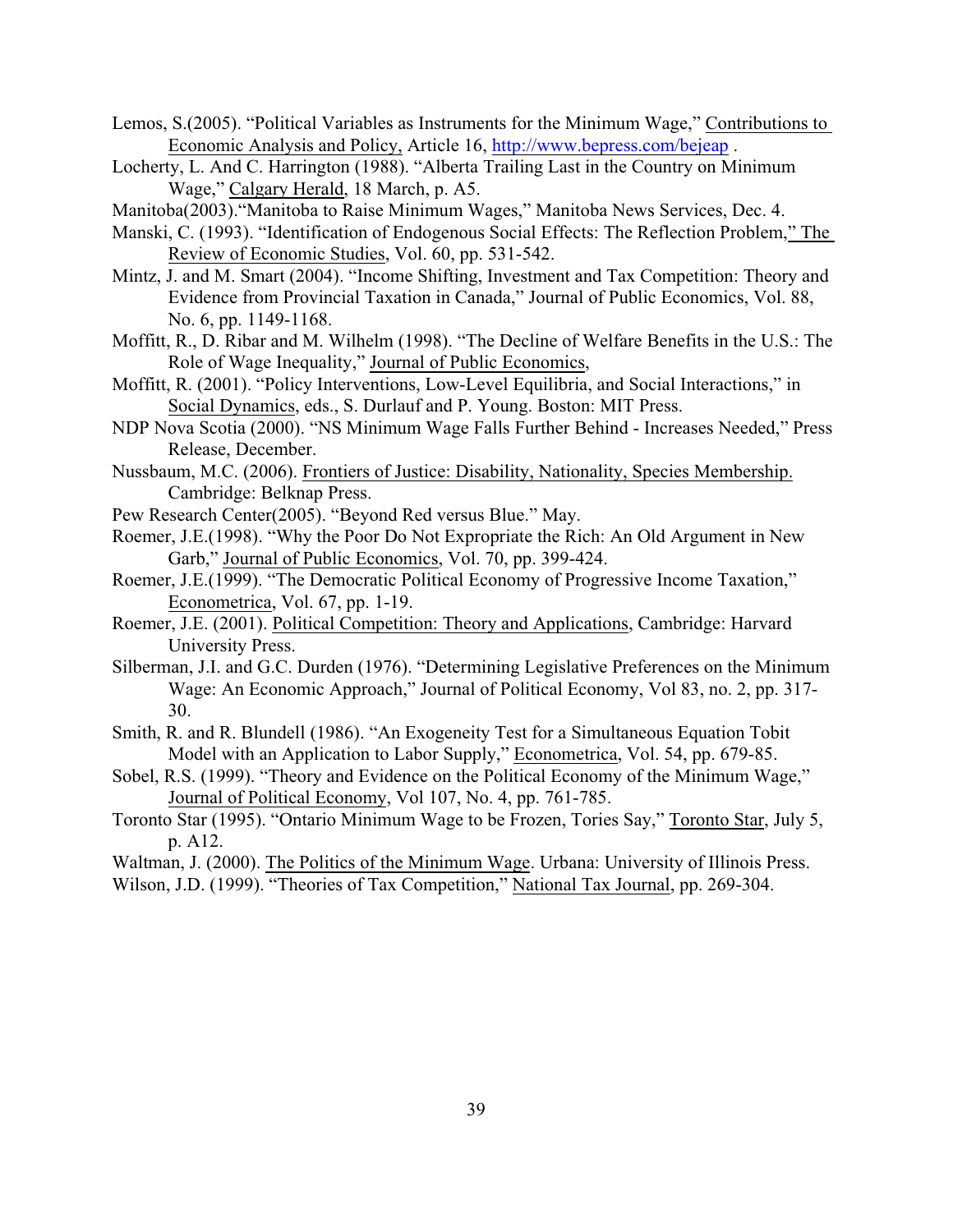Lemos, S.(2005). "Political Variables as Instruments for the Minimum Wage," Contributions to Economic Analysis and Policy, Article 16, http://www.bepress.com/bejeap .

Locherty, L. And C. Harrington (1988). "Alberta Trailing Last in the Country on Minimum Wage," Calgary Herald, 18 March, p. A5.

Manitoba(2003)."Manitoba to Raise Minimum Wages," Manitoba News Services, Dec. 4.

Manski, C. (1993). "Identification of Endogenous Social Effects: The Reflection Problem," The Review of Economic Studies, Vol. 60, pp. 531-542.

Mintz, J. and M. Smart (2004). "Income Shifting, Investment and Tax Competition: Theory and Evidence from Provincial Taxation in Canada," Journal of Public Economics, Vol. 88, No. 6, pp. 1149-1168.

Moffitt, R., D. Ribar and M. Wilhelm (1998). "The Decline of Welfare Benefits in the U.S.: The Role of Wage Inequality," Journal of Public Economics,

Moffitt, R. (2001). "Policy Interventions, Low-Level Equilibria, and Social Interactions," in Social Dynamics, eds., S. Durlauf and P. Young. Boston: MIT Press.

NDP Nova Scotia (2000). "NS Minimum Wage Falls Further Behind - Increases Needed," Press Release, December.

Nussbaum, M.C. (2006). Frontiers of Justice: Disability, Nationality, Species Membership. Cambridge: Belknap Press.

Pew Research Center(2005). "Beyond Red versus Blue." May.

Roemer, J.E.(1998). "Why the Poor Do Not Expropriate the Rich: An Old Argument in New Garb," Journal of Public Economics, Vol. 70, pp. 399-424.

Roemer, J.E.(1999). "The Democratic Political Economy of Progressive Income Taxation," Econometrica, Vol. 67, pp. 1-19.

Roemer, J.E. (2001). Political Competition: Theory and Applications, Cambridge: Harvard University Press.

Silberman, J.I. and G.C. Durden (1976). "Determining Legislative Preferences on the Minimum Wage: An Economic Approach," Journal of Political Economy, Vol 83, no. 2, pp. 317-30.

Smith, R. and R. Blundell (1986). "An Exogeneity Test for a Simultaneous Equation Tobit Model with an Application to Labor Supply," Econometrica, Vol. 54, pp. 679-85.

Sobel, R.S. (1999). "Theory and Evidence on the Political Economy of the Minimum Wage," Journal of Political Economy, Vol 107, No. 4, pp. 761-785.

Toronto Star (1995). "Ontario Minimum Wage to be Frozen, Tories Say," Toronto Star, July 5, p. A12.

Waltman, J. (2000). The Politics of the Minimum Wage. Urbana: University of Illinois Press.

Wilson, J.D. (1999). "Theories of Tax Competition," National Tax Journal, pp. 269-304.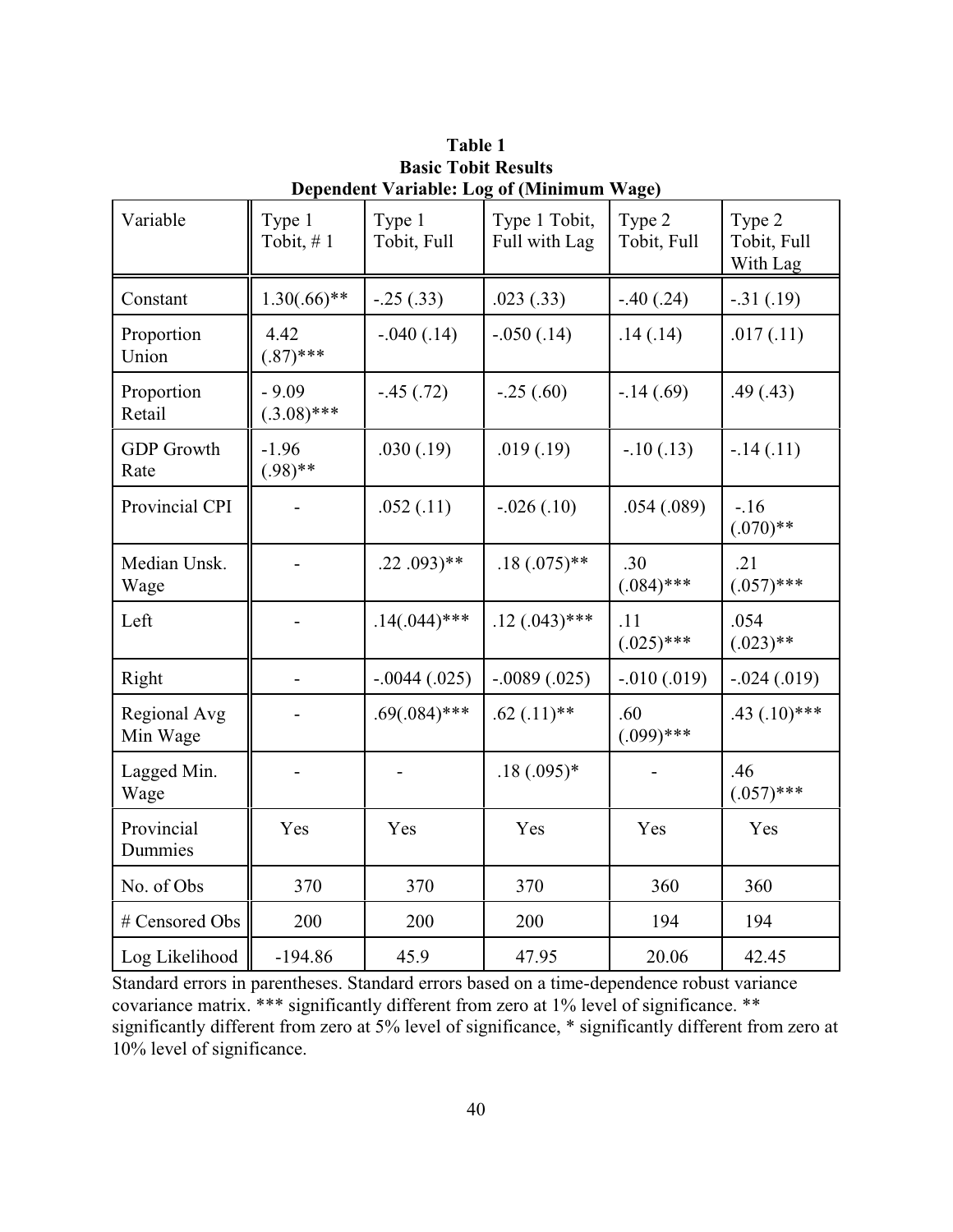**Table 1**
**Basic Tobit Results**
**Dependent Variable: Log of (Minimum Wage)**

| Variable | Type 1 Tobit, # 1 | Type 1 Tobit, Full | Type 1 Tobit, Full with Lag | Type 2 Tobit, Full | Type 2 Tobit, Full With Lag |
|---|---|---|---|---|---|
| Constant | 1.30(.66)** | -.25 (.33) | .023 (.33) | -.40 (.24) | -.31 (.19) |
| Proportion Union | 4.42 (.87)*** | -.040 (.14) | -.050 (.14) | .14 (.14) | .017 (.11) |
| Proportion Retail | - 9.09 (3.08)*** | -.45 (.72) | -.25 (.60) | -.14 (.69) | .49 (.43) |
| GDP Growth Rate | -1.96 (.98)** | .030 (.19) | .019 (.19) | -.10 (.13) | -.14 (.11) |
| Provincial CPI | - | .052 (.11) | -.026 (.10) | .054 (.089) | -.16 (.070)** |
| Median Unsk. Wage | - | .22 .093)** | .18 (.075)** | .30 (.084)*** | .21 (.057)*** |
| Left | - | .14(.044)*** | .12 (.043)*** | .11 (.025)*** | .054 (.023)** |
| Right | - | -.0044 (.025) | -.0089 (.025) | -.010 (.019) | -.024 (.019) |
| Regional Avg Min Wage | - | .69(.084)*** | .62 (.11)** | .60 (.099)*** | .43 (.10)*** |
| Lagged Min. Wage | - | - | .18 (.095)* | - | .46 (.057)*** |
| Provincial Dummies | Yes | Yes | Yes | Yes | Yes |
| No. of Obs | 370 | 370 | 370 | 360 | 360 |
| # Censored Obs | 200 | 200 | 200 | 194 | 194 |
| Log Likelihood | -194.86 | 45.9 | 47.95 | 20.06 | 42.45 |

Standard errors in parentheses. Standard errors based on a time-dependence robust variance covariance matrix. *** significantly different from zero at 1% level of significance. ** significantly different from zero at 5% level of significance, * significantly different from zero at 10% level of significance.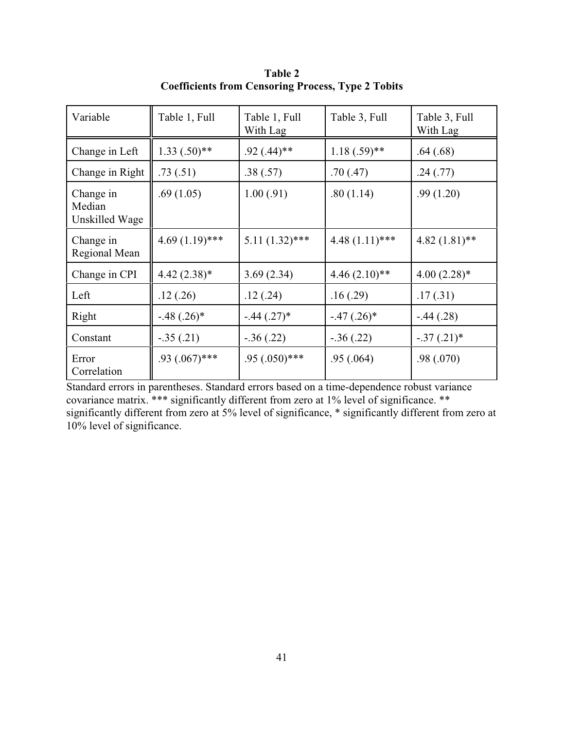**Table 2**
**Coefficients from Censoring Process, Type 2 Tobits**

| Variable | Table 1, Full | Table 1, Full With Lag | Table 3, Full | Table 3, Full With Lag |
|---|---|---|---|---|
| Change in Left | 1.33 (.50)** | .92 (.44)** | 1.18 (.59)** | .64 (.68) |
| Change in Right | .73 (.51) | .38 (.57) | .70 (.47) | .24 (.77) |
| Change in Median Unskilled Wage | .69 (1.05) | 1.00 (.91) | .80 (1.14) | .99 (1.20) |
| Change in Regional Mean | 4.69 (1.19)*** | 5.11 (1.32)*** | 4.48 (1.11)*** | 4.82 (1.81)** |
| Change in CPI | 4.42 (2.38)* | 3.69 (2.34) | 4.46 (2.10)** | 4.00 (2.28)* |
| Left | .12 (.26) | .12 (.24) | .16 (.29) | .17 (.31) |
| Right | -.48 (.26)* | -.44 (.27)* | -.47 (.26)* | -.44 (.28) |
| Constant | -.35 (.21) | -.36 (.22) | -.36 (.22) | -.37 (.21)* |
| Error Correlation | .93 (.067)*** | .95 (.050)*** | .95 (.064) | .98 (.070) |

Standard errors in parentheses. Standard errors based on a time-dependence robust variance covariance matrix. *** significantly different from zero at 1% level of significance. ** significantly different from zero at 5% level of significance, * significantly different from zero at 10% level of significance.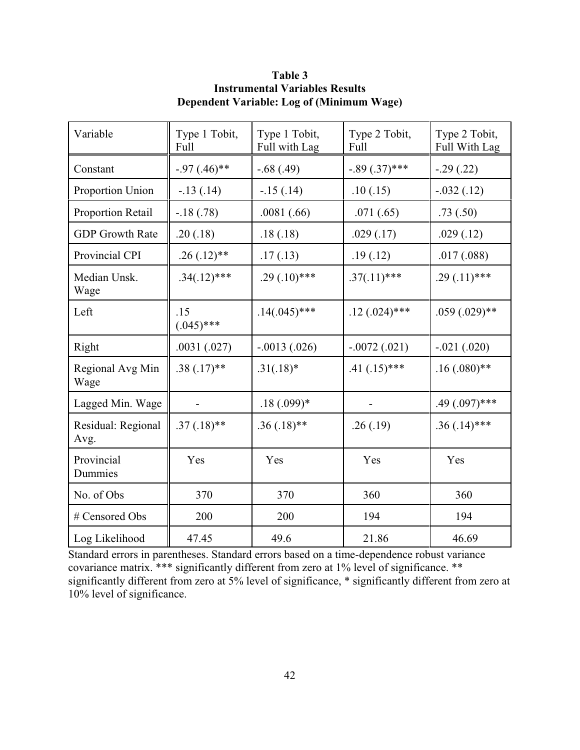**Table 3**
**Instrumental Variables Results**
**Dependent Variable: Log of (Minimum Wage)**

| Variable | Type 1 Tobit, Full | Type 1 Tobit, Full with Lag | Type 2 Tobit, Full | Type 2 Tobit, Full With Lag |
|---|---|---|---|---|
| Constant | -.97 (.46)** | -.68 (.49) | -.89 (.37)*** | -.29 (.22) |
| Proportion Union | -.13 (.14) | -.15 (.14) | .10 (.15) | -.032 (.12) |
| Proportion Retail | -.18 (.78) | .0081 (.66) | .071 (.65) | .73 (.50) |
| GDP Growth Rate | .20 (.18) | .18 (.18) | .029 (.17) | .029 (.12) |
| Provincial CPI | .26 (.12)** | .17 (.13) | .19 (.12) | .017 (.088) |
| Median Unsk. Wage | .34(.12)*** | .29 (.10)*** | .37(.11)*** | .29 (.11)*** |
| Left | .15 (.045)*** | .14(.045)*** | .12 (.024)*** | .059 (.029)** |
| Right | .0031 (.027) | -.0013 (.026) | -.0072 (.021) | -.021 (.020) |
| Regional Avg Min Wage | .38 (.17)** | .31(.18)* | .41 (.15)*** | .16 (.080)** |
| Lagged Min. Wage | - | .18 (.099)* | - | .49 (.097)*** |
| Residual: Regional Avg. | .37 (.18)** | .36 (.18)** | .26 (.19) | .36 (.14)*** |
| Provincial Dummies | Yes | Yes | Yes | Yes |
| No. of Obs | 370 | 370 | 360 | 360 |
| # Censored Obs | 200 | 200 | 194 | 194 |
| Log Likelihood | 47.45 | 49.6 | 21.86 | 46.69 |

Standard errors in parentheses. Standard errors based on a time-dependence robust variance covariance matrix. *** significantly different from zero at 1% level of significance. ** significantly different from zero at 5% level of significance, * significantly different from zero at 10% level of significance.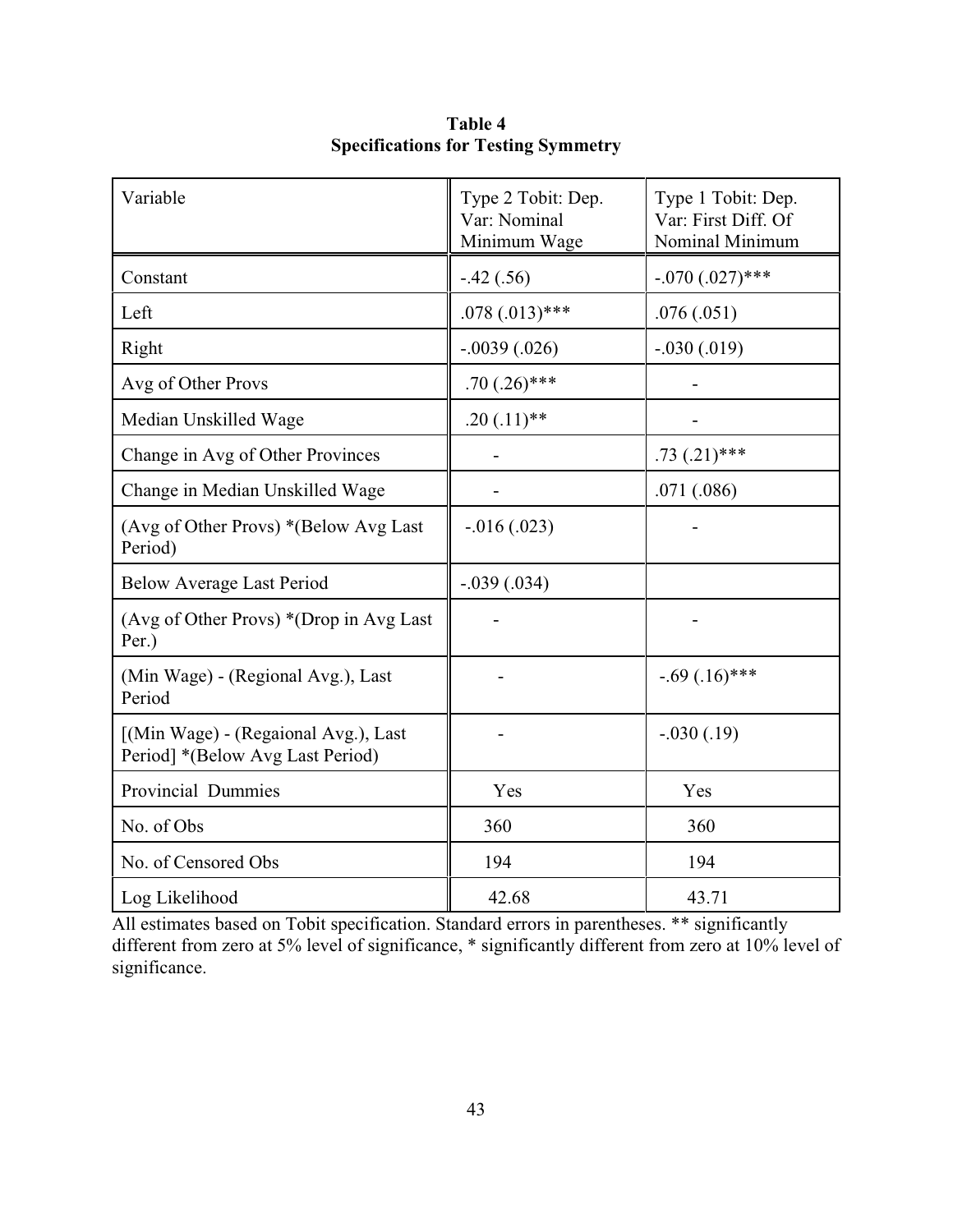**Table 4**
**Specifications for Testing Symmetry**

| Variable | Type 2 Tobit: Dep. Var: Nominal Minimum Wage | Type 1 Tobit: Dep. Var: First Diff. Of Nominal Minimum |
|---|---|---|
| Constant | -.42 (.56) | -.070 (.027)*** |
| Left | .078 (.013)*** | .076 (.051) |
| Right | -.0039 (.026) | -.030 (.019) |
| Avg of Other Provs | .70 (.26)*** | - |
| Median Unskilled Wage | .20 (.11)** | - |
| Change in Avg of Other Provinces | - | .73 (.21)*** |
| Change in Median Unskilled Wage | - | .071 (.086) |
| (Avg of Other Provs) *(Below Avg Last Period) | -.016 (.023) | - |
| Below Average Last Period | -.039 (.034) | |
| (Avg of Other Provs) *(Drop in Avg Last Per.) | - | - |
| (Min Wage) - (Regional Avg.), Last Period | - | -.69 (.16)*** |
| [(Min Wage) - (Regaional Avg.), Last Period] *(Below Avg Last Period) | - | -.030 (.19) |
| Provincial Dummies | Yes | Yes |
| No. of Obs | 360 | 360 |
| No. of Censored Obs | 194 | 194 |
| Log Likelihood | 42.68 | 43.71 |

All estimates based on Tobit specification. Standard errors in parentheses. ** significantly different from zero at 5% level of significance, * significantly different from zero at 10% level of significance.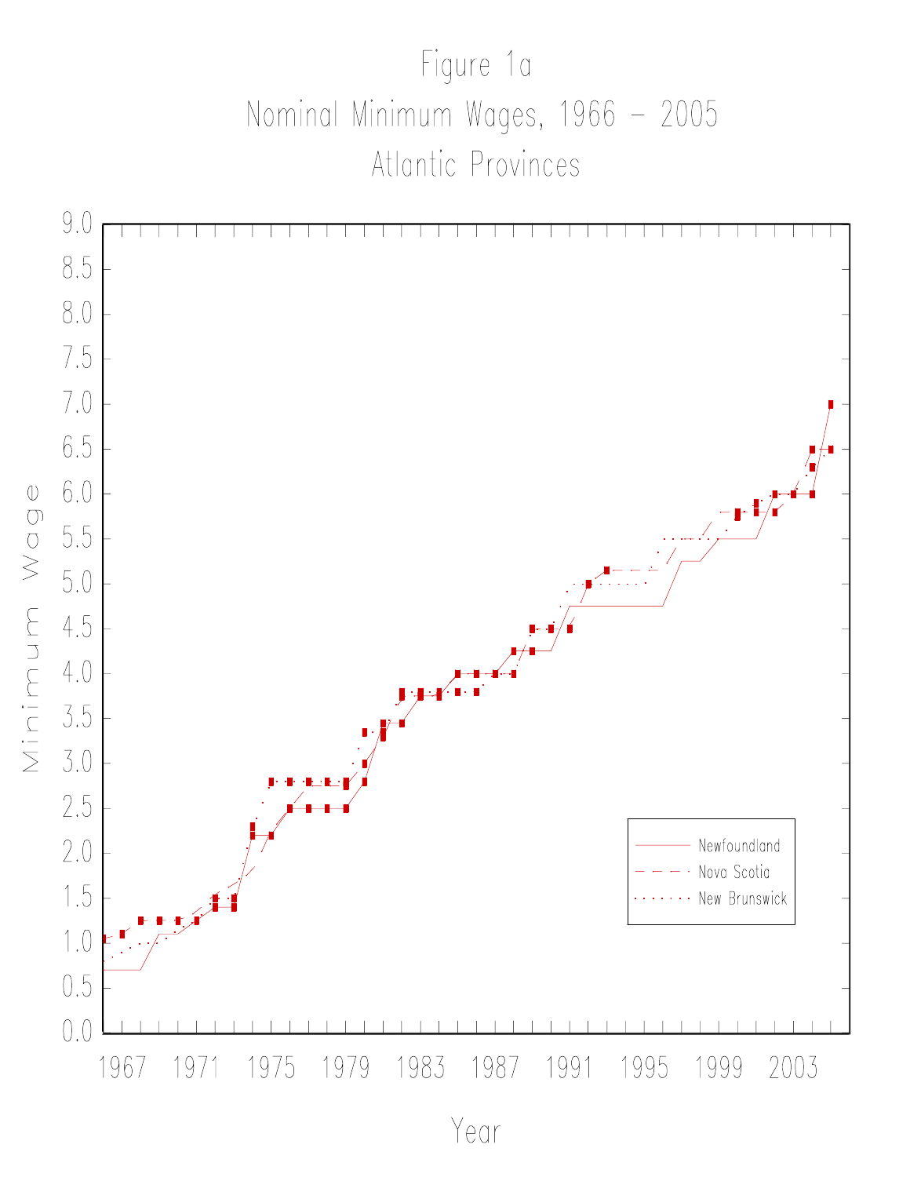Figure 1a

Nominal Minimum Wages, 1966 – 2005

Atlantic Provinces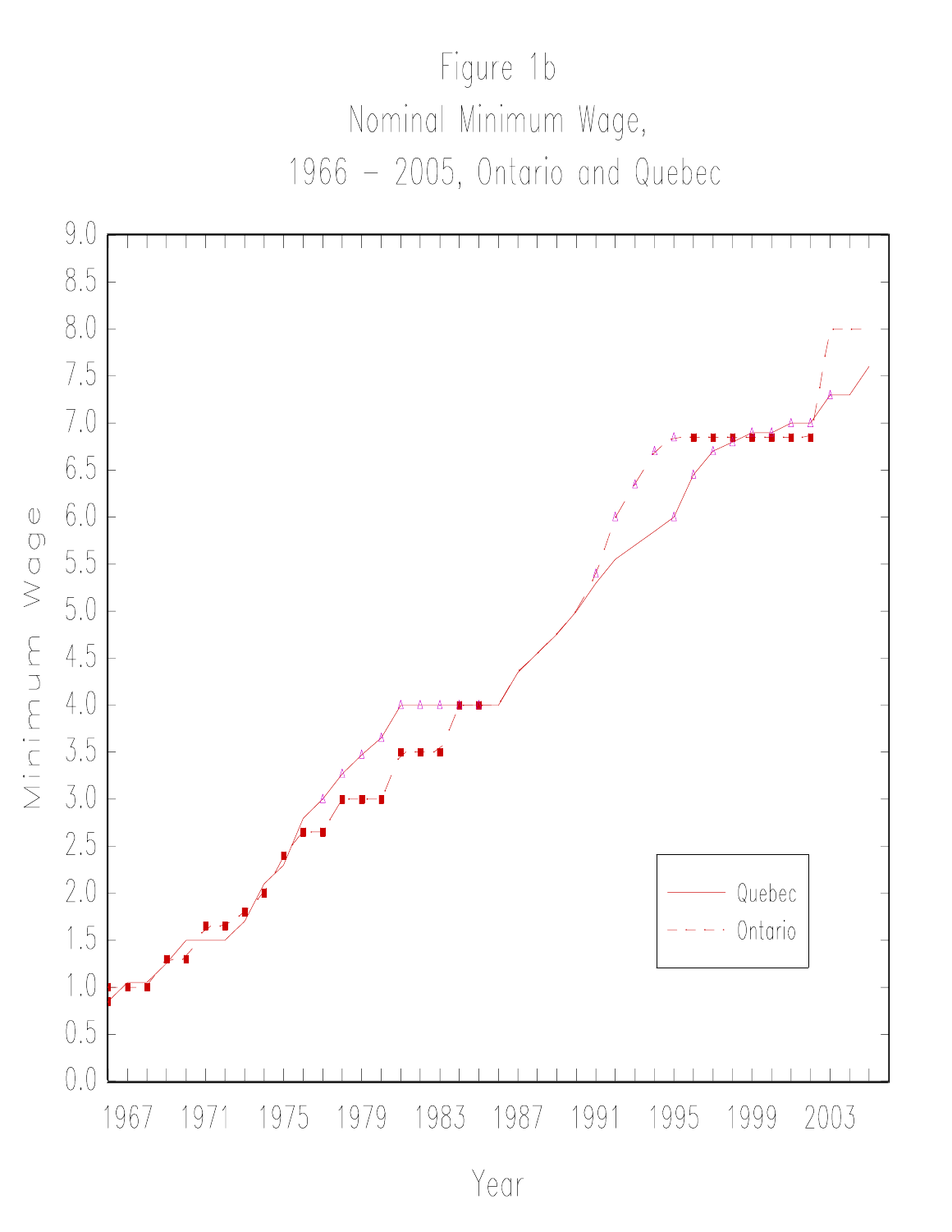Figure 1b

Nominal Minimum Wage,

1966 – 2005, Ontario and Quebec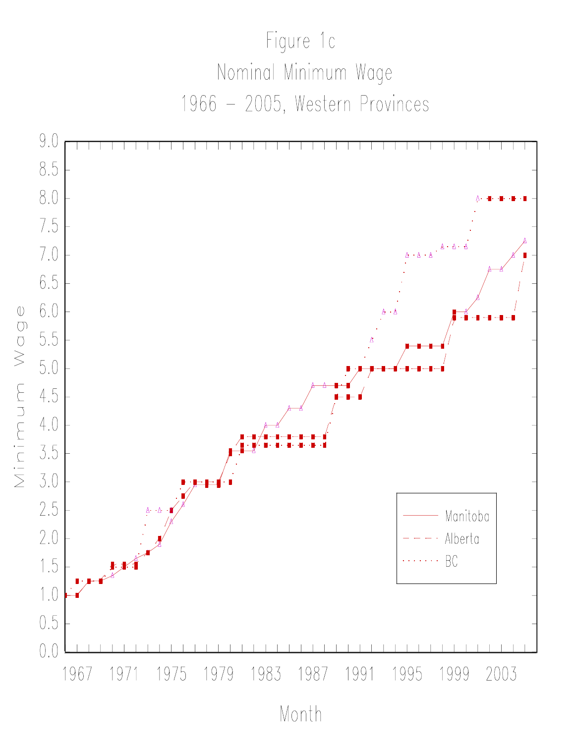Figure 1c

Nominal Minimum Wage

1966 – 2005, Western Provinces

Minimum Wage

9.0
8.5
8.0
7.5
7.0
6.5
6.0
5.5
5.0
4.5
4.0
3.5
3.0
2.5
2.0
1.5
1.0
0.5
0.0

1967 1971 1975 1979 1983 1987 1991 1995 1999 2003

Month

Manitoba

Alberta

BC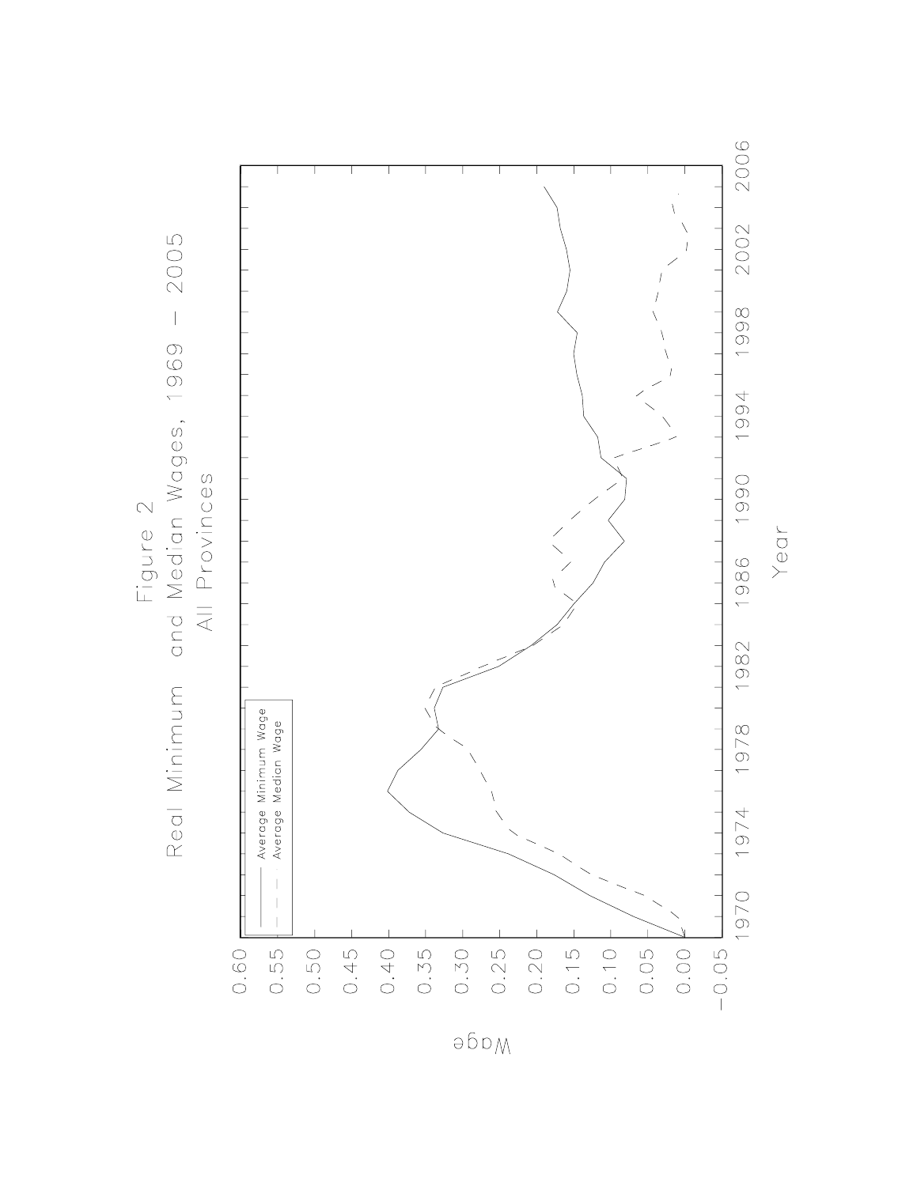Figure 2

Real Minimum and Median Wages, 1969 – 2005

All Provinces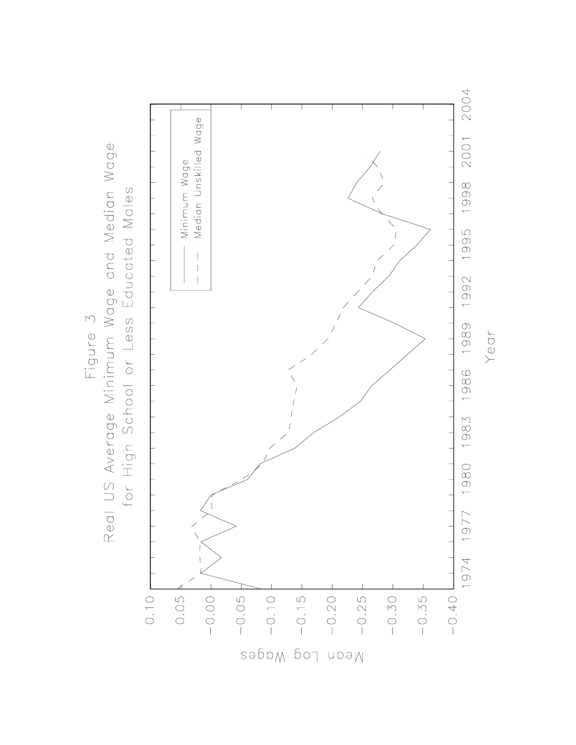Figure 3

Real US Average Minimum Wage and Median Wage for High School or Less Educated Males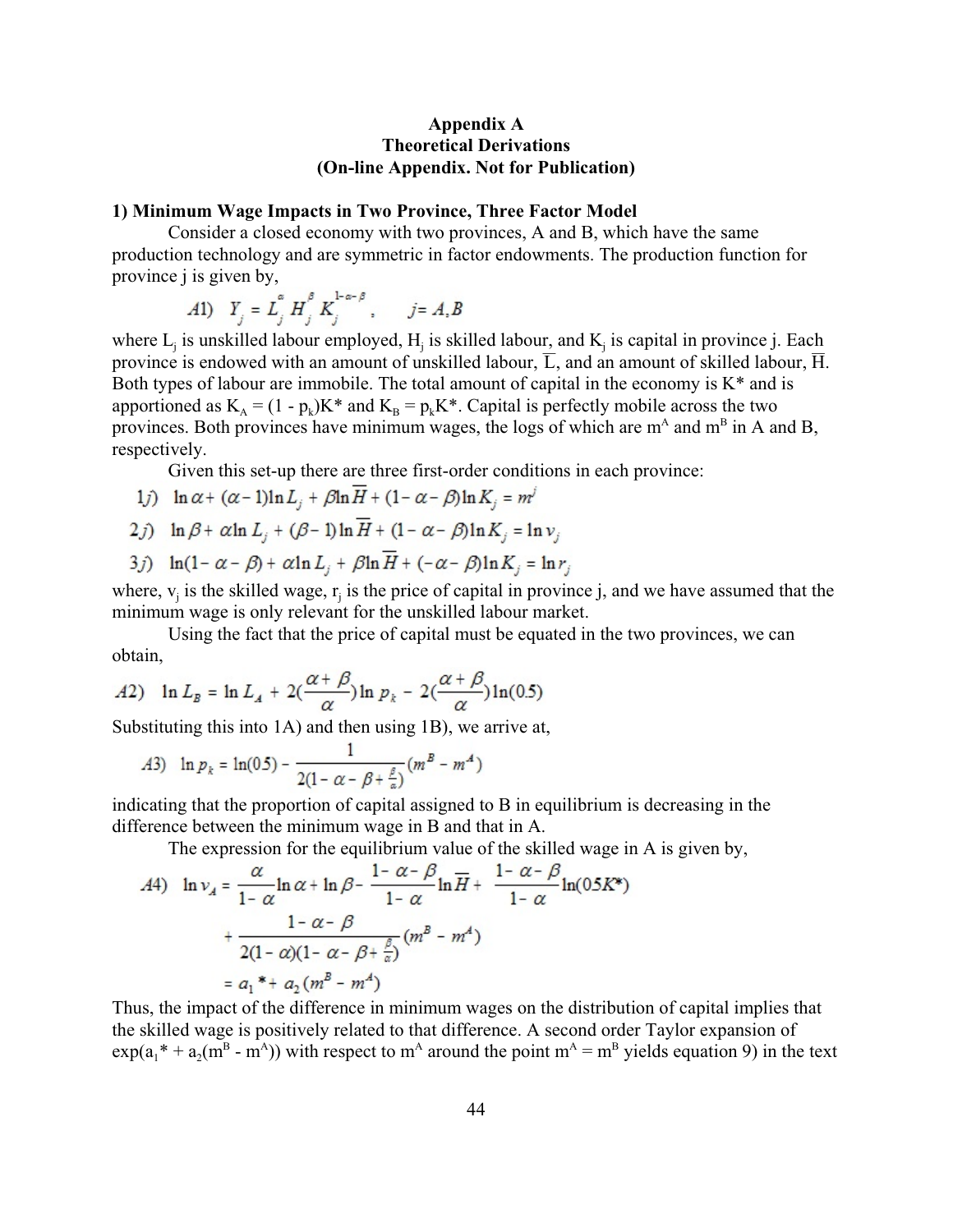**Appendix A**
**Theoretical Derivations**
**(On-line Appendix. Not for Publication)**

**1) Minimum Wage Impacts in Two Province, Three Factor Model**

Consider a closed economy with two provinces, A and B, which have the same production technology and are symmetric in factor endowments. The production function for province j is given by,

$$A1)\quad Y_j = L_j^{\alpha} H_j^{\beta} K_j^{1-\alpha-\beta}, \qquad j = A, B$$

where $L_j$ is unskilled labour employed, $H_j$ is skilled labour, and $K_j$ is capital in province j. Each province is endowed with an amount of unskilled labour, $\overline{L}$, and an amount of skilled labour, $\overline{H}$. Both types of labour are immobile. The total amount of capital in the economy is K* and is apportioned as $K_A = (1 - p_k)K^*$ and $K_B = p_k K^*$. Capital is perfectly mobile across the two provinces. Both provinces have minimum wages, the logs of which are $m^A$ and $m^B$ in A and B, respectively.

Given this set-up there are three first-order conditions in each province:

$$1j)\quad \ln\alpha + (\alpha - 1)\ln L_j + \beta \ln \overline{H} + (1-\alpha-\beta)\ln K_j = m^j$$

$$2j)\quad \ln\beta + \alpha \ln L_j + (\beta - 1)\ln \overline{H} + (1-\alpha-\beta)\ln K_j = \ln v_j$$

$$3j)\quad \ln(1-\alpha-\beta) + \alpha \ln L_j + \beta \ln \overline{H} + (-\alpha-\beta)\ln K_j = \ln r_j$$

where, $v_j$ is the skilled wage, $r_j$ is the price of capital in province j, and we have assumed that the minimum wage is only relevant for the unskilled labour market.

Using the fact that the price of capital must be equated in the two provinces, we can obtain,

$$A2)\quad \ln L_B = \ln L_A + 2\left(\frac{\alpha+\beta}{\alpha}\right)\ln p_k - 2\left(\frac{\alpha+\beta}{\alpha}\right)\ln(0.5)$$

Substituting this into 1A) and then using 1B), we arrive at,

$$A3)\quad \ln p_k = \ln(0.5) - \frac{1}{2(1-\alpha-\beta+\frac{\beta}{\alpha})}(m^B - m^A)$$

indicating that the proportion of capital assigned to B in equilibrium is decreasing in the difference between the minimum wage in B and that in A.

The expression for the equilibrium value of the skilled wage in A is given by,

$$\begin{aligned} A4)\quad \ln v_A &= \frac{\alpha}{1-\alpha}\ln\alpha + \ln\beta - \frac{1-\alpha-\beta}{1-\alpha}\ln\overline{H} + \frac{1-\alpha-\beta}{1-\alpha}\ln(0.5K^*) \\ &\quad + \frac{1-\alpha-\beta}{2(1-\alpha)(1-\alpha-\beta+\frac{\beta}{\alpha})}(m^B - m^A) \\ &= a_1^* + a_2(m^B - m^A) \end{aligned}$$

Thus, the impact of the difference in minimum wages on the distribution of capital implies that the skilled wage is positively related to that difference. A second order Taylor expansion of $\exp(a_1^* + a_2(m^B - m^A))$ with respect to $m^A$ around the point $m^A = m^B$ yields equation 9) in the text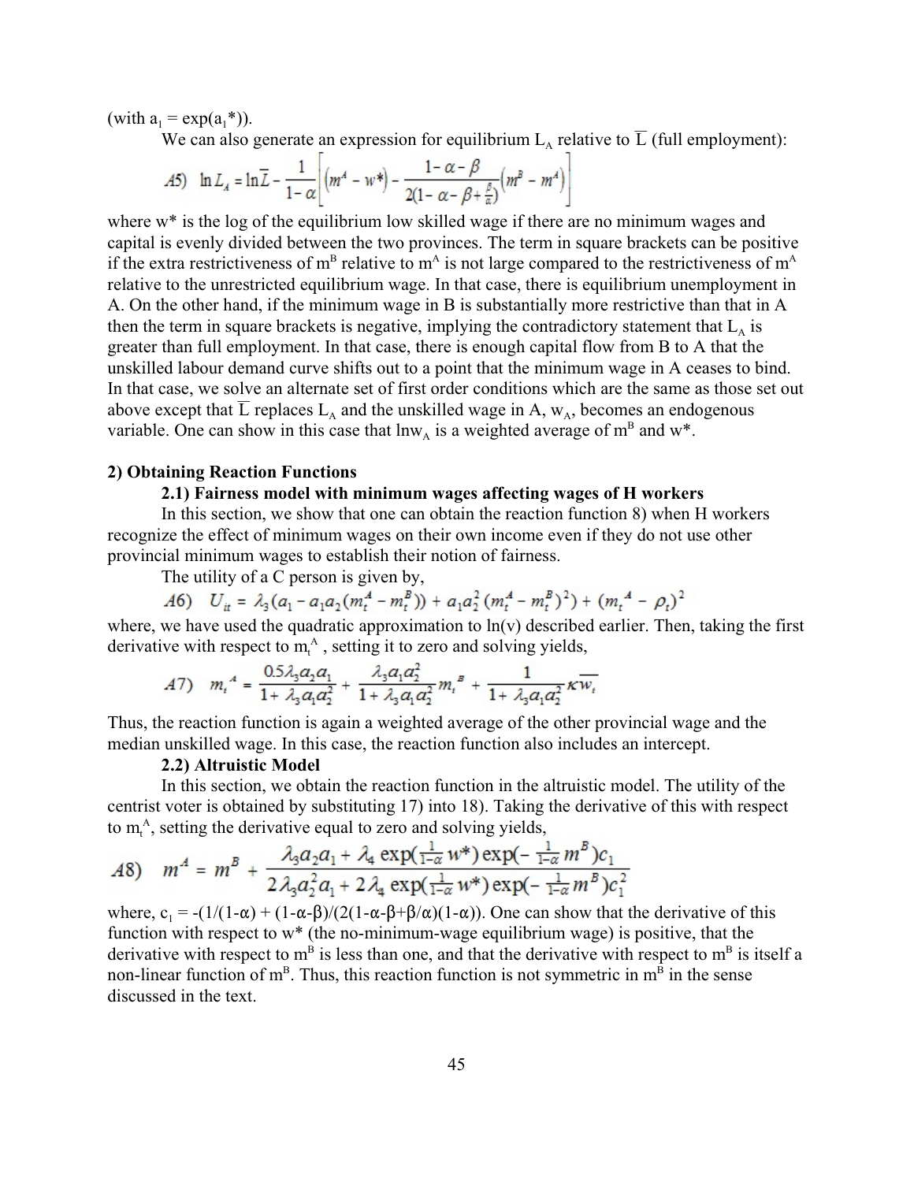(with $a_1 = \exp(a_1^*)$).

We can also generate an expression for equilibrium $L_A$ relative to $\overline{L}$ (full employment):

$$A5)\quad \ln L_A = \ln \overline{L} - \frac{1}{1-\alpha}\left[(m^A - w^*) - \frac{1-\alpha-\beta}{2(1-\alpha-\beta+\frac{\beta}{\alpha})}(m^B - m^A)\right]$$

where $w^*$ is the log of the equilibrium low skilled wage if there are no minimum wages and capital is evenly divided between the two provinces. The term in square brackets can be positive if the extra restrictiveness of $m^B$ relative to $m^A$ is not large compared to the restrictiveness of $m^A$ relative to the unrestricted equilibrium wage. In that case, there is equilibrium unemployment in A. On the other hand, if the minimum wage in B is substantially more restrictive than that in A then the term in square brackets is negative, implying the contradictory statement that $L_A$ is greater than full employment. In that case, there is enough capital flow from B to A that the unskilled labour demand curve shifts out to a point that the minimum wage in A ceases to bind. In that case, we solve an alternate set of first order conditions which are the same as those set out above except that $\overline{L}$ replaces $L_A$ and the unskilled wage in A, $w_A$, becomes an endogenous variable. One can show in this case that $\ln w_A$ is a weighted average of $m^B$ and $w^*$.

**2) Obtaining Reaction Functions**

**2.1) Fairness model with minimum wages affecting wages of H workers**

In this section, we show that one can obtain the reaction function 8) when H workers recognize the effect of minimum wages on their own income even if they do not use other provincial minimum wages to establish their notion of fairness.

The utility of a C person is given by,

$$A6)\quad U_{it} = \lambda_3(a_1 - a_1 a_2(m_t^A - m_t^B)) + a_1 a_2^2(m_t^A - m_t^B)^2) + (m_t^A - \rho_t)^2$$

where, we have used the quadratic approximation to ln(v) described earlier. Then, taking the first derivative with respect to $m_t^A$, setting it to zero and solving yields,

$$A7)\quad m_t^A = \frac{0.5\lambda_3 a_2 a_1}{1+\lambda_3 a_1 a_2^2} + \frac{\lambda_3 a_1 a_2^2}{1+\lambda_3 a_1 a_2^2} m_t^B + \frac{1}{1+\lambda_3 a_1 a_2^2}\kappa \overline{w_t}$$

Thus, the reaction function is again a weighted average of the other provincial wage and the median unskilled wage. In this case, the reaction function also includes an intercept.

**2.2) Altruistic Model**

In this section, we obtain the reaction function in the altruistic model. The utility of the centrist voter is obtained by substituting 17) into 18). Taking the derivative of this with respect to $m_t^A$, setting the derivative equal to zero and solving yields,

$$A8)\quad m^A = m^B + \frac{\lambda_3 a_2 a_1 + \lambda_4 \exp(\frac{1}{1-\alpha}w^*)\exp(-\frac{1}{1-\alpha}m^B)c_1}{2\lambda_3 a_2^2 a_1 + 2\lambda_4 \exp(\frac{1}{1-\alpha}w^*)\exp(-\frac{1}{1-\alpha}m^B)c_1^2}$$

where, $c_1 = -(1/(1-\alpha) + (1-\alpha-\beta)/(2(1-\alpha-\beta+\beta/\alpha)(1-\alpha))$. One can show that the derivative of this function with respect to $w^*$ (the no-minimum-wage equilibrium wage) is positive, that the derivative with respect to $m^B$ is less than one, and that the derivative with respect to $m^B$ is itself a non-linear function of $m^B$. Thus, this reaction function is not symmetric in $m^B$ in the sense discussed in the text.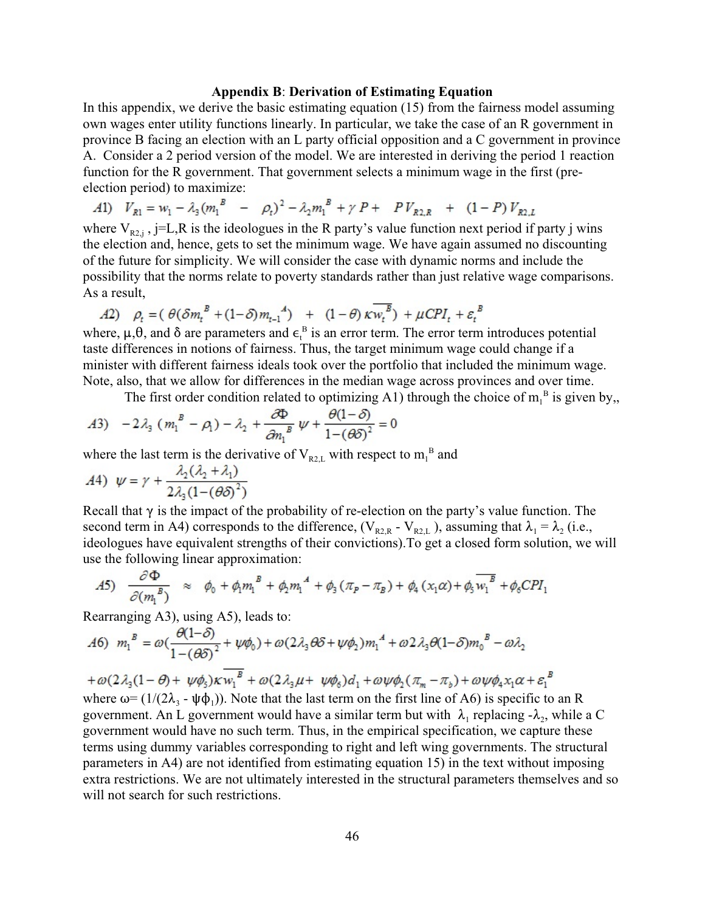**Appendix B**: **Derivation of Estimating Equation**

In this appendix, we derive the basic estimating equation (15) from the fairness model assuming own wages enter utility functions linearly. In particular, we take the case of an R government in province B facing an election with an L party official opposition and a C government in province A. Consider a 2 period version of the model. We are interested in deriving the period 1 reaction function for the R government. That government selects a minimum wage in the first (pre-election period) to maximize:

$$A1) \quad V_{R1} = w_1 - \lambda_3 (m_1^{\,B} \;-\; \rho_t)^2 - \lambda_2 m_1^{\,B} + \gamma\, P + \;\; P V_{R2,R} \;\;+\;\; (1-P)\, V_{R2,L}$$

where $V_{R2,j}$ , j=L,R is the ideologues in the R party's value function next period if party j wins the election and, hence, gets to set the minimum wage. We have again assumed no discounting of the future for simplicity. We will consider the case with dynamic norms and include the possibility that the norms relate to poverty standards rather than just relative wage comparisons. As a result,

$$A2) \quad \rho_t = (\; \theta(\delta m_t^{\,B} + (1-\delta) m_{t-1}^{\,A}) \;\;+\;\; (1-\theta)\, \kappa \overline{w_t^{\,B}}) + \mu CPI_t + \varepsilon_t^{\,B}$$

where, $\mu$,$\theta$, and $\delta$ are parameters and $\epsilon_t^B$ is an error term. The error term introduces potential taste differences in notions of fairness. Thus, the target minimum wage could change if a minister with different fairness ideals took over the portfolio that included the minimum wage. Note, also, that we allow for differences in the median wage across provinces and over time.

The first order condition related to optimizing A1) through the choice of $m_1^B$ is given by,,

$$A3) \quad -2\lambda_3\; (m_1^{\,B} - \rho_1) - \lambda_2 + \frac{\partial \Phi}{\partial m_1^{\,B}}\,\psi + \frac{\theta(1-\delta)}{1-(\theta\delta)^2} = 0$$

where the last term is the derivative of $V_{R2,L}$ with respect to $m_1^B$ and

$$A4) \quad \psi = \gamma + \frac{\lambda_2(\lambda_2 + \lambda_1)}{2\lambda_3(1-(\theta\delta)^2)}$$

Recall that $\gamma$ is the impact of the probability of re-election on the party's value function. The second term in A4) corresponds to the difference, ($V_{R2,R}$ - $V_{R2,L}$ ), assuming that $\lambda_1 = \lambda_2$ (i.e., ideologues have equivalent strengths of their convictions).To get a closed form solution, we will use the following linear approximation:

$$A5) \quad \frac{\partial \Phi}{\partial (m_1^{\,B})} \;\approx\; \phi_0 + \phi_1 m_1^{\,B} + \phi_2 m_1^{\,A} + \phi_3\,(\pi_P - \pi_B) + \phi_4\,(x_1\alpha) + \phi_5 \overline{w_1^{\,B}} + \phi_6 CPI_1$$

Rearranging A3), using A5), leads to:

$$A6) \quad m_1^{\,B} = \omega(\frac{\theta(1-\delta)}{1-(\theta\delta)^2} + \psi\phi_0) + \omega(2\lambda_3\theta\delta + \psi\phi_2) m_1^{\,A} + \omega 2\lambda_3\theta(1-\delta) m_0^{\,B} - \omega\lambda_2$$

$$+\,\omega(2\lambda_3(1-\theta) + \;\psi\phi_5)\kappa \overline{w_1^{\,B}} + \omega(2\lambda_3\mu + \;\psi\phi_6) d_1 + \omega\psi\phi_2(\pi_m - \pi_b) + \omega\psi\phi_4 x_1\alpha + \varepsilon_1^{\,B}$$

where $\omega$= (1/($2\lambda_3$ - $\psi\phi_1$)). Note that the last term on the first line of A6) is specific to an R government. An L government would have a similar term but with $\lambda_1$ replacing -$\lambda_2$, while a C government would have no such term. Thus, in the empirical specification, we capture these terms using dummy variables corresponding to right and left wing governments. The structural parameters in A4) are not identified from estimating equation 15) in the text without imposing extra restrictions. We are not ultimately interested in the structural parameters themselves and so will not search for such restrictions.